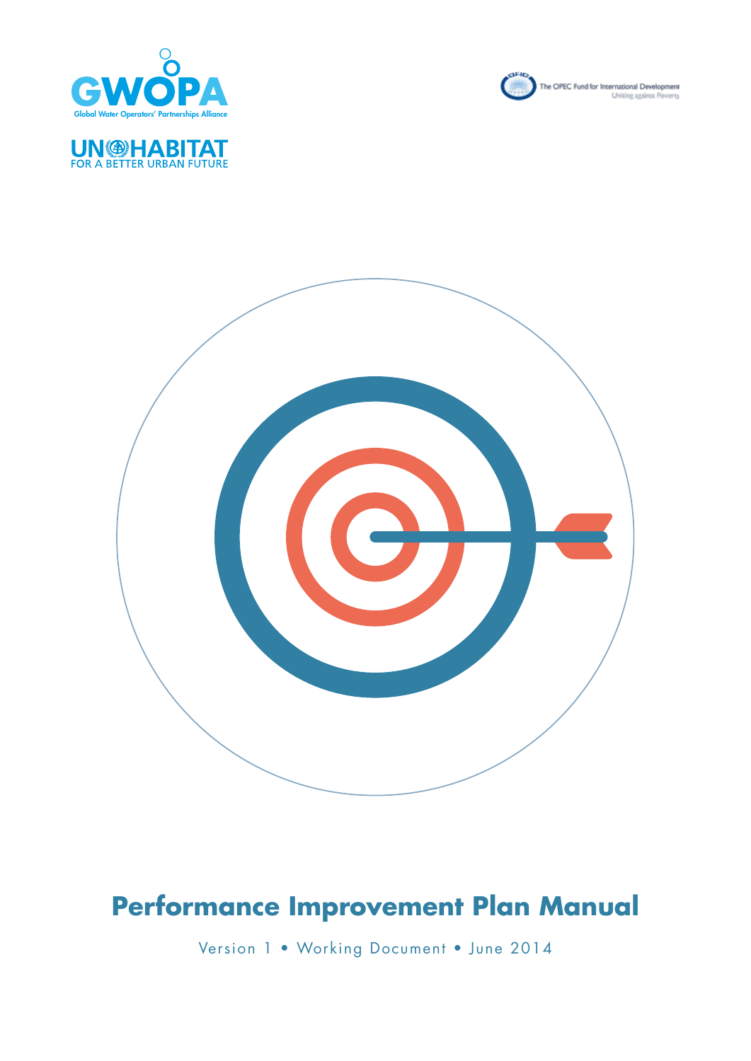GWOPA

Global Water Operators' Partnerships Alliance

UN-HABITAT

FOR A BETTER URBAN FUTURE

The OPEC Fund for International Development

Uniting against Poverty

# Performance Improvement Plan Manual

Version 1 • Working Document • June 2014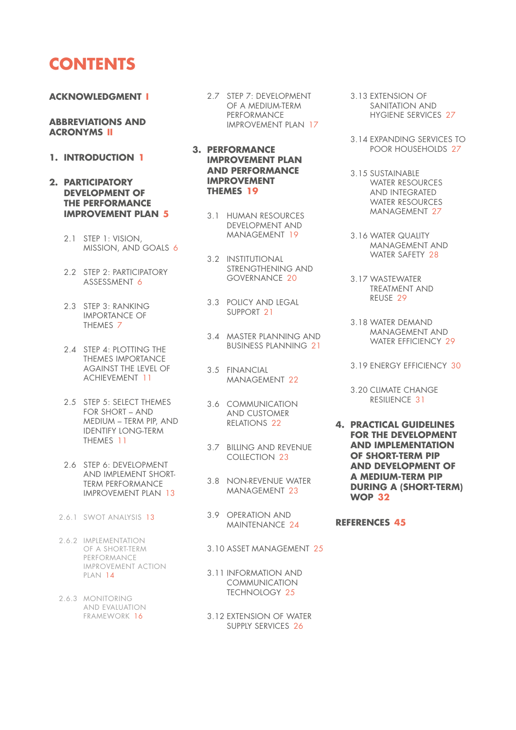# CONTENTS

**ACKNOWLEDGMENT** I

**ABBREVIATIONS AND ACRONYMS** II

**1. INTRODUCTION** 1

**2. PARTICIPATORY DEVELOPMENT OF THE PERFORMANCE IMPROVEMENT PLAN** 5

- 2.1 STEP 1: VISION, MISSION, AND GOALS 6
- 2.2 STEP 2: PARTICIPATORY ASSESSMENT 6
- 2.3 STEP 3: RANKING IMPORTANCE OF THEMES 7
- 2.4 STEP 4: PLOTTING THE THEMES IMPORTANCE AGAINST THE LEVEL OF ACHIEVEMENT 11
- 2.5 STEP 5: SELECT THEMES FOR SHORT – AND MEDIUM – TERM PIP, AND IDENTIFY LONG-TERM THEMES 11
- 2.6 STEP 6: DEVELOPMENT AND IMPLEMENT SHORT-TERM PERFORMANCE IMPROVEMENT PLAN 13
  - 2.6.1 SWOT ANALYSIS 13
  - 2.6.2 IMPLEMENTATION OF A SHORT-TERM PERFORMANCE IMPROVEMENT ACTION PLAN 14
  - 2.6.3 MONITORING AND EVALUATION FRAMEWORK 16
- 2.7 STEP 7: DEVELOPMENT OF A MEDIUM-TERM PERFORMANCE IMPROVEMENT PLAN 17

**3. PERFORMANCE IMPROVEMENT PLAN AND PERFORMANCE IMPROVEMENT THEMES** 19

- 3.1 HUMAN RESOURCES DEVELOPMENT AND MANAGEMENT 19
- 3.2 INSTITUTIONAL STRENGTHENING AND GOVERNANCE 20
- 3.3 POLICY AND LEGAL SUPPORT 21
- 3.4 MASTER PLANNING AND BUSINESS PLANNING 21
- 3.5 FINANCIAL MANAGEMENT 22
- 3.6 COMMUNICATION AND CUSTOMER RELATIONS 22
- 3.7 BILLING AND REVENUE COLLECTION 23
- 3.8 NON-REVENUE WATER MANAGEMENT 23
- 3.9 OPERATION AND MAINTENANCE 24
- 3.10 ASSET MANAGEMENT 25
- 3.11 INFORMATION AND COMMUNICATION TECHNOLOGY 25
- 3.12 EXTENSION OF WATER SUPPLY SERVICES 26
- 3.13 EXTENSION OF SANITATION AND HYGIENE SERVICES 27
- 3.14 EXPANDING SERVICES TO POOR HOUSEHOLDS 27
- 3.15 SUSTAINABLE WATER RESOURCES AND INTEGRATED WATER RESOURCES MANAGEMENT 27
- 3.16 WATER QUALITY MANAGEMENT AND WATER SAFETY 28
- 3.17 WASTEWATER TREATMENT AND REUSE 29
- 3.18 WATER DEMAND MANAGEMENT AND WATER EFFICIENCY 29
- 3.19 ENERGY EFFICIENCY 30
- 3.20 CLIMATE CHANGE RESILIENCE 31

**4. PRACTICAL GUIDELINES FOR THE DEVELOPMENT AND IMPLEMENTATION OF SHORT-TERM PIP AND DEVELOPMENT OF A MEDIUM-TERM PIP DURING A (SHORT-TERM) WOP** 32

**REFERENCES** 45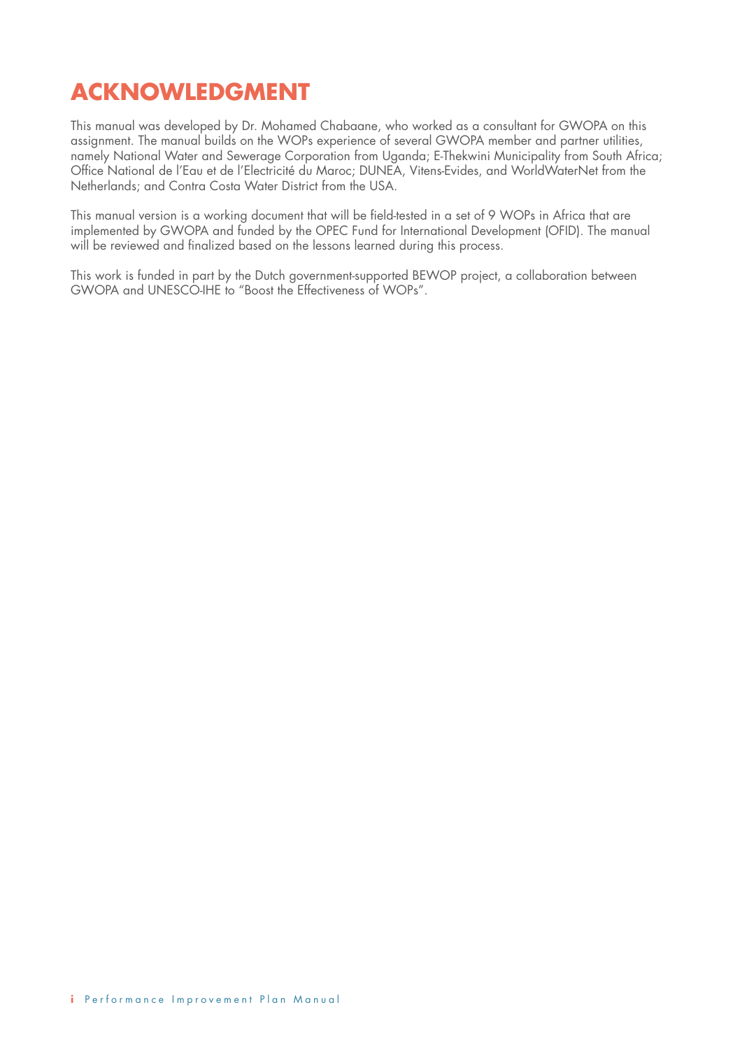# ACKNOWLEDGMENT

This manual was developed by Dr. Mohamed Chabaane, who worked as a consultant for GWOPA on this assignment. The manual builds on the WOPs experience of several GWOPA member and partner utilities, namely National Water and Sewerage Corporation from Uganda; E-Thekwini Municipality from South Africa; Office National de l'Eau et de l'Electricité du Maroc; DUNEA, Vitens-Evides, and WorldWaterNet from the Netherlands; and Contra Costa Water District from the USA.

This manual version is a working document that will be field-tested in a set of 9 WOPs in Africa that are implemented by GWOPA and funded by the OPEC Fund for International Development (OFID). The manual will be reviewed and finalized based on the lessons learned during this process.

This work is funded in part by the Dutch government-supported BEWOP project, a collaboration between GWOPA and UNESCO-IHE to "Boost the Effectiveness of WOPs".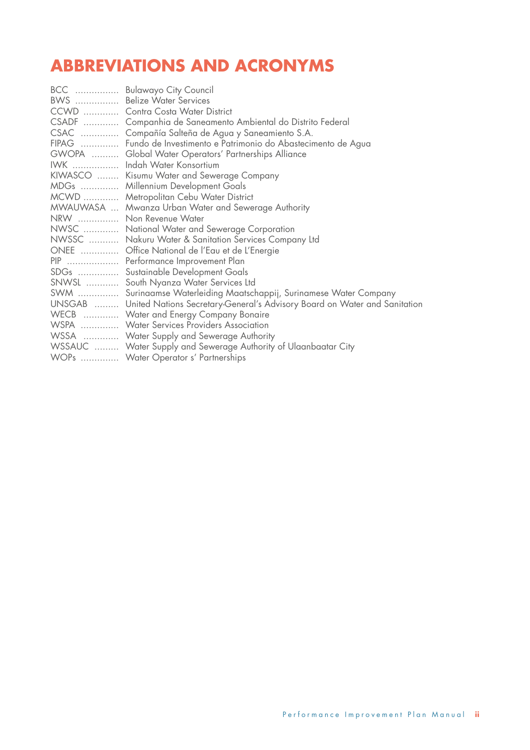# ABBREVIATIONS AND ACRONYMS

BCC ................ Bulawayo City Council
BWS ................ Belize Water Services
CCWD ............ Contra Costa Water District
CSADF ............ Companhia de Saneamento Ambiental do Distrito Federal
CSAC ............. Compañía Salteña de Agua y Saneamiento S.A.
FIPAG ............. Fundo de Investimento e Patrimonio do Abastecimento de Agua
GWOPA ......... Global Water Operators' Partnerships Alliance
IWK ................. Indah Water Konsortium
KIWASCO ........ Kisumu Water and Sewerage Company
MDGs ............. Millennium Development Goals
MCWD ............ Metropolitan Cebu Water District
MWAUWASA ... Mwanza Urban Water and Sewerage Authority
NRW ............... Non Revenue Water
NWSC ............ National Water and Sewerage Corporation
NWSSC .......... Nakuru Water & Sanitation Services Company Ltd
ONEE ............. Office National de l'Eau et de L'Energie
PIP ................... Performance Improvement Plan
SDGs ............... Sustainable Development Goals
SNWSL ........... South Nyanza Water Services Ltd
SWM ............... Surinaamse Waterleiding Maatschappij, Surinamese Water Company
UNSGAB ........ United Nations Secretary-General's Advisory Board on Water and Sanitation
WECB ............ Water and Energy Company Bonaire
WSPA ............. Water Services Providers Association
WSSA ............ Water Supply and Sewerage Authority
WSSAUC ........ Water Supply and Sewerage Authority of Ulaanbaatar City
WOPs ............. Water Operator s' Partnerships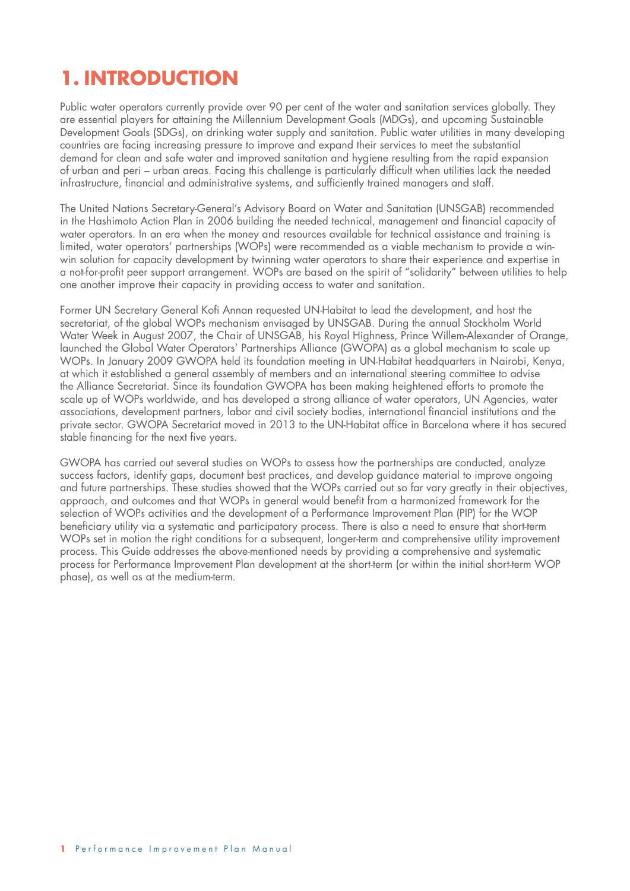# 1. INTRODUCTION

Public water operators currently provide over 90 per cent of the water and sanitation services globally. They are essential players for attaining the Millennium Development Goals (MDGs), and upcoming Sustainable Development Goals (SDGs), on drinking water supply and sanitation. Public water utilities in many developing countries are facing increasing pressure to improve and expand their services to meet the substantial demand for clean and safe water and improved sanitation and hygiene resulting from the rapid expansion of urban and peri – urban areas. Facing this challenge is particularly difficult when utilities lack the needed infrastructure, financial and administrative systems, and sufficiently trained managers and staff.

The United Nations Secretary-General's Advisory Board on Water and Sanitation (UNSGAB) recommended in the Hashimoto Action Plan in 2006 building the needed technical, management and financial capacity of water operators. In an era when the money and resources available for technical assistance and training is limited, water operators' partnerships (WOPs) were recommended as a viable mechanism to provide a win-win solution for capacity development by twinning water operators to share their experience and expertise in a not-for-profit peer support arrangement. WOPs are based on the spirit of "solidarity" between utilities to help one another improve their capacity in providing access to water and sanitation.

Former UN Secretary General Kofi Annan requested UN-Habitat to lead the development, and host the secretariat, of the global WOPs mechanism envisaged by UNSGAB. During the annual Stockholm World Water Week in August 2007, the Chair of UNSGAB, his Royal Highness, Prince Willem-Alexander of Orange, launched the Global Water Operators' Partnerships Alliance (GWOPA) as a global mechanism to scale up WOPs. In January 2009 GWOPA held its foundation meeting in UN-Habitat headquarters in Nairobi, Kenya, at which it established a general assembly of members and an international steering committee to advise the Alliance Secretariat. Since its foundation GWOPA has been making heightened efforts to promote the scale up of WOPs worldwide, and has developed a strong alliance of water operators, UN Agencies, water associations, development partners, labor and civil society bodies, international financial institutions and the private sector. GWOPA Secretariat moved in 2013 to the UN-Habitat office in Barcelona where it has secured stable financing for the next five years.

GWOPA has carried out several studies on WOPs to assess how the partnerships are conducted, analyze success factors, identify gaps, document best practices, and develop guidance material to improve ongoing and future partnerships. These studies showed that the WOPs carried out so far vary greatly in their objectives, approach, and outcomes and that WOPs in general would benefit from a harmonized framework for the selection of WOPs activities and the development of a Performance Improvement Plan (PIP) for the WOP beneficiary utility via a systematic and participatory process. There is also a need to ensure that short-term WOPs set in motion the right conditions for a subsequent, longer-term and comprehensive utility improvement process. This Guide addresses the above-mentioned needs by providing a comprehensive and systematic process for Performance Improvement Plan development at the short-term (or within the initial short-term WOP phase), as well as at the medium-term.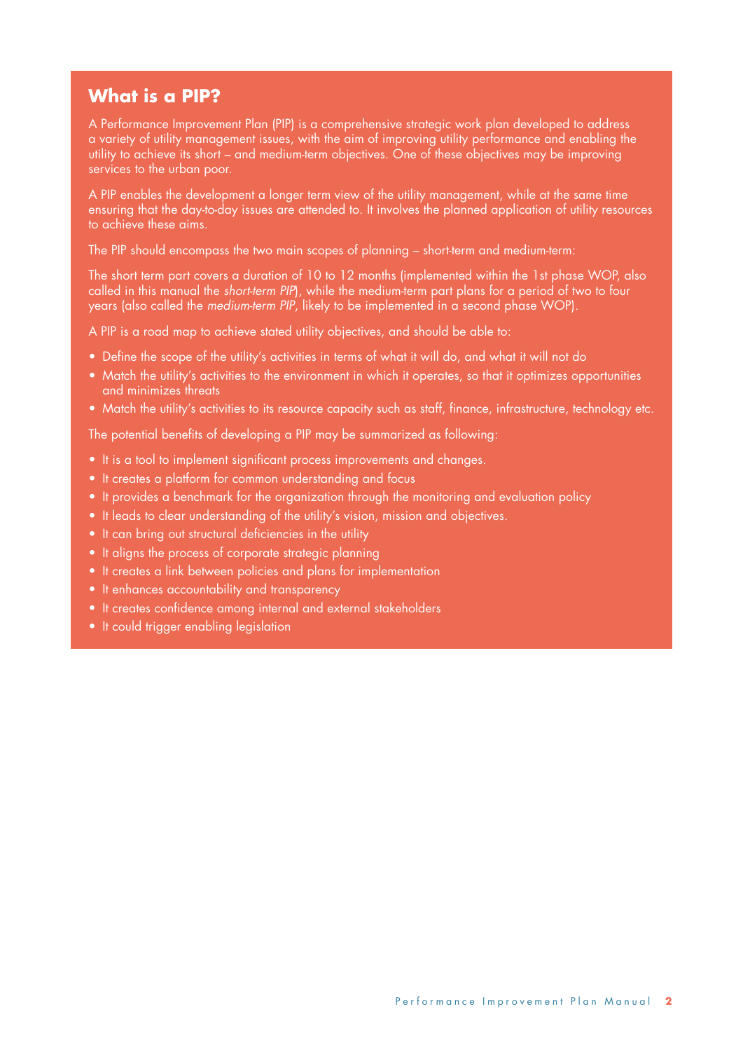## What is a PIP?

A Performance Improvement Plan (PIP) is a comprehensive strategic work plan developed to address a variety of utility management issues, with the aim of improving utility performance and enabling the utility to achieve its short – and medium-term objectives. One of these objectives may be improving services to the urban poor.

A PIP enables the development a longer term view of the utility management, while at the same time ensuring that the day-to-day issues are attended to. It involves the planned application of utility resources to achieve these aims.

The PIP should encompass the two main scopes of planning – short-term and medium-term:

The short term part covers a duration of 10 to 12 months (implemented within the 1st phase WOP, also called in this manual the *short-term PIP*), while the medium-term part plans for a period of two to four years (also called the *medium-term PIP*, likely to be implemented in a second phase WOP).

A PIP is a road map to achieve stated utility objectives, and should be able to:

- Define the scope of the utility's activities in terms of what it will do, and what it will not do
- Match the utility's activities to the environment in which it operates, so that it optimizes opportunities and minimizes threats
- Match the utility's activities to its resource capacity such as staff, finance, infrastructure, technology etc.

The potential benefits of developing a PIP may be summarized as following:

- It is a tool to implement significant process improvements and changes.
- It creates a platform for common understanding and focus
- It provides a benchmark for the organization through the monitoring and evaluation policy
- It leads to clear understanding of the utility's vision, mission and objectives.
- It can bring out structural deficiencies in the utility
- It aligns the process of corporate strategic planning
- It creates a link between policies and plans for implementation
- It enhances accountability and transparency
- It creates confidence among internal and external stakeholders
- It could trigger enabling legislation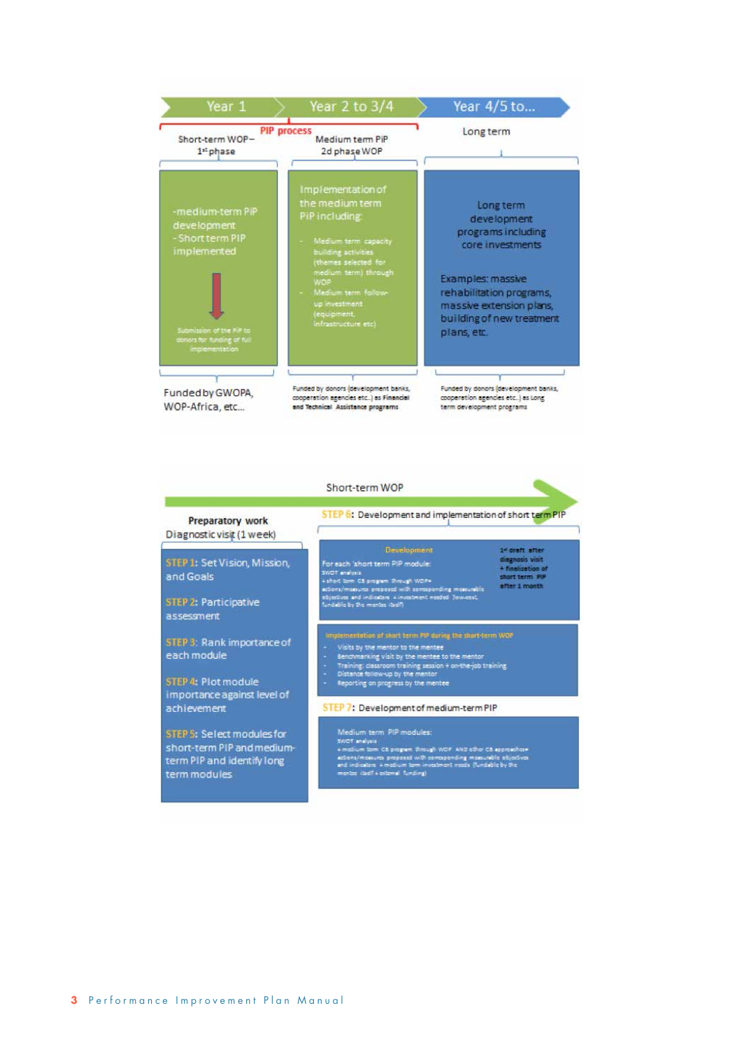Year 1 | Year 2 to 3/4 | Year 4/5 to...

PIP process

| Short-term WOP – 1st phase | Medium term PIP 2d phase WOP | Long term |
|---|---|---|
| -medium-term PIP development<br>- Short term PIP implemented<br><br>Submission of the PIP to donors for funding of full implementation | Implementation of the medium term PIP including:<br>- Medium term capacity building activities (themes selected for medium term) through WOP<br>- Medium term follow-up investment (equipment, infrastructure etc) | Long term development programs including core investments<br><br>Examples: massive rehabilitation programs, massive extension plans, building of new treatment plans, etc. |
| Funded by GWOPA, WOP-Africa, etc... | Funded by donors (development banks, cooperation agencies etc.) as Financial and Technical Assistance programs | Funded by donors (development banks, cooperation agencies etc.) as Long term development programs |

Short-term WOP

**Preparatory work**
Diagnostic visit (1 week)

STEP 1: Set Vision, Mission, and Goals

STEP 2: Participative assessment

STEP 3: Rank importance of each module

STEP 4: Plot module importance against level of achievement

STEP 5: Select modules for short-term PIP and medium-term PIP and identify long term modules

STEP 6: Development and implementation of short term PIP

**Development**

For each 'short term PIP module:
SWOT analysis
+ short term CB program through WOP= actions/measures proposed with corresponding measurable objectives and indicators + investment needed (low-cost, fundable by the mentee itself)

1st draft after diagnosis visit
+ finalization of short term PIP after 1 month

**Implementation of short term PIP during the short-term WOP**

- Visits by the mentor to the mentee
- Benchmarking visit by the mentee to the mentor
- Training: classroom training session + on-the-job training
- Distance follow-up by the mentor
- Reporting on progress by the mentee

STEP 7: Development of medium-term PIP

Medium term PIP modules:
SWOT analysis
+ medium term CB program through WOP AND other CB approaches= actions/measures proposed with corresponding measurable objectives and indicators + medium term investment needs (fundable by the mentee itself + external funding)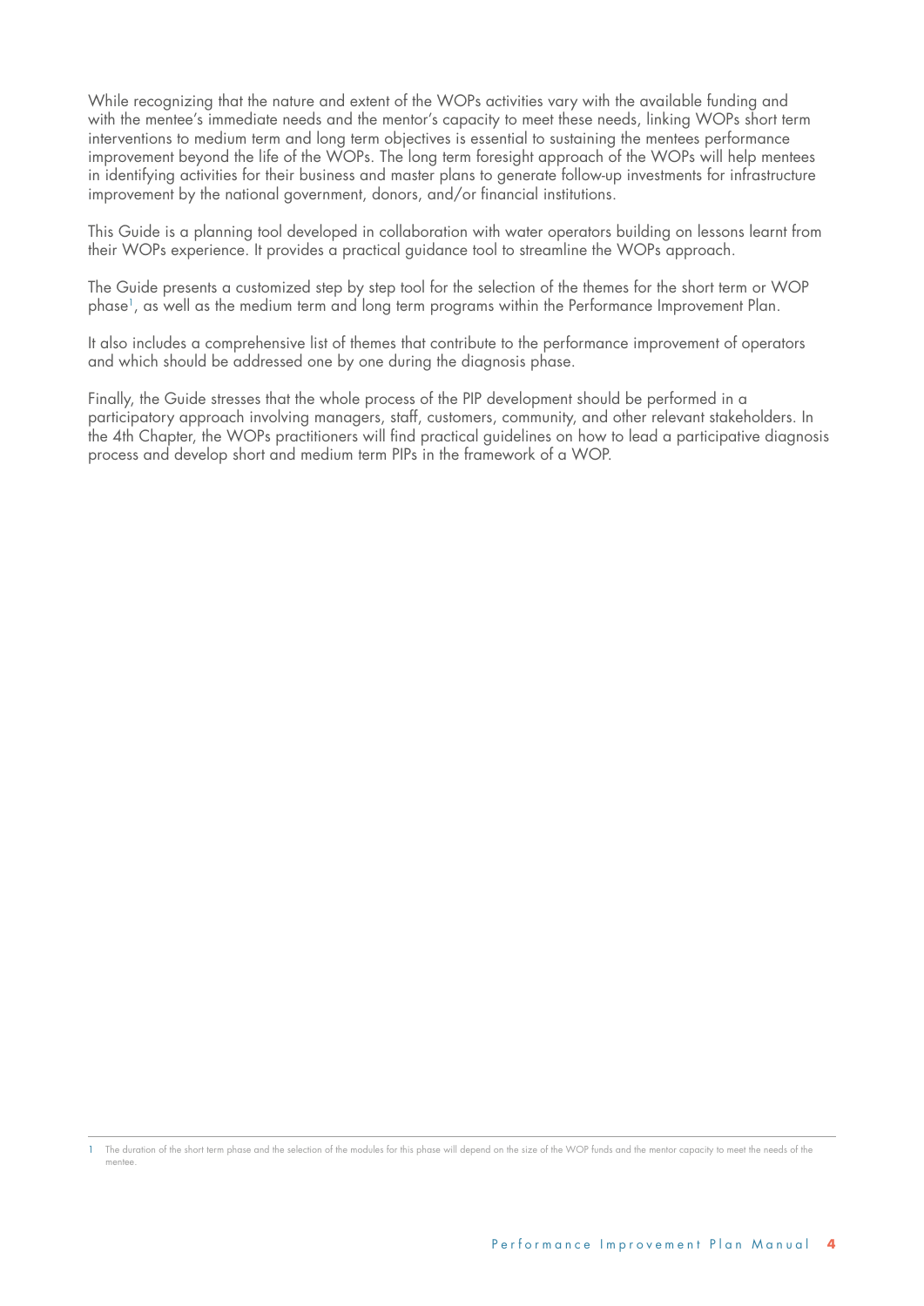While recognizing that the nature and extent of the WOPs activities vary with the available funding and with the mentee's immediate needs and the mentor's capacity to meet these needs, linking WOPs short term interventions to medium term and long term objectives is essential to sustaining the mentees performance improvement beyond the life of the WOPs. The long term foresight approach of the WOPs will help mentees in identifying activities for their business and master plans to generate follow-up investments for infrastructure improvement by the national government, donors, and/or financial institutions.

This Guide is a planning tool developed in collaboration with water operators building on lessons learnt from their WOPs experience. It provides a practical guidance tool to streamline the WOPs approach.

The Guide presents a customized step by step tool for the selection of the themes for the short term or WOP phase[1], as well as the medium term and long term programs within the Performance Improvement Plan.

It also includes a comprehensive list of themes that contribute to the performance improvement of operators and which should be addressed one by one during the diagnosis phase.

Finally, the Guide stresses that the whole process of the PIP development should be performed in a participatory approach involving managers, staff, customers, community, and other relevant stakeholders. In the 4th Chapter, the WOPs practitioners will find practical guidelines on how to lead a participative diagnosis process and develop short and medium term PIPs in the framework of a WOP.

---

[1] The duration of the short term phase and the selection of the modules for this phase will depend on the size of the WOP funds and the mentor capacity to meet the needs of the mentee.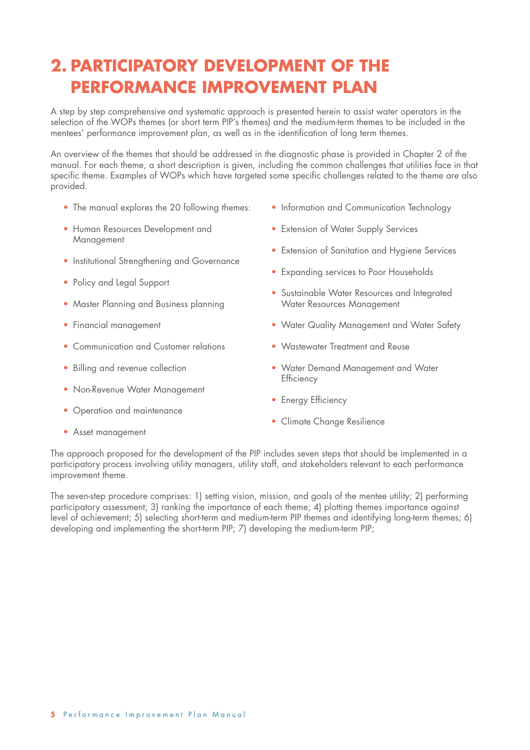# 2. PARTICIPATORY DEVELOPMENT OF THE PERFORMANCE IMPROVEMENT PLAN

A step by step comprehensive and systematic approach is presented herein to assist water operators in the selection of the WOPs themes (or short term PIP's themes) and the medium-term themes to be included in the mentees' performance improvement plan, as well as in the identification of long term themes.

An overview of the themes that should be addressed in the diagnostic phase is provided in Chapter 2 of the manual. For each theme, a short description is given, including the common challenges that utilities face in that specific theme. Examples of WOPs which have targeted some specific challenges related to the theme are also provided.

- The manual explores the 20 following themes:
- Human Resources Development and Management
- Institutional Strengthening and Governance
- Policy and Legal Support
- Master Planning and Business planning
- Financial management
- Communication and Customer relations
- Billing and revenue collection
- Non-Revenue Water Management
- Operation and maintenance
- Asset management
- Information and Communication Technology
- Extension of Water Supply Services
- Extension of Sanitation and Hygiene Services
- Expanding services to Poor Households
- Sustainable Water Resources and Integrated Water Resources Management
- Water Quality Management and Water Safety
- Wastewater Treatment and Reuse
- Water Demand Management and Water Efficiency
- Energy Efficiency
- Climate Change Resilience

The approach proposed for the development of the PIP includes seven steps that should be implemented in a participatory process involving utility managers, utility staff, and stakeholders relevant to each performance improvement theme.

The seven-step procedure comprises: 1) setting vision, mission, and goals of the mentee utility; 2) performing participatory assessment; 3) ranking the importance of each theme; 4) plotting themes importance against level of achievement; 5) selecting short-term and medium-term PIP themes and identifying long-term themes; 6) developing and implementing the short-term PIP; 7) developing the medium-term PIP;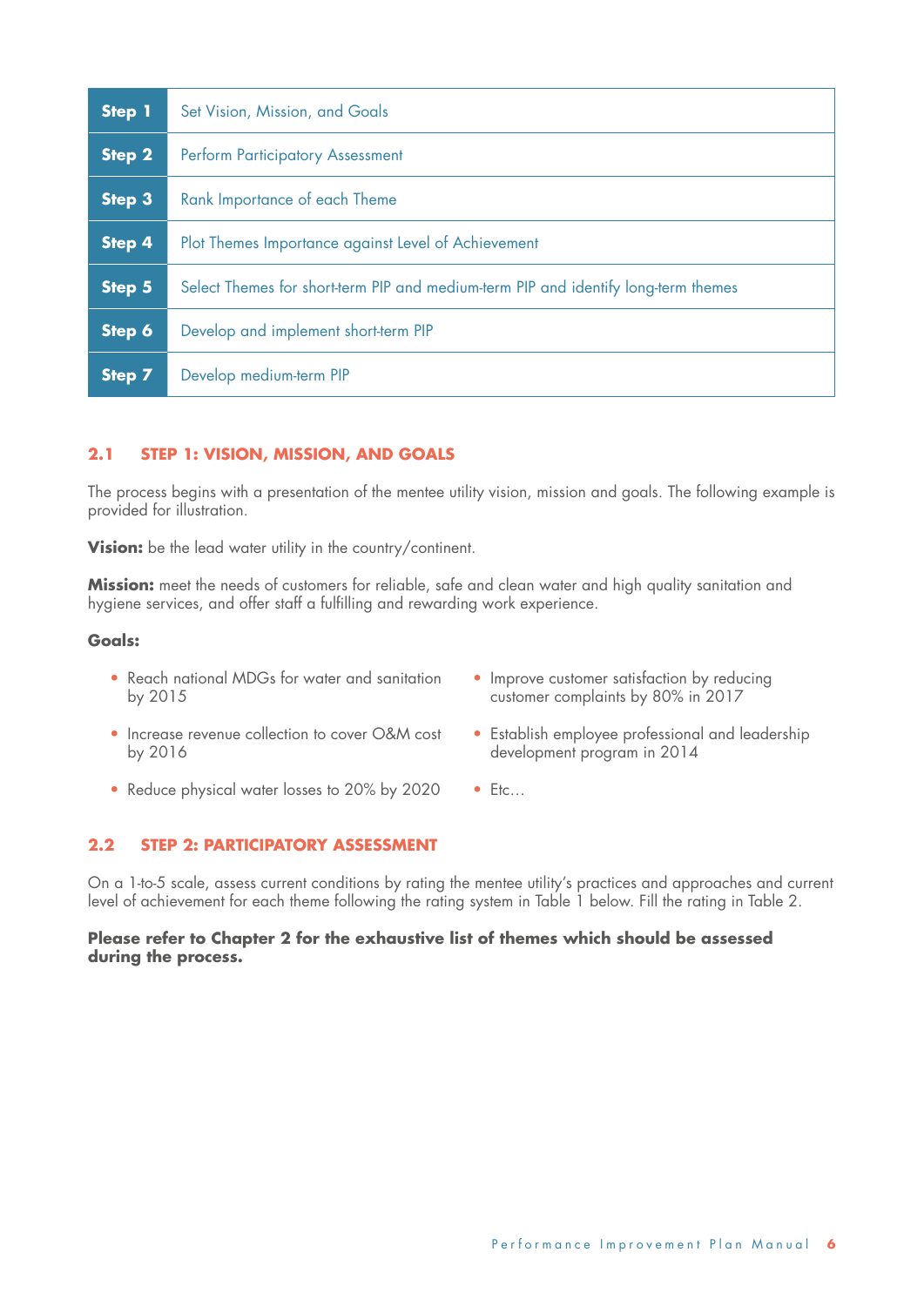| Step | Description |
|---|---|
| **Step 1** | Set Vision, Mission, and Goals |
| **Step 2** | Perform Participatory Assessment |
| **Step 3** | Rank Importance of each Theme |
| **Step 4** | Plot Themes Importance against Level of Achievement |
| **Step 5** | Select Themes for short-term PIP and medium-term PIP and identify long-term themes |
| **Step 6** | Develop and implement short-term PIP |
| **Step 7** | Develop medium-term PIP |

## 2.1 STEP 1: VISION, MISSION, AND GOALS

The process begins with a presentation of the mentee utility vision, mission and goals. The following example is provided for illustration.

**Vision:** be the lead water utility in the country/continent.

**Mission:** meet the needs of customers for reliable, safe and clean water and high quality sanitation and hygiene services, and offer staff a fulfilling and rewarding work experience.

**Goals:**

- Reach national MDGs for water and sanitation by 2015
- Increase revenue collection to cover O&M cost by 2016
- Reduce physical water losses to 20% by 2020
- Improve customer satisfaction by reducing customer complaints by 80% in 2017
- Establish employee professional and leadership development program in 2014
- Etc…

## 2.2 STEP 2: PARTICIPATORY ASSESSMENT

On a 1-to-5 scale, assess current conditions by rating the mentee utility's practices and approaches and current level of achievement for each theme following the rating system in Table 1 below. Fill the rating in Table 2.

**Please refer to Chapter 2 for the exhaustive list of themes which should be assessed during the process.**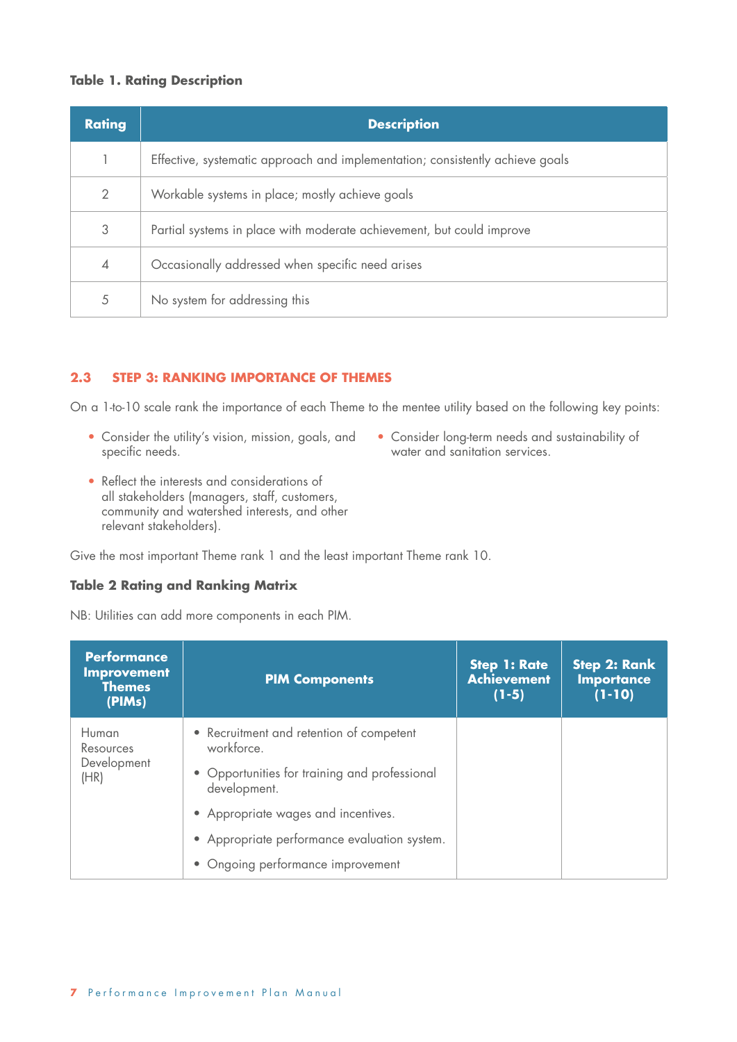**Table 1. Rating Description**

| Rating | Description |
|---|---|
| 1 | Effective, systematic approach and implementation; consistently achieve goals |
| 2 | Workable systems in place; mostly achieve goals |
| 3 | Partial systems in place with moderate achievement, but could improve |
| 4 | Occasionally addressed when specific need arises |
| 5 | No system for addressing this |

## 2.3 STEP 3: RANKING IMPORTANCE OF THEMES

On a 1-to-10 scale rank the importance of each Theme to the mentee utility based on the following key points:

- Consider the utility's vision, mission, goals, and specific needs.
- Reflect the interests and considerations of all stakeholders (managers, staff, customers, community and watershed interests, and other relevant stakeholders).
- Consider long-term needs and sustainability of water and sanitation services.

Give the most important Theme rank 1 and the least important Theme rank 10.

**Table 2 Rating and Ranking Matrix**

NB: Utilities can add more components in each PIM.

| Performance Improvement Themes (PIMs) | PIM Components | Step 1: Rate Achievement (1-5) | Step 2: Rank Importance (1-10) |
|---|---|---|---|
| Human Resources Development (HR) | • Recruitment and retention of competent workforce.<br>• Opportunities for training and professional development.<br>• Appropriate wages and incentives.<br>• Appropriate performance evaluation system.<br>• Ongoing performance improvement | | |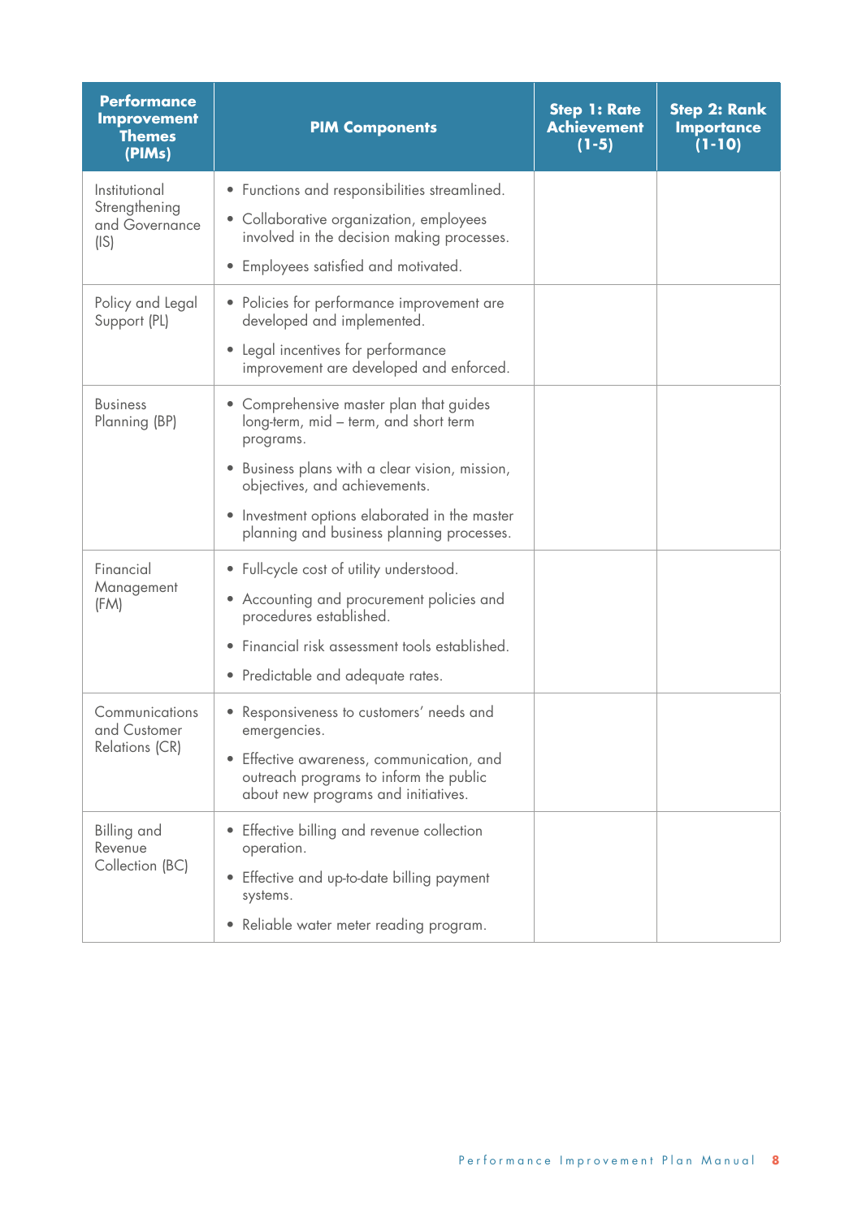| Performance Improvement Themes (PIMs) | PIM Components | Step 1: Rate Achievement (1-5) | Step 2: Rank Importance (1-10) |
|---|---|---|---|
| Institutional Strengthening and Governance (IS) | • Functions and responsibilities streamlined.<br>• Collaborative organization, employees involved in the decision making processes.<br>• Employees satisfied and motivated. | | |
| Policy and Legal Support (PL) | • Policies for performance improvement are developed and implemented.<br>• Legal incentives for performance improvement are developed and enforced. | | |
| Business Planning (BP) | • Comprehensive master plan that guides long-term, mid – term, and short term programs.<br>• Business plans with a clear vision, mission, objectives, and achievements.<br>• Investment options elaborated in the master planning and business planning processes. | | |
| Financial Management (FM) | • Full-cycle cost of utility understood.<br>• Accounting and procurement policies and procedures established.<br>• Financial risk assessment tools established.<br>• Predictable and adequate rates. | | |
| Communications and Customer Relations (CR) | • Responsiveness to customers' needs and emergencies.<br>• Effective awareness, communication, and outreach programs to inform the public about new programs and initiatives. | | |
| Billing and Revenue Collection (BC) | • Effective billing and revenue collection operation.<br>• Effective and up-to-date billing payment systems.<br>• Reliable water meter reading program. | | |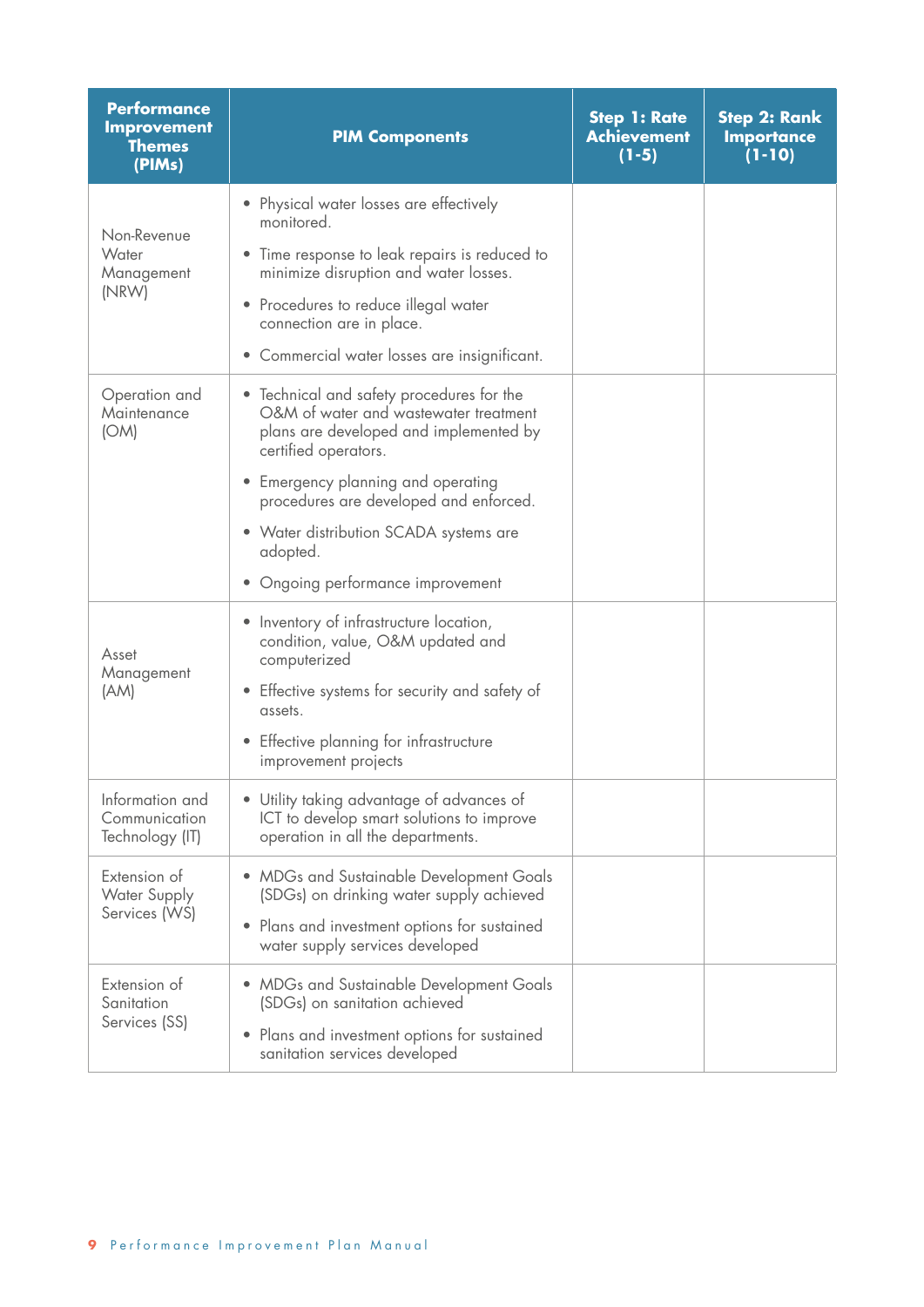| Performance Improvement Themes (PIMs) | PIM Components | Step 1: Rate Achievement (1-5) | Step 2: Rank Importance (1-10) |
|---|---|---|---|
| Non-Revenue Water Management (NRW) | • Physical water losses are effectively monitored.<br>• Time response to leak repairs is reduced to minimize disruption and water losses.<br>• Procedures to reduce illegal water connection are in place.<br>• Commercial water losses are insignificant. | | |
| Operation and Maintenance (OM) | • Technical and safety procedures for the O&M of water and wastewater treatment plans are developed and implemented by certified operators.<br>• Emergency planning and operating procedures are developed and enforced.<br>• Water distribution SCADA systems are adopted.<br>• Ongoing performance improvement | | |
| Asset Management (AM) | • Inventory of infrastructure location, condition, value, O&M updated and computerized<br>• Effective systems for security and safety of assets.<br>• Effective planning for infrastructure improvement projects | | |
| Information and Communication Technology (IT) | • Utility taking advantage of advances of ICT to develop smart solutions to improve operation in all the departments. | | |
| Extension of Water Supply Services (WS) | • MDGs and Sustainable Development Goals (SDGs) on drinking water supply achieved<br>• Plans and investment options for sustained water supply services developed | | |
| Extension of Sanitation Services (SS) | • MDGs and Sustainable Development Goals (SDGs) on sanitation achieved<br>• Plans and investment options for sustained sanitation services developed | | |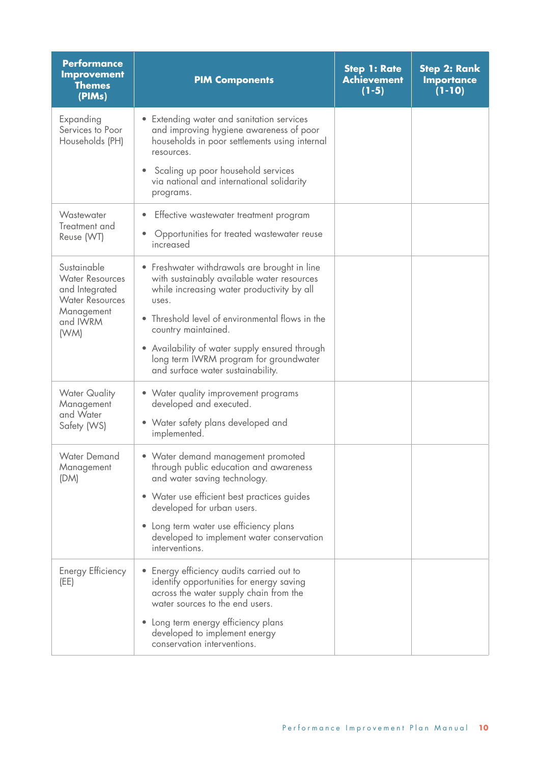| Performance Improvement Themes (PIMs) | PIM Components | Step 1: Rate Achievement (1-5) | Step 2: Rank Importance (1-10) |
|---|---|---|---|
| Expanding Services to Poor Households (PH) | • Extending water and sanitation services and improving hygiene awareness of poor households in poor settlements using internal resources.<br>• Scaling up poor household services via national and international solidarity programs. | | |
| Wastewater Treatment and Reuse (WT) | • Effective wastewater treatment program<br>• Opportunities for treated wastewater reuse increased | | |
| Sustainable Water Resources and Integrated Water Resources Management and IWRM (WM) | • Freshwater withdrawals are brought in line with sustainably available water resources while increasing water productivity by all uses.<br>• Threshold level of environmental flows in the country maintained.<br>• Availability of water supply ensured through long term IWRM program for groundwater and surface water sustainability. | | |
| Water Quality Management and Water Safety (WS) | • Water quality improvement programs developed and executed.<br>• Water safety plans developed and implemented. | | |
| Water Demand Management (DM) | • Water demand management promoted through public education and awareness and water saving technology.<br>• Water use efficient best practices guides developed for urban users.<br>• Long term water use efficiency plans developed to implement water conservation interventions. | | |
| Energy Efficiency (EE) | • Energy efficiency audits carried out to identify opportunities for energy saving across the water supply chain from the water sources to the end users.<br>• Long term energy efficiency plans developed to implement energy conservation interventions. | | |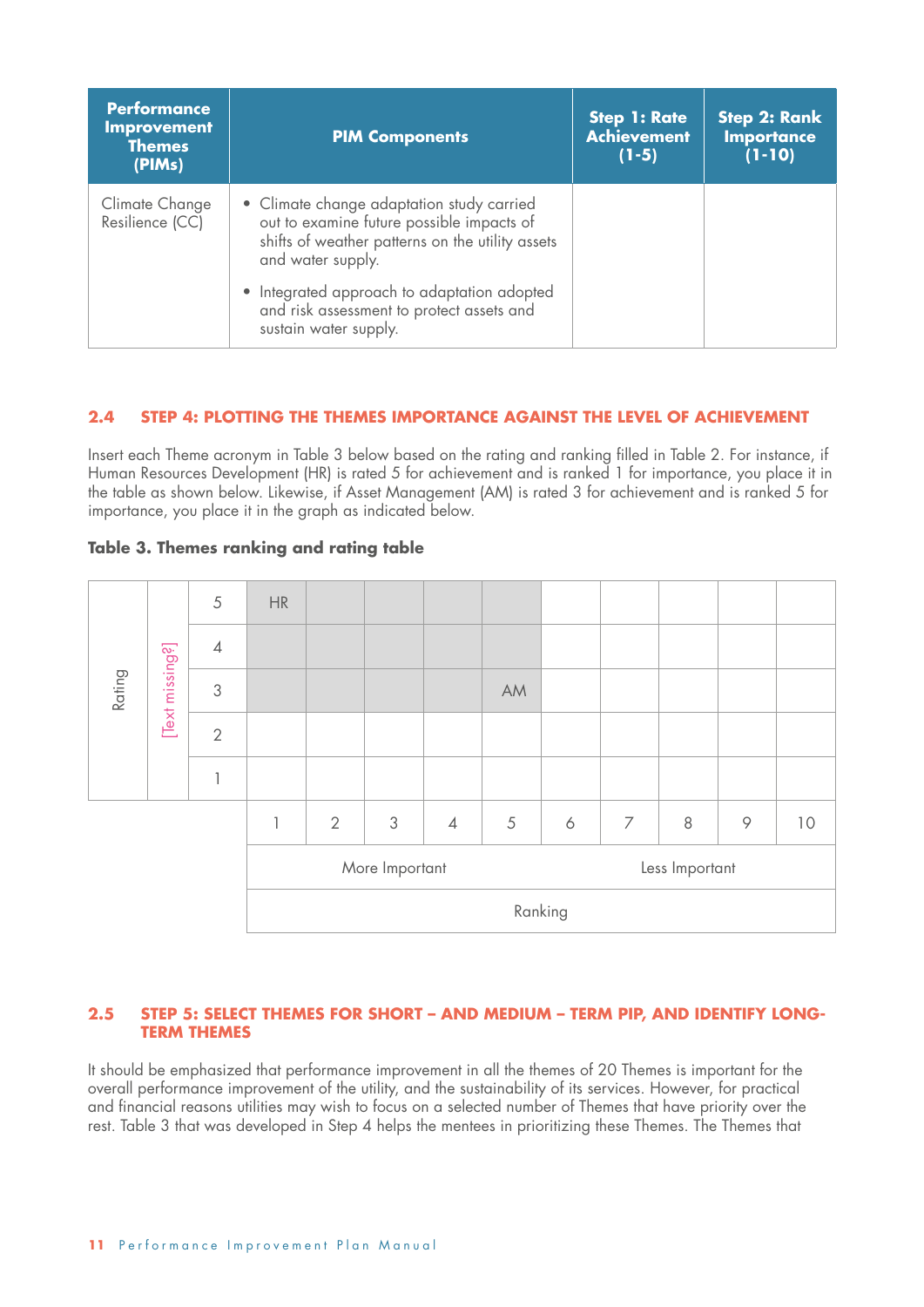| Performance Improvement Themes (PIMs) | PIM Components | Step 1: Rate Achievement (1-5) | Step 2: Rank Importance (1-10) |
|---|---|---|---|
| Climate Change Resilience (CC) | • Climate change adaptation study carried out to examine future possible impacts of shifts of weather patterns on the utility assets and water supply.<br>• Integrated approach to adaptation adopted and risk assessment to protect assets and sustain water supply. | | |

## 2.4 STEP 4: PLOTTING THE THEMES IMPORTANCE AGAINST THE LEVEL OF ACHIEVEMENT

Insert each Theme acronym in Table 3 below based on the rating and ranking filled in Table 2. For instance, if Human Resources Development (HR) is rated 5 for achievement and is ranked 1 for importance, you place it in the table as shown below. Likewise, if Asset Management (AM) is rated 3 for achievement and is ranked 5 for importance, you place it in the graph as indicated below.

**Table 3. Themes ranking and rating table**

| Rating | [Text missing?] | | | | | | | | | | | |
|---|---|---|---|---|---|---|---|---|---|---|---|---|
| | | 5 | HR | | | | | | | | | |
| | | 4 | | | | | | | | | | |
| | | 3 | | | | | AM | | | | | |
| | | 2 | | | | | | | | | | |
| | | 1 | | | | | | | | | | |
| | | | 1 | 2 | 3 | 4 | 5 | 6 | 7 | 8 | 9 | 10 |
| | | | More Important | | | | | Less Important | | | | |
| | | | Ranking | | | | | | | | | |

## 2.5 STEP 5: SELECT THEMES FOR SHORT – AND MEDIUM – TERM PIP, AND IDENTIFY LONG-TERM THEMES

It should be emphasized that performance improvement in all the themes of 20 Themes is important for the overall performance improvement of the utility, and the sustainability of its services. However, for practical and financial reasons utilities may wish to focus on a selected number of Themes that have priority over the rest. Table 3 that was developed in Step 4 helps the mentees in prioritizing these Themes. The Themes that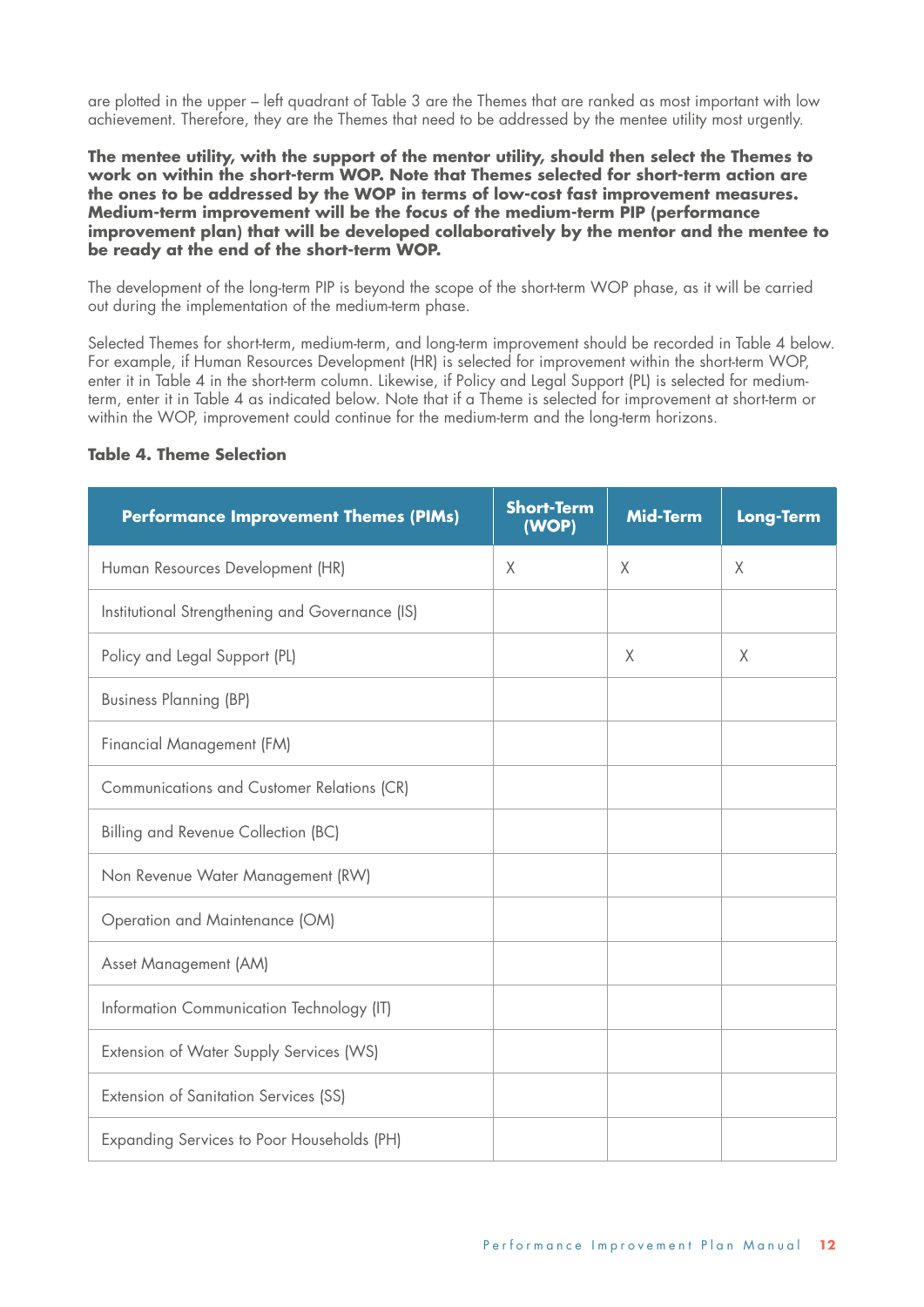are plotted in the upper – left quadrant of Table 3 are the Themes that are ranked as most important with low achievement. Therefore, they are the Themes that need to be addressed by the mentee utility most urgently.

**The mentee utility, with the support of the mentor utility, should then select the Themes to work on within the short-term WOP. Note that Themes selected for short-term action are the ones to be addressed by the WOP in terms of low-cost fast improvement measures. Medium-term improvement will be the focus of the medium-term PIP (performance improvement plan) that will be developed collaboratively by the mentor and the mentee to be ready at the end of the short-term WOP.**

The development of the long-term PIP is beyond the scope of the short-term WOP phase, as it will be carried out during the implementation of the medium-term phase.

Selected Themes for short-term, medium-term, and long-term improvement should be recorded in Table 4 below. For example, if Human Resources Development (HR) is selected for improvement within the short-term WOP, enter it in Table 4 in the short-term column. Likewise, if Policy and Legal Support (PL) is selected for medium-term, enter it in Table 4 as indicated below. Note that if a Theme is selected for improvement at short-term or within the WOP, improvement could continue for the medium-term and the long-term horizons.

**Table 4. Theme Selection**

| Performance Improvement Themes (PIMs) | Short-Term (WOP) | Mid-Term | Long-Term |
|---|---|---|---|
| Human Resources Development (HR) | X | X | X |
| Institutional Strengthening and Governance (IS) | | | |
| Policy and Legal Support (PL) | | X | X |
| Business Planning (BP) | | | |
| Financial Management (FM) | | | |
| Communications and Customer Relations (CR) | | | |
| Billing and Revenue Collection (BC) | | | |
| Non Revenue Water Management (RW) | | | |
| Operation and Maintenance (OM) | | | |
| Asset Management (AM) | | | |
| Information Communication Technology (IT) | | | |
| Extension of Water Supply Services (WS) | | | |
| Extension of Sanitation Services (SS) | | | |
| Expanding Services to Poor Households (PH) | | | |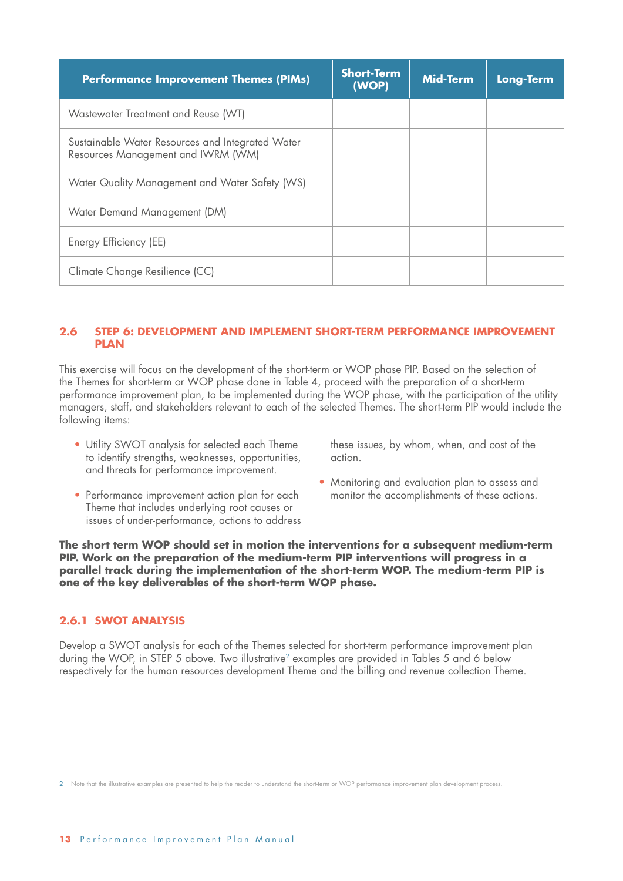| Performance Improvement Themes (PIMs) | Short-Term (WOP) | Mid-Term | Long-Term |
|---|---|---|---|
| Wastewater Treatment and Reuse (WT) | | | |
| Sustainable Water Resources and Integrated Water Resources Management and IWRM (WM) | | | |
| Water Quality Management and Water Safety (WS) | | | |
| Water Demand Management (DM) | | | |
| Energy Efficiency (EE) | | | |
| Climate Change Resilience (CC) | | | |

## 2.6 STEP 6: DEVELOPMENT AND IMPLEMENT SHORT-TERM PERFORMANCE IMPROVEMENT PLAN

This exercise will focus on the development of the short-term or WOP phase PIP. Based on the selection of the Themes for short-term or WOP phase done in Table 4, proceed with the preparation of a short-term performance improvement plan, to be implemented during the WOP phase, with the participation of the utility managers, staff, and stakeholders relevant to each of the selected Themes. The short-term PIP would include the following items:

- Utility SWOT analysis for selected each Theme to identify strengths, weaknesses, opportunities, and threats for performance improvement.
- Performance improvement action plan for each Theme that includes underlying root causes or issues of under-performance, actions to address these issues, by whom, when, and cost of the action.
- Monitoring and evaluation plan to assess and monitor the accomplishments of these actions.

**The short term WOP should set in motion the interventions for a subsequent medium-term PIP. Work on the preparation of the medium-term PIP interventions will progress in a parallel track during the implementation of the short-term WOP. The medium-term PIP is one of the key deliverables of the short-term WOP phase.**

### 2.6.1 SWOT ANALYSIS

Develop a SWOT analysis for each of the Themes selected for short-term performance improvement plan during the WOP, in STEP 5 above. Two illustrative[2] examples are provided in Tables 5 and 6 below respectively for the human resources development Theme and the billing and revenue collection Theme.

2 Note that the illustrative examples are presented to help the reader to understand the short-term or WOP performance improvement plan development process.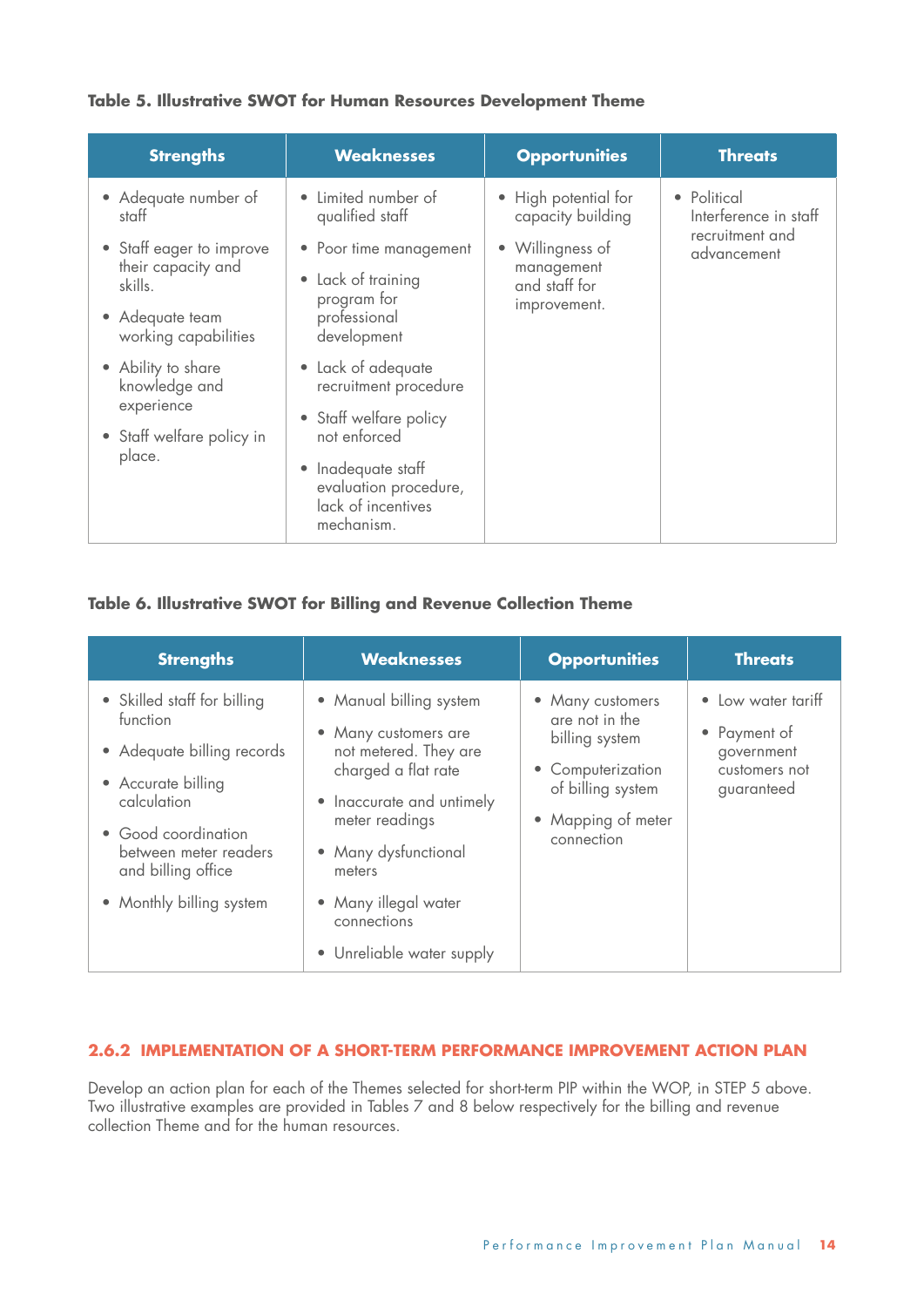**Table 5. Illustrative SWOT for Human Resources Development Theme**

| Strengths | Weaknesses | Opportunities | Threats |
|---|---|---|---|
| • Adequate number of staff<br>• Staff eager to improve their capacity and skills.<br>• Adequate team working capabilities<br>• Ability to share knowledge and experience<br>• Staff welfare policy in place. | • Limited number of qualified staff<br>• Poor time management<br>• Lack of training program for professional development<br>• Lack of adequate recruitment procedure<br>• Staff welfare policy not enforced<br>• Inadequate staff evaluation procedure, lack of incentives mechanism. | • High potential for capacity building<br>• Willingness of management and staff for improvement. | • Political Interference in staff recruitment and advancement |

**Table 6. Illustrative SWOT for Billing and Revenue Collection Theme**

| Strengths | Weaknesses | Opportunities | Threats |
|---|---|---|---|
| • Skilled staff for billing function<br>• Adequate billing records<br>• Accurate billing calculation<br>• Good coordination between meter readers and billing office<br>• Monthly billing system | • Manual billing system<br>• Many customers are not metered. They are charged a flat rate<br>• Inaccurate and untimely meter readings<br>• Many dysfunctional meters<br>• Many illegal water connections<br>• Unreliable water supply | • Many customers are not in the billing system<br>• Computerization of billing system<br>• Mapping of meter connection | • Low water tariff<br>• Payment of government customers not guaranteed |

### 2.6.2 IMPLEMENTATION OF A SHORT-TERM PERFORMANCE IMPROVEMENT ACTION PLAN

Develop an action plan for each of the Themes selected for short-term PIP within the WOP, in STEP 5 above. Two illustrative examples are provided in Tables 7 and 8 below respectively for the billing and revenue collection Theme and for the human resources.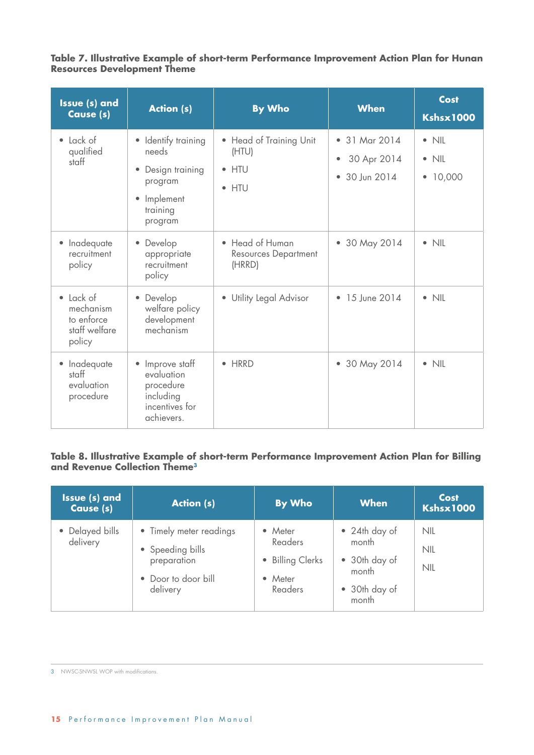**Table 7. Illustrative Example of short-term Performance Improvement Action Plan for Hunan Resources Development Theme**

| Issue (s) and Cause (s) | Action (s) | By Who | When | Cost Kshsx1000 |
|---|---|---|---|---|
| • Lack of qualified staff | • Identify training needs<br>• Design training program<br>• Implement training program | • Head of Training Unit (HTU)<br>• HTU<br>• HTU | • 31 Mar 2014<br>• 30 Apr 2014<br>• 30 Jun 2014 | • NIL<br>• NIL<br>• 10,000 |
| • Inadequate recruitment policy | • Develop appropriate recruitment policy | • Head of Human Resources Department (HRRD) | • 30 May 2014 | • NIL |
| • Lack of mechanism to enforce staff welfare policy | • Develop welfare policy development mechanism | • Utility Legal Advisor | • 15 June 2014 | • NIL |
| • Inadequate staff evaluation procedure | • Improve staff evaluation procedure including incentives for achievers. | • HRRD | • 30 May 2014 | • NIL |

**Table 8. Illustrative Example of short-term Performance Improvement Action Plan for Billing and Revenue Collection Theme**[3]

| Issue (s) and Cause (s) | Action (s) | By Who | When | Cost Kshsx1000 |
|---|---|---|---|---|
| • Delayed bills delivery | • Timely meter readings<br>• Speeding bills preparation<br>• Door to door bill delivery | • Meter Readers<br>• Billing Clerks<br>• Meter Readers | • 24th day of month<br>• 30th day of month<br>• 30th day of month | NIL<br>NIL<br>NIL |

3 NWSC-SNWSL WOP with modifications.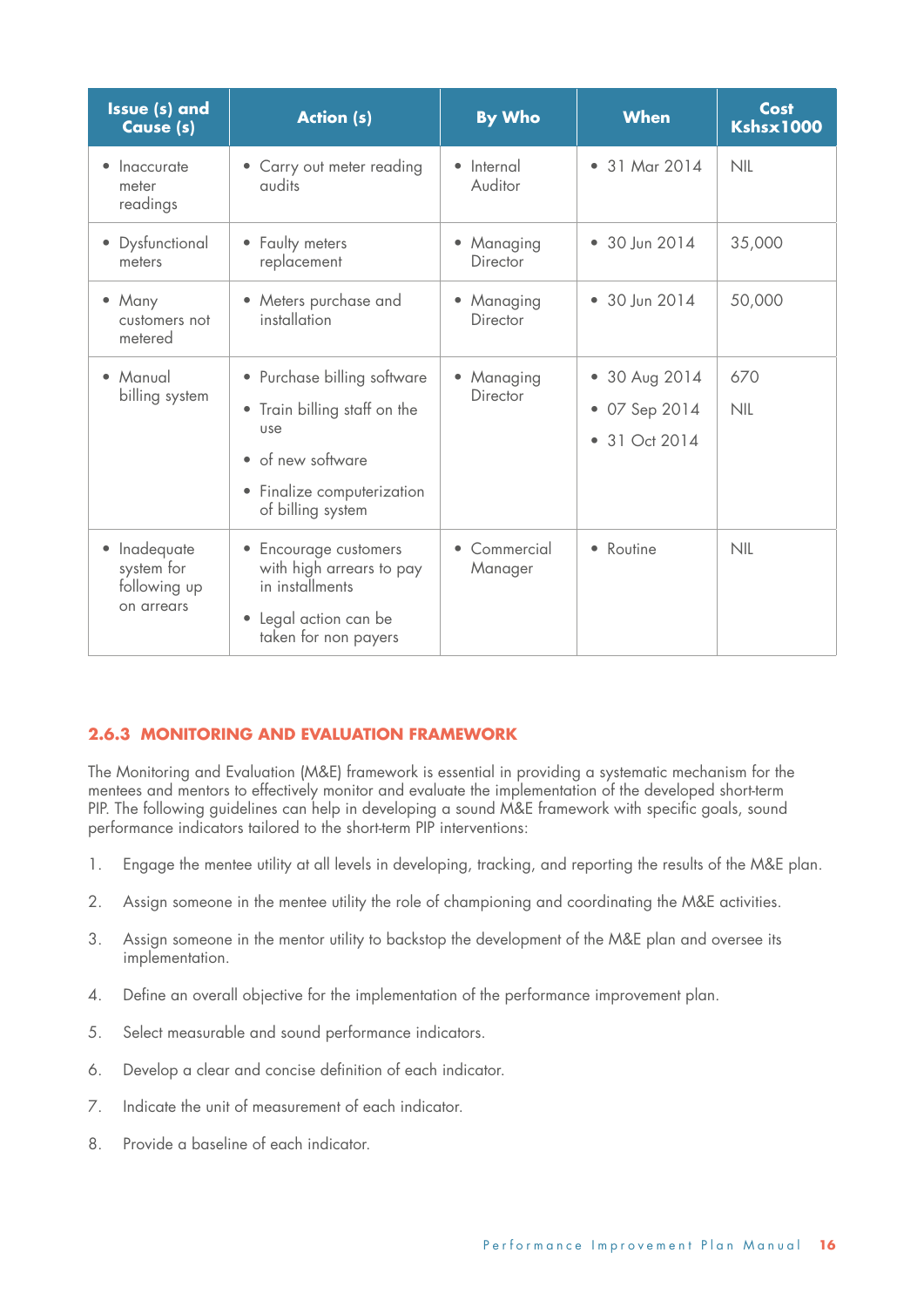| Issue (s) and Cause (s) | Action (s) | By Who | When | Cost Kshsx1000 |
|---|---|---|---|---|
| • Inaccurate meter readings | • Carry out meter reading audits | • Internal Auditor | • 31 Mar 2014 | NIL |
| • Dysfunctional meters | • Faulty meters replacement | • Managing Director | • 30 Jun 2014 | 35,000 |
| • Many customers not metered | • Meters purchase and installation | • Managing Director | • 30 Jun 2014 | 50,000 |
| • Manual billing system | • Purchase billing software<br>• Train billing staff on the use<br>• of new software<br>• Finalize computerization of billing system | • Managing Director | • 30 Aug 2014<br>• 07 Sep 2014<br>• 31 Oct 2014 | 670<br>NIL |
| • Inadequate system for following up on arrears | • Encourage customers with high arrears to pay in installments<br>• Legal action can be taken for non payers | • Commercial Manager | • Routine | NIL |

### 2.6.3 MONITORING AND EVALUATION FRAMEWORK

The Monitoring and Evaluation (M&E) framework is essential in providing a systematic mechanism for the mentees and mentors to effectively monitor and evaluate the implementation of the developed short-term PIP. The following guidelines can help in developing a sound M&E framework with specific goals, sound performance indicators tailored to the short-term PIP interventions:

1. Engage the mentee utility at all levels in developing, tracking, and reporting the results of the M&E plan.
2. Assign someone in the mentee utility the role of championing and coordinating the M&E activities.
3. Assign someone in the mentor utility to backstop the development of the M&E plan and oversee its implementation.
4. Define an overall objective for the implementation of the performance improvement plan.
5. Select measurable and sound performance indicators.
6. Develop a clear and concise definition of each indicator.
7. Indicate the unit of measurement of each indicator.
8. Provide a baseline of each indicator.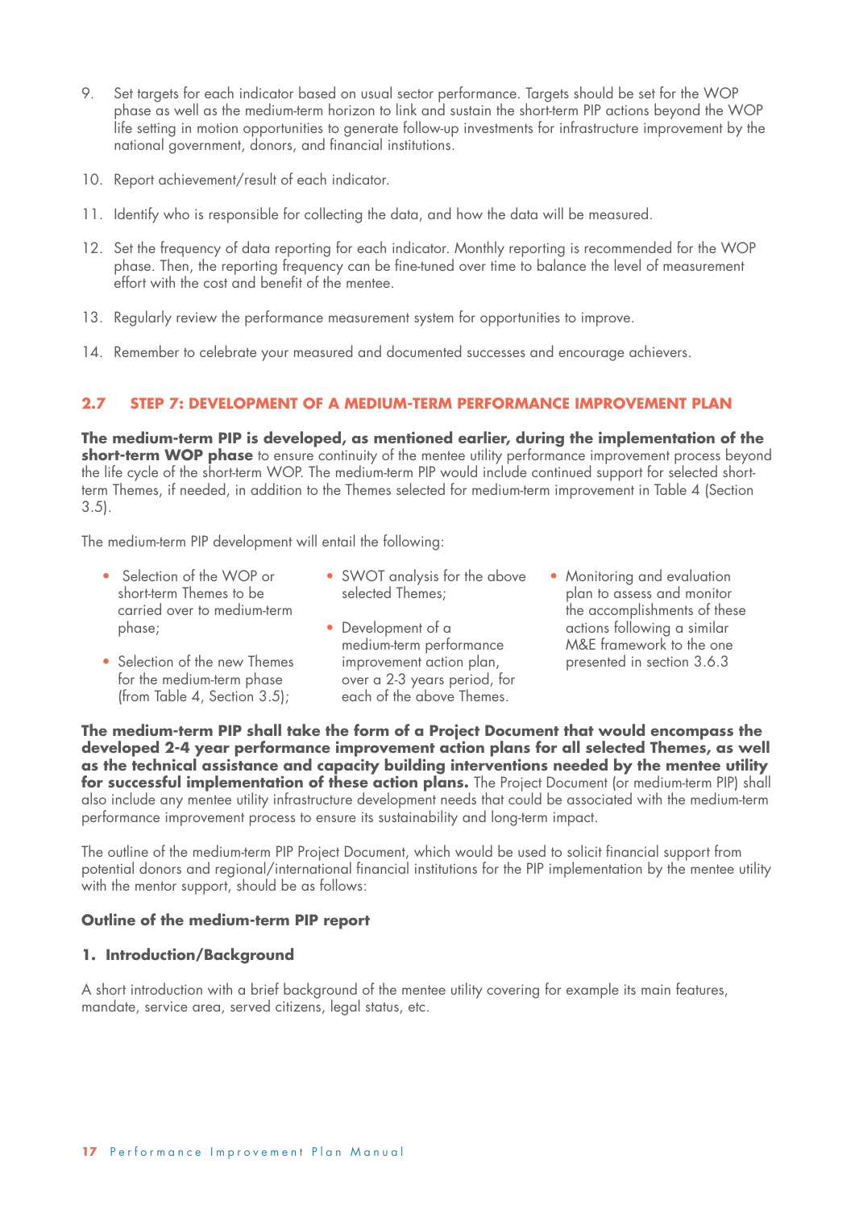9. Set targets for each indicator based on usual sector performance. Targets should be set for the WOP phase as well as the medium-term horizon to link and sustain the short-term PIP actions beyond the WOP life setting in motion opportunities to generate follow-up investments for infrastructure improvement by the national government, donors, and financial institutions.

10. Report achievement/result of each indicator.

11. Identify who is responsible for collecting the data, and how the data will be measured.

12. Set the frequency of data reporting for each indicator. Monthly reporting is recommended for the WOP phase. Then, the reporting frequency can be fine-tuned over time to balance the level of measurement effort with the cost and benefit of the mentee.

13. Regularly review the performance measurement system for opportunities to improve.

14. Remember to celebrate your measured and documented successes and encourage achievers.

## 2.7 STEP 7: DEVELOPMENT OF A MEDIUM-TERM PERFORMANCE IMPROVEMENT PLAN

**The medium-term PIP is developed, as mentioned earlier, during the implementation of the short-term WOP phase** to ensure continuity of the mentee utility performance improvement process beyond the life cycle of the short-term WOP. The medium-term PIP would include continued support for selected short-term Themes, if needed, in addition to the Themes selected for medium-term improvement in Table 4 (Section 3.5).

The medium-term PIP development will entail the following:

- Selection of the WOP or short-term Themes to be carried over to medium-term phase;
- Selection of the new Themes for the medium-term phase (from Table 4, Section 3.5);
- SWOT analysis for the above selected Themes;
- Development of a medium-term performance improvement action plan, over a 2-3 years period, for each of the above Themes.
- Monitoring and evaluation plan to assess and monitor the accomplishments of these actions following a similar M&E framework to the one presented in section 3.6.3

**The medium-term PIP shall take the form of a Project Document that would encompass the developed 2-4 year performance improvement action plans for all selected Themes, as well as the technical assistance and capacity building interventions needed by the mentee utility for successful implementation of these action plans.** The Project Document (or medium-term PIP) shall also include any mentee utility infrastructure development needs that could be associated with the medium-term performance improvement process to ensure its sustainability and long-term impact.

The outline of the medium-term PIP Project Document, which would be used to solicit financial support from potential donors and regional/international financial institutions for the PIP implementation by the mentee utility with the mentor support, should be as follows:

**Outline of the medium-term PIP report**

**1. Introduction/Background**

A short introduction with a brief background of the mentee utility covering for example its main features, mandate, service area, served citizens, legal status, etc.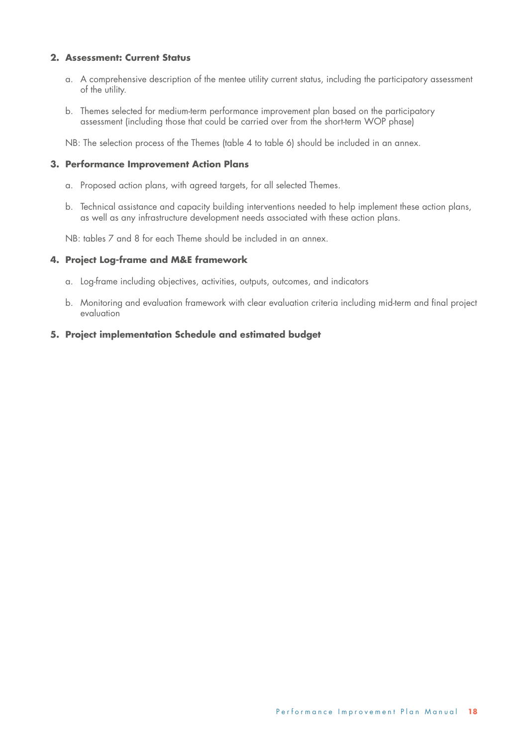**2. Assessment: Current Status**

a. A comprehensive description of the mentee utility current status, including the participatory assessment of the utility.

b. Themes selected for medium-term performance improvement plan based on the participatory assessment (including those that could be carried over from the short-term WOP phase)

NB: The selection process of the Themes (table 4 to table 6) should be included in an annex.

**3. Performance Improvement Action Plans**

a. Proposed action plans, with agreed targets, for all selected Themes.

b. Technical assistance and capacity building interventions needed to help implement these action plans, as well as any infrastructure development needs associated with these action plans.

NB: tables 7 and 8 for each Theme should be included in an annex.

**4. Project Log-frame and M&E framework**

a. Log-frame including objectives, activities, outputs, outcomes, and indicators

b. Monitoring and evaluation framework with clear evaluation criteria including mid-term and final project evaluation

**5. Project implementation Schedule and estimated budget**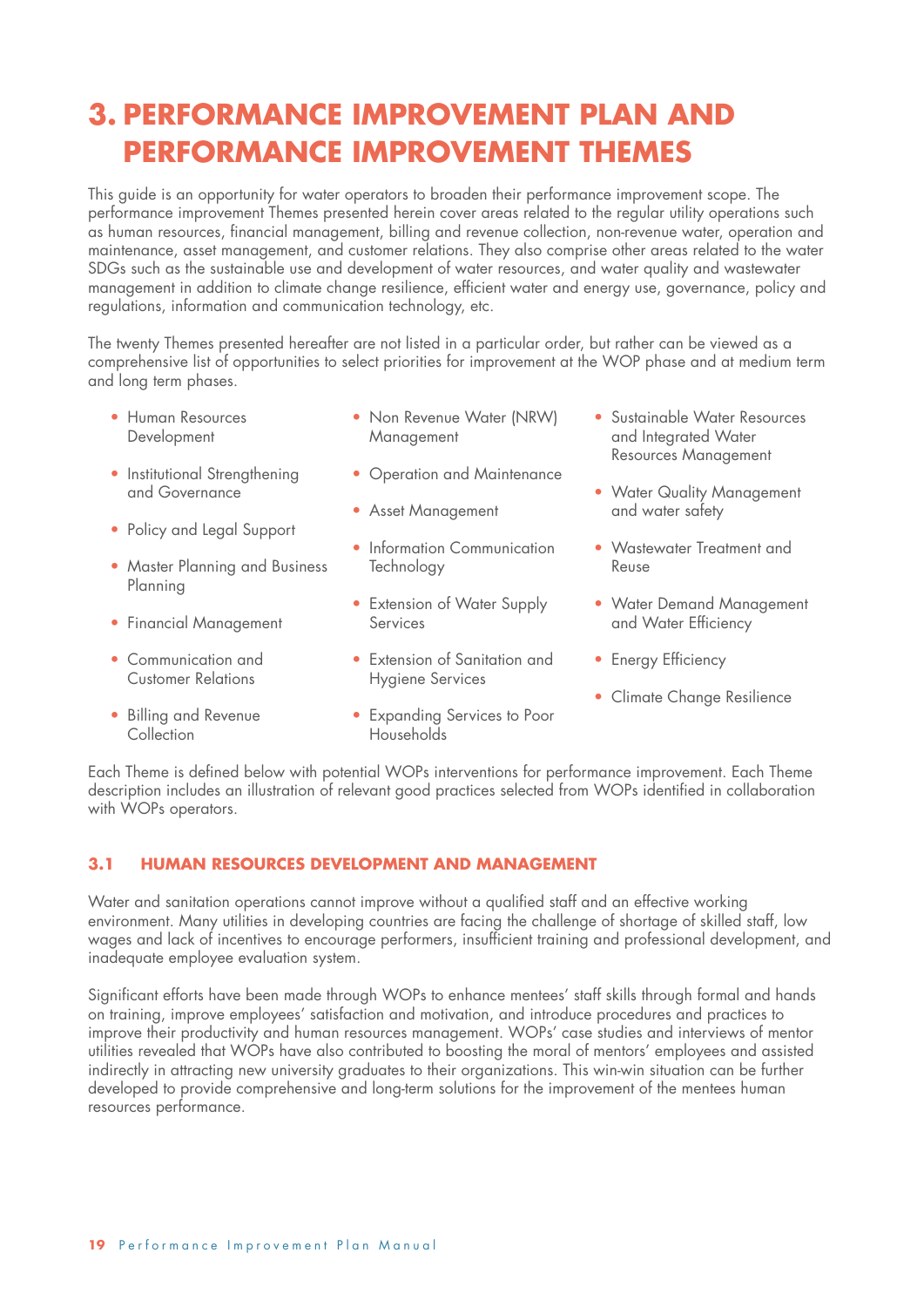# 3. PERFORMANCE IMPROVEMENT PLAN AND PERFORMANCE IMPROVEMENT THEMES

This guide is an opportunity for water operators to broaden their performance improvement scope. The performance improvement Themes presented herein cover areas related to the regular utility operations such as human resources, financial management, billing and revenue collection, non-revenue water, operation and maintenance, asset management, and customer relations. They also comprise other areas related to the water SDGs such as the sustainable use and development of water resources, and water quality and wastewater management in addition to climate change resilience, efficient water and energy use, governance, policy and regulations, information and communication technology, etc.

The twenty Themes presented hereafter are not listed in a particular order, but rather can be viewed as a comprehensive list of opportunities to select priorities for improvement at the WOP phase and at medium term and long term phases.

- Human Resources Development
- Institutional Strengthening and Governance
- Policy and Legal Support
- Master Planning and Business Planning
- Financial Management
- Communication and Customer Relations
- Billing and Revenue Collection
- Non Revenue Water (NRW) Management
- Operation and Maintenance
- Asset Management
- Information Communication Technology
- Extension of Water Supply Services
- Extension of Sanitation and Hygiene Services
- Expanding Services to Poor Households
- Sustainable Water Resources and Integrated Water Resources Management
- Water Quality Management and water safety
- Wastewater Treatment and Reuse
- Water Demand Management and Water Efficiency
- Energy Efficiency
- Climate Change Resilience

Each Theme is defined below with potential WOPs interventions for performance improvement. Each Theme description includes an illustration of relevant good practices selected from WOPs identified in collaboration with WOPs operators.

## 3.1 HUMAN RESOURCES DEVELOPMENT AND MANAGEMENT

Water and sanitation operations cannot improve without a qualified staff and an effective working environment. Many utilities in developing countries are facing the challenge of shortage of skilled staff, low wages and lack of incentives to encourage performers, insufficient training and professional development, and inadequate employee evaluation system.

Significant efforts have been made through WOPs to enhance mentees' staff skills through formal and hands on training, improve employees' satisfaction and motivation, and introduce procedures and practices to improve their productivity and human resources management. WOPs' case studies and interviews of mentor utilities revealed that WOPs have also contributed to boosting the moral of mentors' employees and assisted indirectly in attracting new university graduates to their organizations. This win-win situation can be further developed to provide comprehensive and long-term solutions for the improvement of the mentees human resources performance.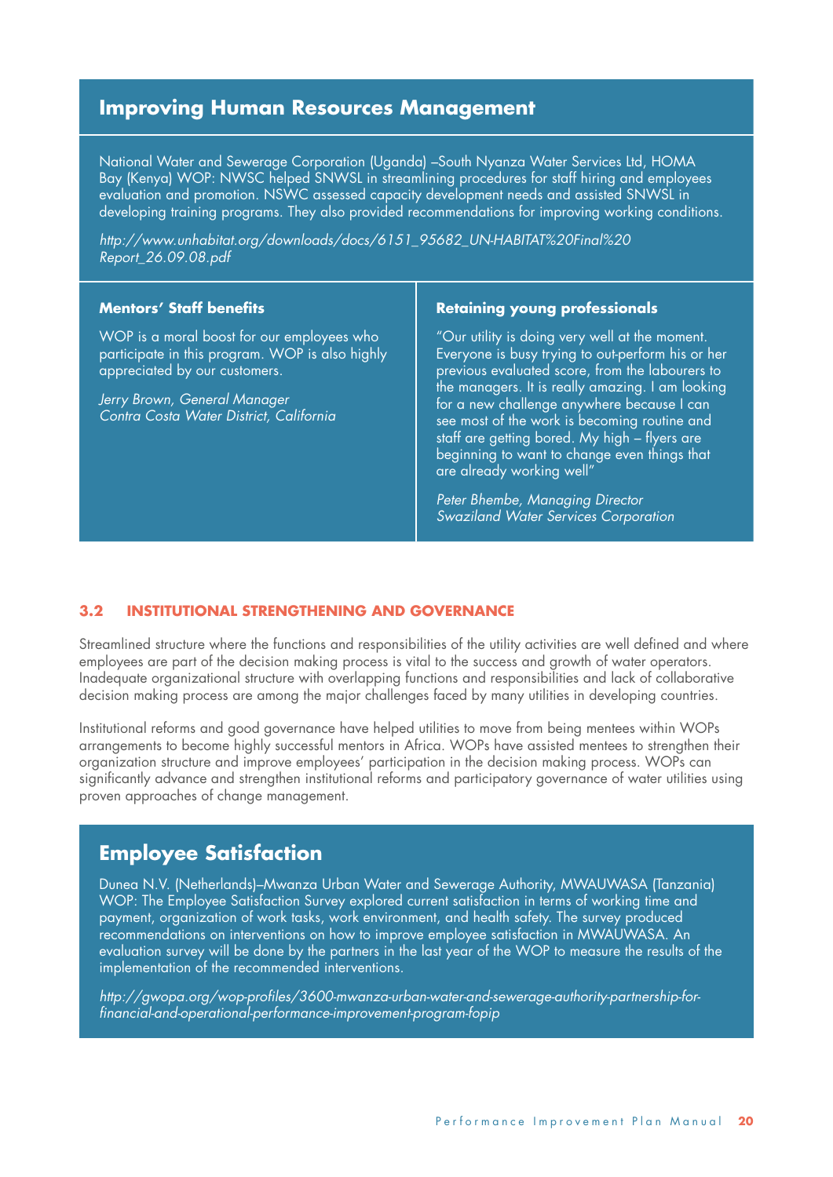## Improving Human Resources Management

National Water and Sewerage Corporation (Uganda) –South Nyanza Water Services Ltd, HOMA Bay (Kenya) WOP: NWSC helped SNWSL in streamlining procedures for staff hiring and employees evaluation and promotion. NSWC assessed capacity development needs and assisted SNWSL in developing training programs. They also provided recommendations for improving working conditions.

*http://www.unhabitat.org/downloads/docs/6151_95682_UN-HABITAT%20Final%20Report_26.09.08.pdf*

### Mentors' Staff benefits

WOP is a moral boost for our employees who participate in this program. WOP is also highly appreciated by our customers.

*Jerry Brown, General Manager*
*Contra Costa Water District, California*

### Retaining young professionals

"Our utility is doing very well at the moment. Everyone is busy trying to out-perform his or her previous evaluated score, from the labourers to the managers. It is really amazing. I am looking for a new challenge anywhere because I can see most of the work is becoming routine and staff are getting bored. My high – flyers are beginning to want to change even things that are already working well"

*Peter Bhembe, Managing Director*
*Swaziland Water Services Corporation*

## 3.2 INSTITUTIONAL STRENGTHENING AND GOVERNANCE

Streamlined structure where the functions and responsibilities of the utility activities are well defined and where employees are part of the decision making process is vital to the success and growth of water operators. Inadequate organizational structure with overlapping functions and responsibilities and lack of collaborative decision making process are among the major challenges faced by many utilities in developing countries.

Institutional reforms and good governance have helped utilities to move from being mentees within WOPs arrangements to become highly successful mentors in Africa. WOPs have assisted mentees to strengthen their organization structure and improve employees' participation in the decision making process. WOPs can significantly advance and strengthen institutional reforms and participatory governance of water utilities using proven approaches of change management.

## Employee Satisfaction

Dunea N.V. (Netherlands)–Mwanza Urban Water and Sewerage Authority, MWAUWASA (Tanzania) WOP: The Employee Satisfaction Survey explored current satisfaction in terms of working time and payment, organization of work tasks, work environment, and health safety. The survey produced recommendations on interventions on how to improve employee satisfaction in MWAUWASA. An evaluation survey will be done by the partners in the last year of the WOP to measure the results of the implementation of the recommended interventions.

*http://gwopa.org/wop-profiles/3600-mwanza-urban-water-and-sewerage-authority-partnership-for-financial-and-operational-performance-improvement-program-fopip*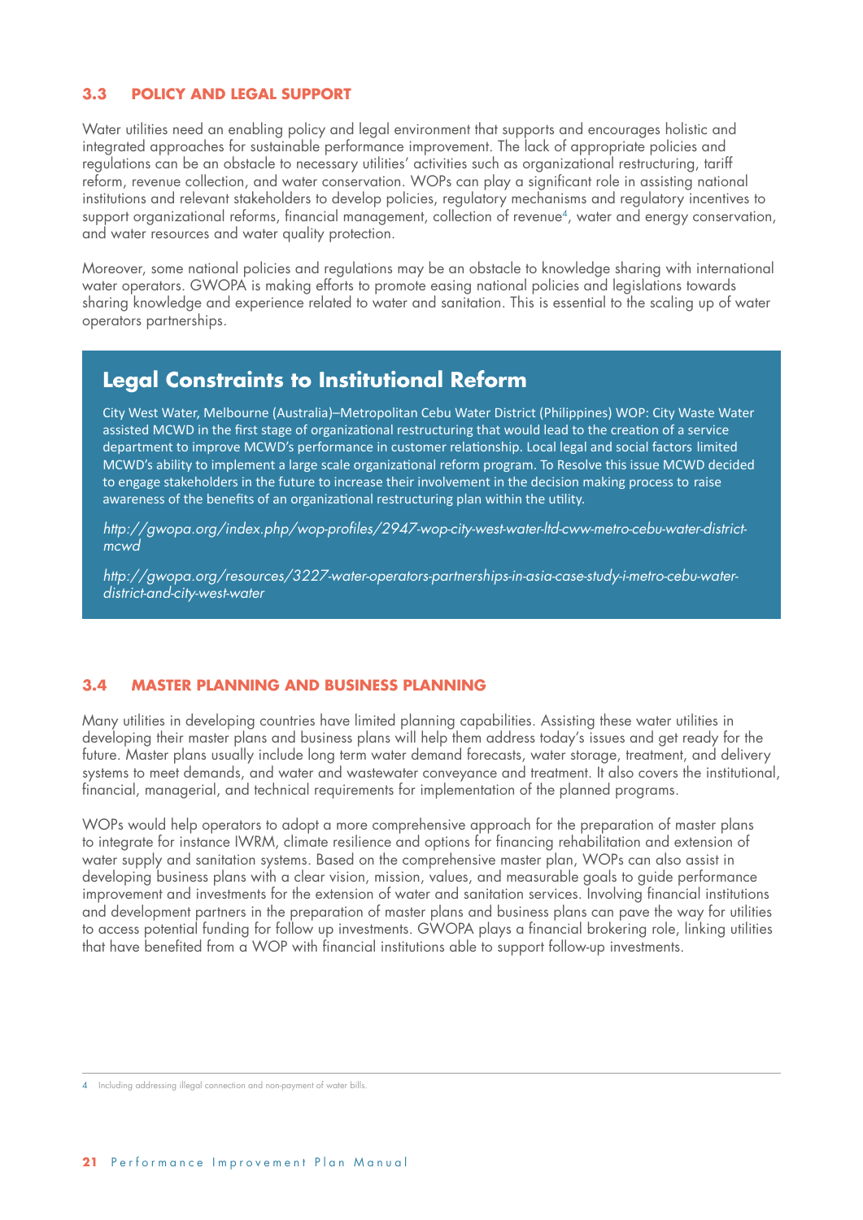## 3.3 POLICY AND LEGAL SUPPORT

Water utilities need an enabling policy and legal environment that supports and encourages holistic and integrated approaches for sustainable performance improvement. The lack of appropriate policies and regulations can be an obstacle to necessary utilities' activities such as organizational restructuring, tariff reform, revenue collection, and water conservation. WOPs can play a significant role in assisting national institutions and relevant stakeholders to develop policies, regulatory mechanisms and regulatory incentives to support organizational reforms, financial management, collection of revenue[4], water and energy conservation, and water resources and water quality protection.

Moreover, some national policies and regulations may be an obstacle to knowledge sharing with international water operators. GWOPA is making efforts to promote easing national policies and legislations towards sharing knowledge and experience related to water and sanitation. This is essential to the scaling up of water operators partnerships.

### Legal Constraints to Institutional Reform

City West Water, Melbourne (Australia)–Metropolitan Cebu Water District (Philippines) WOP: City Waste Water assisted MCWD in the first stage of organizational restructuring that would lead to the creation of a service department to improve MCWD's performance in customer relationship. Local legal and social factors limited MCWD's ability to implement a large scale organizational reform program. To Resolve this issue MCWD decided to engage stakeholders in the future to increase their involvement in the decision making process to raise awareness of the benefits of an organizational restructuring plan within the utility.

*http://gwopa.org/index.php/wop-profiles/2947-wop-city-west-water-ltd-cww-metro-cebu-water-district-mcwd*

*http://gwopa.org/resources/3227-water-operators-partnerships-in-asia-case-study-i-metro-cebu-water-district-and-city-west-water*

## 3.4 MASTER PLANNING AND BUSINESS PLANNING

Many utilities in developing countries have limited planning capabilities. Assisting these water utilities in developing their master plans and business plans will help them address today's issues and get ready for the future. Master plans usually include long term water demand forecasts, water storage, treatment, and delivery systems to meet demands, and water and wastewater conveyance and treatment. It also covers the institutional, financial, managerial, and technical requirements for implementation of the planned programs.

WOPs would help operators to adopt a more comprehensive approach for the preparation of master plans to integrate for instance IWRM, climate resilience and options for financing rehabilitation and extension of water supply and sanitation systems. Based on the comprehensive master plan, WOPs can also assist in developing business plans with a clear vision, mission, values, and measurable goals to guide performance improvement and investments for the extension of water and sanitation services. Involving financial institutions and development partners in the preparation of master plans and business plans can pave the way for utilities to access potential funding for follow up investments. GWOPA plays a financial brokering role, linking utilities that have benefited from a WOP with financial institutions able to support follow-up investments.

[4] Including addressing illegal connection and non-payment of water bills.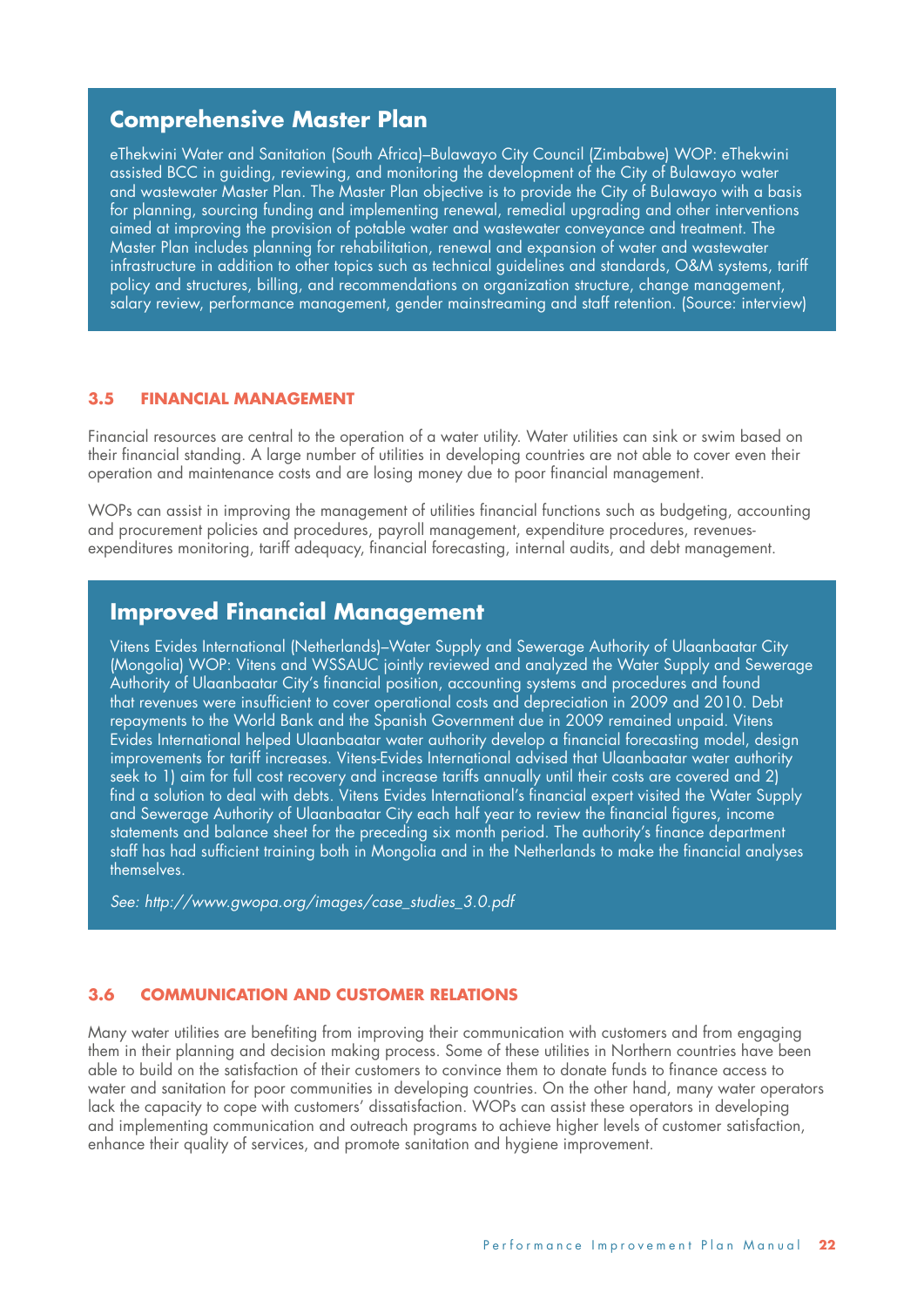## Comprehensive Master Plan

eThekwini Water and Sanitation (South Africa)–Bulawayo City Council (Zimbabwe) WOP: eThekwini assisted BCC in guiding, reviewing, and monitoring the development of the City of Bulawayo water and wastewater Master Plan. The Master Plan objective is to provide the City of Bulawayo with a basis for planning, sourcing funding and implementing renewal, remedial upgrading and other interventions aimed at improving the provision of potable water and wastewater conveyance and treatment. The Master Plan includes planning for rehabilitation, renewal and expansion of water and wastewater infrastructure in addition to other topics such as technical guidelines and standards, O&M systems, tariff policy and structures, billing, and recommendations on organization structure, change management, salary review, performance management, gender mainstreaming and staff retention. (Source: interview)

### 3.5 FINANCIAL MANAGEMENT

Financial resources are central to the operation of a water utility. Water utilities can sink or swim based on their financial standing. A large number of utilities in developing countries are not able to cover even their operation and maintenance costs and are losing money due to poor financial management.

WOPs can assist in improving the management of utilities financial functions such as budgeting, accounting and procurement policies and procedures, payroll management, expenditure procedures, revenues-expenditures monitoring, tariff adequacy, financial forecasting, internal audits, and debt management.

## Improved Financial Management

Vitens Evides International (Netherlands)–Water Supply and Sewerage Authority of Ulaanbaatar City (Mongolia) WOP: Vitens and WSSAUC jointly reviewed and analyzed the Water Supply and Sewerage Authority of Ulaanbaatar City's financial position, accounting systems and procedures and found that revenues were insufficient to cover operational costs and depreciation in 2009 and 2010. Debt repayments to the World Bank and the Spanish Government due in 2009 remained unpaid. Vitens Evides International helped Ulaanbaatar water authority develop a financial forecasting model, design improvements for tariff increases. Vitens-Evides International advised that Ulaanbaatar water authority seek to 1) aim for full cost recovery and increase tariffs annually until their costs are covered and 2) find a solution to deal with debts. Vitens Evides International's financial expert visited the Water Supply and Sewerage Authority of Ulaanbaatar City each half year to review the financial figures, income statements and balance sheet for the preceding six month period. The authority's finance department staff has had sufficient training both in Mongolia and in the Netherlands to make the financial analyses themselves.

*See: http://www.gwopa.org/images/case_studies_3.0.pdf*

### 3.6 COMMUNICATION AND CUSTOMER RELATIONS

Many water utilities are benefiting from improving their communication with customers and from engaging them in their planning and decision making process. Some of these utilities in Northern countries have been able to build on the satisfaction of their customers to convince them to donate funds to finance access to water and sanitation for poor communities in developing countries. On the other hand, many water operators lack the capacity to cope with customers' dissatisfaction. WOPs can assist these operators in developing and implementing communication and outreach programs to achieve higher levels of customer satisfaction, enhance their quality of services, and promote sanitation and hygiene improvement.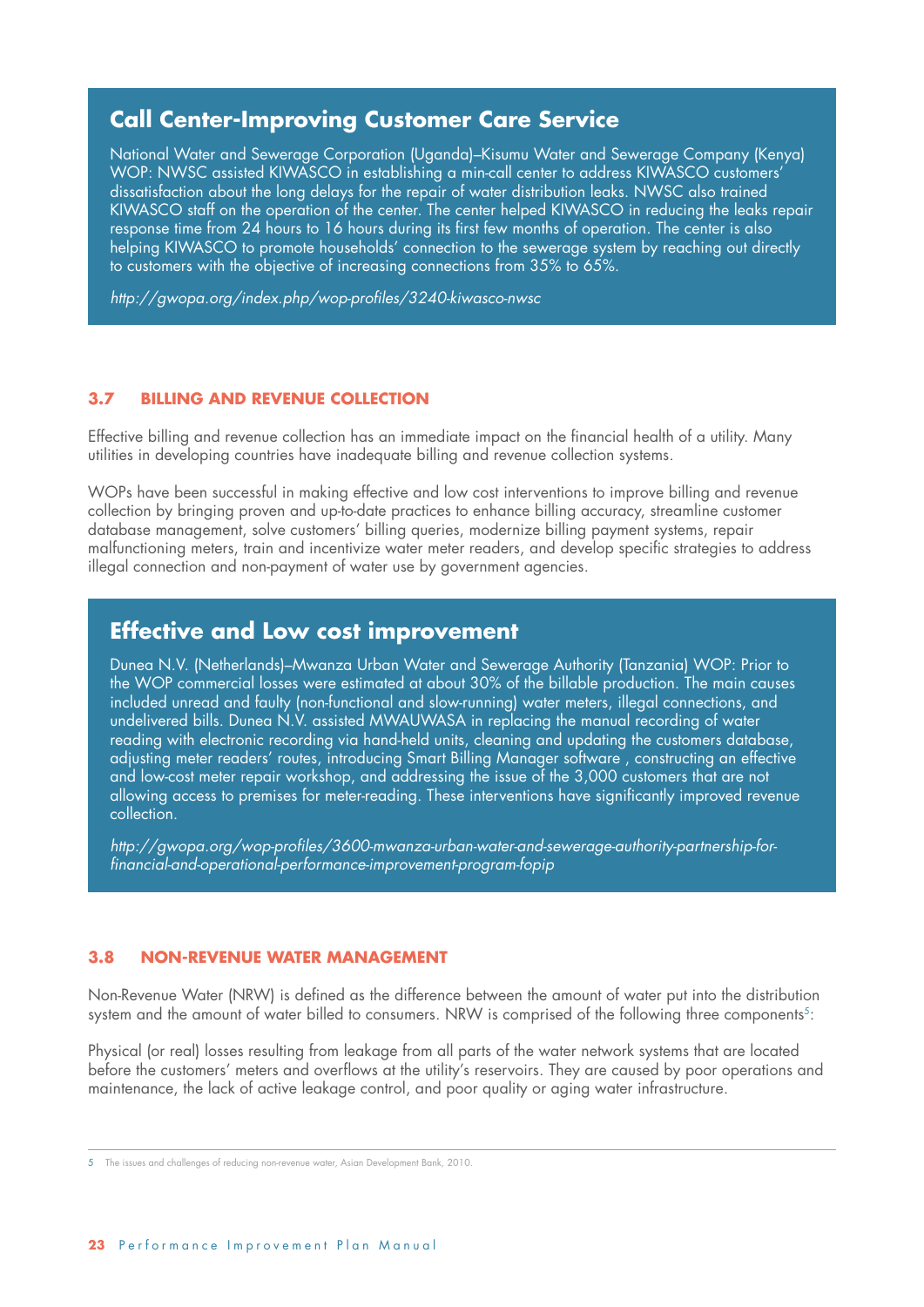## Call Center-Improving Customer Care Service

National Water and Sewerage Corporation (Uganda)–Kisumu Water and Sewerage Company (Kenya) WOP: NWSC assisted KIWASCO in establishing a min-call center to address KIWASCO customers' dissatisfaction about the long delays for the repair of water distribution leaks. NWSC also trained KIWASCO staff on the operation of the center. The center helped KIWASCO in reducing the leaks repair response time from 24 hours to 16 hours during its first few months of operation. The center is also helping KIWASCO to promote households' connection to the sewerage system by reaching out directly to customers with the objective of increasing connections from 35% to 65%.

*http://gwopa.org/index.php/wop-profiles/3240-kiwasco-nwsc*

### 3.7 BILLING AND REVENUE COLLECTION

Effective billing and revenue collection has an immediate impact on the financial health of a utility. Many utilities in developing countries have inadequate billing and revenue collection systems.

WOPs have been successful in making effective and low cost interventions to improve billing and revenue collection by bringing proven and up-to-date practices to enhance billing accuracy, streamline customer database management, solve customers' billing queries, modernize billing payment systems, repair malfunctioning meters, train and incentivize water meter readers, and develop specific strategies to address illegal connection and non-payment of water use by government agencies.

## Effective and Low cost improvement

Dunea N.V. (Netherlands)–Mwanza Urban Water and Sewerage Authority (Tanzania) WOP: Prior to the WOP commercial losses were estimated at about 30% of the billable production. The main causes included unread and faulty (non-functional and slow-running) water meters, illegal connections, and undelivered bills. Dunea N.V. assisted MWAUWASA in replacing the manual recording of water reading with electronic recording via hand-held units, cleaning and updating the customers database, adjusting meter readers' routes, introducing Smart Billing Manager software , constructing an effective and low-cost meter repair workshop, and addressing the issue of the 3,000 customers that are not allowing access to premises for meter-reading. These interventions have significantly improved revenue collection.

*http://gwopa.org/wop-profiles/3600-mwanza-urban-water-and-sewerage-authority-partnership-for-financial-and-operational-performance-improvement-program-fopip*

### 3.8 NON-REVENUE WATER MANAGEMENT

Non-Revenue Water (NRW) is defined as the difference between the amount of water put into the distribution system and the amount of water billed to consumers. NRW is comprised of the following three components[5]:

Physical (or real) losses resulting from leakage from all parts of the water network systems that are located before the customers' meters and overflows at the utility's reservoirs. They are caused by poor operations and maintenance, the lack of active leakage control, and poor quality or aging water infrastructure.

[5] The issues and challenges of reducing non-revenue water, Asian Development Bank, 2010.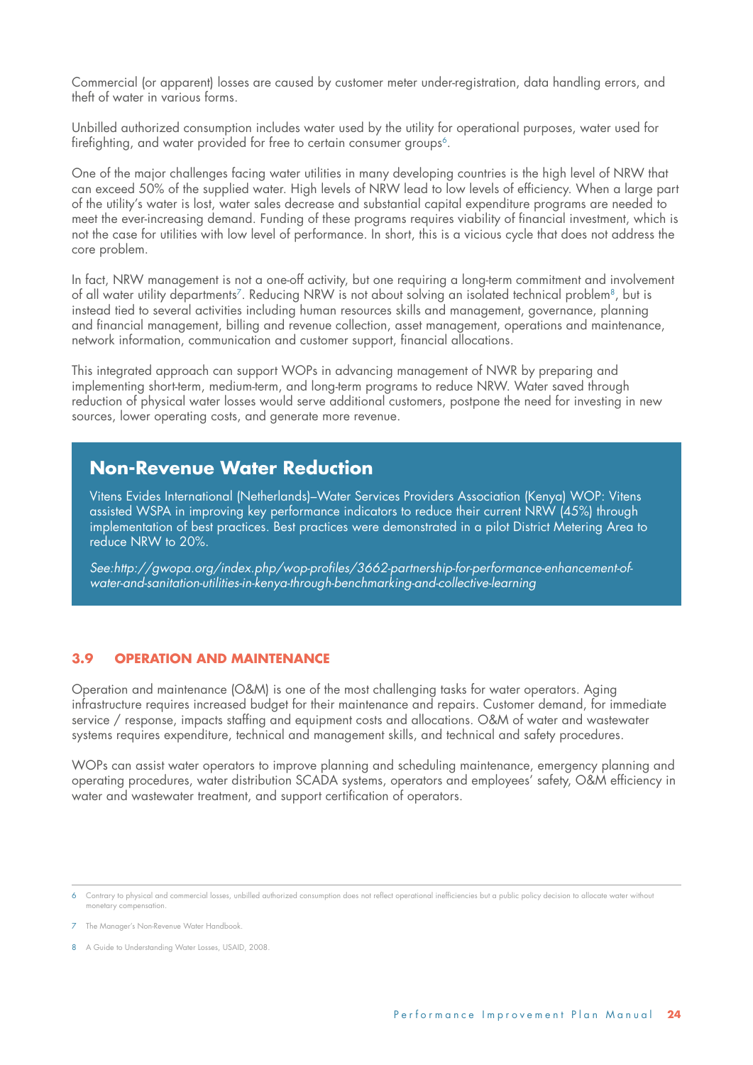Commercial (or apparent) losses are caused by customer meter under-registration, data handling errors, and theft of water in various forms.

Unbilled authorized consumption includes water used by the utility for operational purposes, water used for firefighting, and water provided for free to certain consumer groups[6].

One of the major challenges facing water utilities in many developing countries is the high level of NRW that can exceed 50% of the supplied water. High levels of NRW lead to low levels of efficiency. When a large part of the utility's water is lost, water sales decrease and substantial capital expenditure programs are needed to meet the ever-increasing demand. Funding of these programs requires viability of financial investment, which is not the case for utilities with low level of performance. In short, this is a vicious cycle that does not address the core problem.

In fact, NRW management is not a one-off activity, but one requiring a long-term commitment and involvement of all water utility departments[7]. Reducing NRW is not about solving an isolated technical problem[8], but is instead tied to several activities including human resources skills and management, governance, planning and financial management, billing and revenue collection, asset management, operations and maintenance, network information, communication and customer support, financial allocations.

This integrated approach can support WOPs in advancing management of NWR by preparing and implementing short-term, medium-term, and long-term programs to reduce NRW. Water saved through reduction of physical water losses would serve additional customers, postpone the need for investing in new sources, lower operating costs, and generate more revenue.

> **Non-Revenue Water Reduction**
>
> Vitens Evides International (Netherlands)–Water Services Providers Association (Kenya) WOP: Vitens assisted WSPA in improving key performance indicators to reduce their current NRW (45%) through implementation of best practices. Best practices were demonstrated in a pilot District Metering Area to reduce NRW to 20%.
>
> *See:http://gwopa.org/index.php/wop-profiles/3662-partnership-for-performance-enhancement-of-water-and-sanitation-utilities-in-kenya-through-benchmarking-and-collective-learning*

### 3.9 OPERATION AND MAINTENANCE

Operation and maintenance (O&M) is one of the most challenging tasks for water operators. Aging infrastructure requires increased budget for their maintenance and repairs. Customer demand, for immediate service / response, impacts staffing and equipment costs and allocations. O&M of water and wastewater systems requires expenditure, technical and management skills, and technical and safety procedures.

WOPs can assist water operators to improve planning and scheduling maintenance, emergency planning and operating procedures, water distribution SCADA systems, operators and employees' safety, O&M efficiency in water and wastewater treatment, and support certification of operators.

---

6 Contrary to physical and commercial losses, unbilled authorized consumption does not reflect operational inefficiencies but a public policy decision to allocate water without monetary compensation.

7 The Manager's Non-Revenue Water Handbook.

8 A Guide to Understanding Water Losses, USAID, 2008.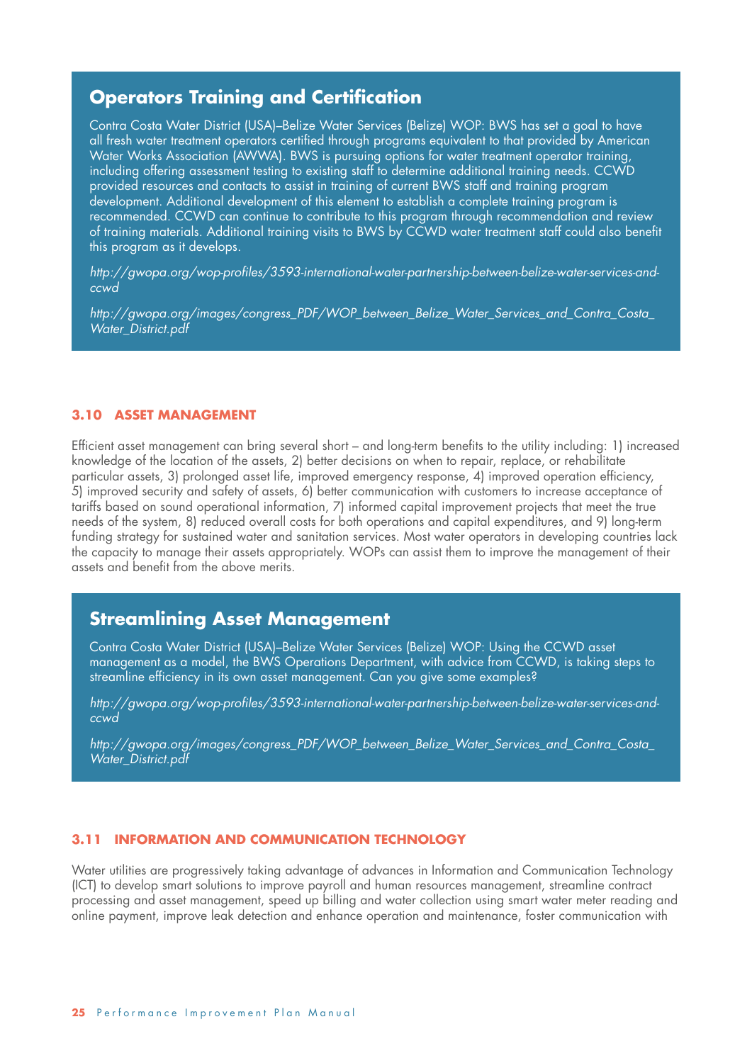## Operators Training and Certification

Contra Costa Water District (USA)–Belize Water Services (Belize) WOP: BWS has set a goal to have all fresh water treatment operators certified through programs equivalent to that provided by American Water Works Association (AWWA). BWS is pursuing options for water treatment operator training, including offering assessment testing to existing staff to determine additional training needs. CCWD provided resources and contacts to assist in training of current BWS staff and training program development. Additional development of this element to establish a complete training program is recommended. CCWD can continue to contribute to this program through recommendation and review of training materials. Additional training visits to BWS by CCWD water treatment staff could also benefit this program as it develops.

*http://gwopa.org/wop-profiles/3593-international-water-partnership-between-belize-water-services-and-ccwd*

*http://gwopa.org/images/congress_PDF/WOP_between_Belize_Water_Services_and_Contra_Costa_Water_District.pdf*

### 3.10 ASSET MANAGEMENT

Efficient asset management can bring several short – and long-term benefits to the utility including: 1) increased knowledge of the location of the assets, 2) better decisions on when to repair, replace, or rehabilitate particular assets, 3) prolonged asset life, improved emergency response, 4) improved operation efficiency, 5) improved security and safety of assets, 6) better communication with customers to increase acceptance of tariffs based on sound operational information, 7) informed capital improvement projects that meet the true needs of the system, 8) reduced overall costs for both operations and capital expenditures, and 9) long-term funding strategy for sustained water and sanitation services. Most water operators in developing countries lack the capacity to manage their assets appropriately. WOPs can assist them to improve the management of their assets and benefit from the above merits.

## Streamlining Asset Management

Contra Costa Water District (USA)–Belize Water Services (Belize) WOP: Using the CCWD asset management as a model, the BWS Operations Department, with advice from CCWD, is taking steps to streamline efficiency in its own asset management. Can you give some examples?

*http://gwopa.org/wop-profiles/3593-international-water-partnership-between-belize-water-services-and-ccwd*

*http://gwopa.org/images/congress_PDF/WOP_between_Belize_Water_Services_and_Contra_Costa_Water_District.pdf*

### 3.11 INFORMATION AND COMMUNICATION TECHNOLOGY

Water utilities are progressively taking advantage of advances in Information and Communication Technology (ICT) to develop smart solutions to improve payroll and human resources management, streamline contract processing and asset management, speed up billing and water collection using smart water meter reading and online payment, improve leak detection and enhance operation and maintenance, foster communication with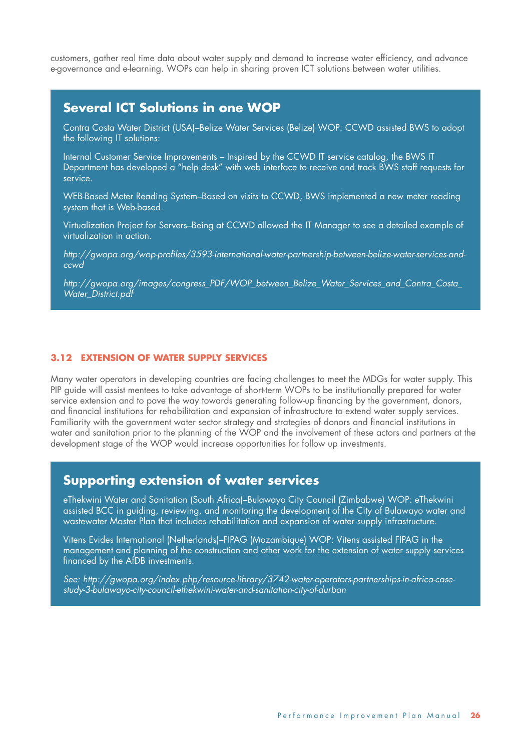customers, gather real time data about water supply and demand to increase water efficiency, and advance e-governance and e-learning. WOPs can help in sharing proven ICT solutions between water utilities.

## Several ICT Solutions in one WOP

Contra Costa Water District (USA)–Belize Water Services (Belize) WOP: CCWD assisted BWS to adopt the following IT solutions:

Internal Customer Service Improvements – Inspired by the CCWD IT service catalog, the BWS IT Department has developed a "help desk" with web interface to receive and track BWS staff requests for service.

WEB-Based Meter Reading System–Based on visits to CCWD, BWS implemented a new meter reading system that is Web-based.

Virtualization Project for Servers–Being at CCWD allowed the IT Manager to see a detailed example of virtualization in action.

*http://gwopa.org/wop-profiles/3593-international-water-partnership-between-belize-water-services-and-ccwd*

*http://gwopa.org/images/congress_PDF/WOP_between_Belize_Water_Services_and_Contra_Costa_Water_District.pdf*

### 3.12 EXTENSION OF WATER SUPPLY SERVICES

Many water operators in developing countries are facing challenges to meet the MDGs for water supply. This PIP guide will assist mentees to take advantage of short-term WOPs to be institutionally prepared for water service extension and to pave the way towards generating follow-up financing by the government, donors, and financial institutions for rehabilitation and expansion of infrastructure to extend water supply services. Familiarity with the government water sector strategy and strategies of donors and financial institutions in water and sanitation prior to the planning of the WOP and the involvement of these actors and partners at the development stage of the WOP would increase opportunities for follow up investments.

## Supporting extension of water services

eThekwini Water and Sanitation (South Africa)–Bulawayo City Council (Zimbabwe) WOP: eThekwini assisted BCC in guiding, reviewing, and monitoring the development of the City of Bulawayo water and wastewater Master Plan that includes rehabilitation and expansion of water supply infrastructure.

Vitens Evides International (Netherlands)–FIPAG (Mozambique) WOP: Vitens assisted FIPAG in the management and planning of the construction and other work for the extension of water supply services financed by the AfDB investments.

*See: http://gwopa.org/index.php/resource-library/3742-water-operators-partnerships-in-africa-case-study-3-bulawayo-city-council-ethekwini-water-and-sanitation-city-of-durban*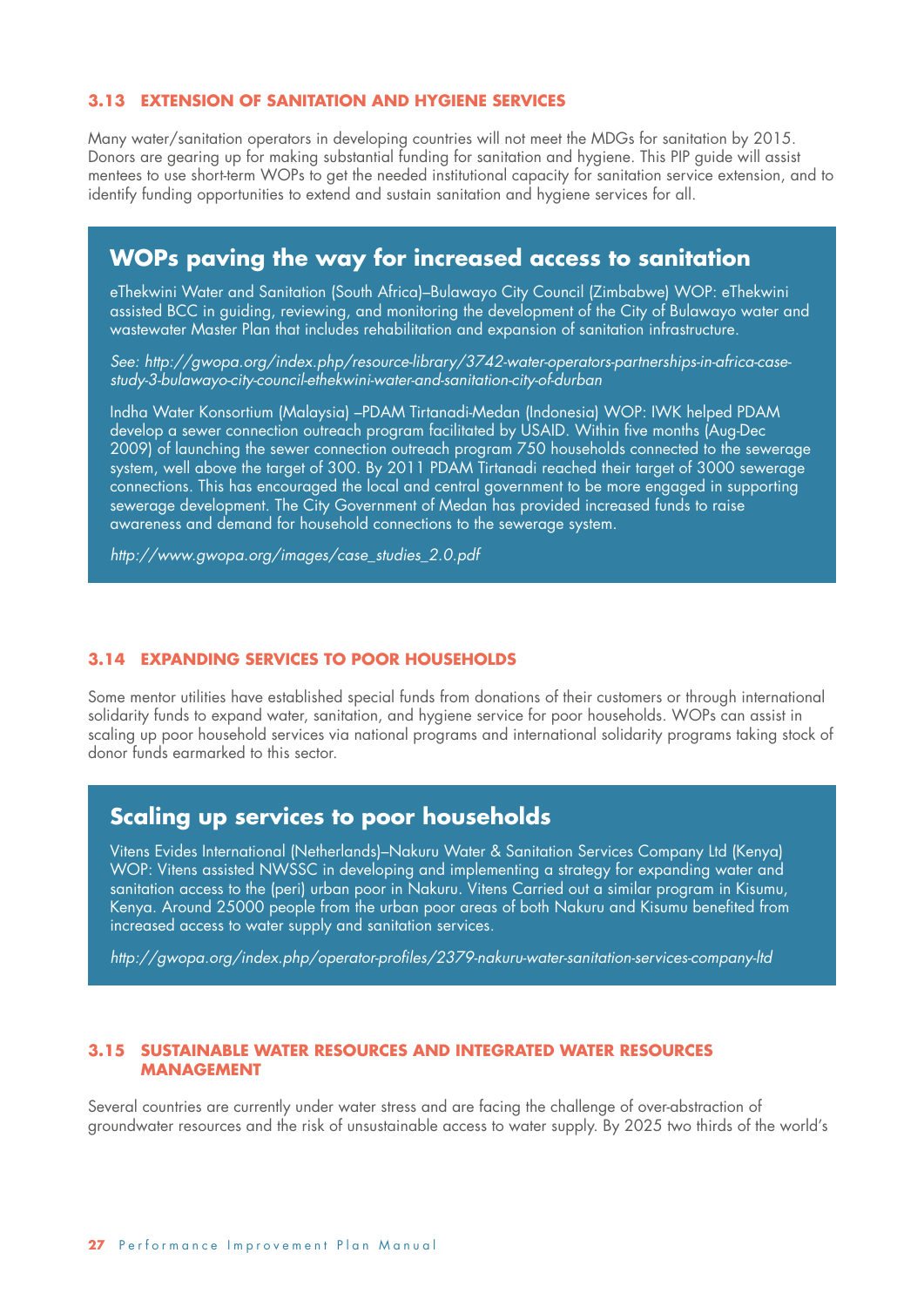### 3.13 EXTENSION OF SANITATION AND HYGIENE SERVICES

Many water/sanitation operators in developing countries will not meet the MDGs for sanitation by 2015. Donors are gearing up for making substantial funding for sanitation and hygiene. This PIP guide will assist mentees to use short-term WOPs to get the needed institutional capacity for sanitation service extension, and to identify funding opportunities to extend and sustain sanitation and hygiene services for all.

## WOPs paving the way for increased access to sanitation

eThekwini Water and Sanitation (South Africa)–Bulawayo City Council (Zimbabwe) WOP: eThekwini assisted BCC in guiding, reviewing, and monitoring the development of the City of Bulawayo water and wastewater Master Plan that includes rehabilitation and expansion of sanitation infrastructure.

*See: http://gwopa.org/index.php/resource-library/3742-water-operators-partnerships-in-africa-case-study-3-bulawayo-city-council-ethekwini-water-and-sanitation-city-of-durban*

Indha Water Konsortium (Malaysia) –PDAM Tirtanadi-Medan (Indonesia) WOP: IWK helped PDAM develop a sewer connection outreach program facilitated by USAID. Within five months (Aug-Dec 2009) of launching the sewer connection outreach program 750 households connected to the sewerage system, well above the target of 300. By 2011 PDAM Tirtanadi reached their target of 3000 sewerage connections. This has encouraged the local and central government to be more engaged in supporting sewerage development. The City Government of Medan has provided increased funds to raise awareness and demand for household connections to the sewerage system.

*http://www.gwopa.org/images/case_studies_2.0.pdf*

### 3.14 EXPANDING SERVICES TO POOR HOUSEHOLDS

Some mentor utilities have established special funds from donations of their customers or through international solidarity funds to expand water, sanitation, and hygiene service for poor households. WOPs can assist in scaling up poor household services via national programs and international solidarity programs taking stock of donor funds earmarked to this sector.

## Scaling up services to poor households

Vitens Evides International (Netherlands)–Nakuru Water & Sanitation Services Company Ltd (Kenya) WOP: Vitens assisted NWSSC in developing and implementing a strategy for expanding water and sanitation access to the (peri) urban poor in Nakuru. Vitens Carried out a similar program in Kisumu, Kenya. Around 25000 people from the urban poor areas of both Nakuru and Kisumu benefited from increased access to water supply and sanitation services.

*http://gwopa.org/index.php/operator-profiles/2379-nakuru-water-sanitation-services-company-ltd*

### 3.15 SUSTAINABLE WATER RESOURCES AND INTEGRATED WATER RESOURCES MANAGEMENT

Several countries are currently under water stress and are facing the challenge of over-abstraction of groundwater resources and the risk of unsustainable access to water supply. By 2025 two thirds of the world's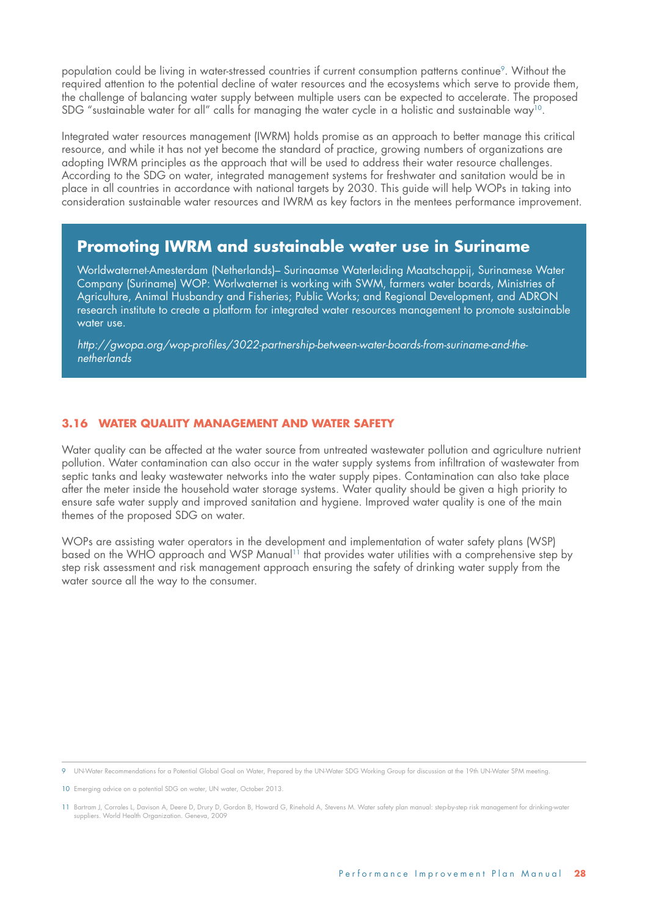population could be living in water-stressed countries if current consumption patterns continue[9]. Without the required attention to the potential decline of water resources and the ecosystems which serve to provide them, the challenge of balancing water supply between multiple users can be expected to accelerate. The proposed SDG "sustainable water for all" calls for managing the water cycle in a holistic and sustainable way[10].

Integrated water resources management (IWRM) holds promise as an approach to better manage this critical resource, and while it has not yet become the standard of practice, growing numbers of organizations are adopting IWRM principles as the approach that will be used to address their water resource challenges. According to the SDG on water, integrated management systems for freshwater and sanitation would be in place in all countries in accordance with national targets by 2030. This guide will help WOPs in taking into consideration sustainable water resources and IWRM as key factors in the mentees performance improvement.

> **Promoting IWRM and sustainable water use in Suriname**
>
> Worldwaternet-Amesterdam (Netherlands)– Surinaamse Waterleiding Maatschappij, Surinamese Water Company (Suriname) WOP: Worlwaternet is working with SWM, farmers water boards, Ministries of Agriculture, Animal Husbandry and Fisheries; Public Works; and Regional Development, and ADRON research institute to create a platform for integrated water resources management to promote sustainable water use.
>
> *http://gwopa.org/wop-profiles/3022-partnership-between-water-boards-from-suriname-and-the-netherlands*

## 3.16 WATER QUALITY MANAGEMENT AND WATER SAFETY

Water quality can be affected at the water source from untreated wastewater pollution and agriculture nutrient pollution. Water contamination can also occur in the water supply systems from infiltration of wastewater from septic tanks and leaky wastewater networks into the water supply pipes. Contamination can also take place after the meter inside the household water storage systems. Water quality should be given a high priority to ensure safe water supply and improved sanitation and hygiene. Improved water quality is one of the main themes of the proposed SDG on water.

WOPs are assisting water operators in the development and implementation of water safety plans (WSP) based on the WHO approach and WSP Manual[11] that provides water utilities with a comprehensive step by step risk assessment and risk management approach ensuring the safety of drinking water supply from the water source all the way to the consumer.

---

9 UN-Water Recommendations for a Potential Global Goal on Water, Prepared by the UN-Water SDG Working Group for discussion at the 19th UN-Water SPM meeting.

10 Emerging advice on a potential SDG on water, UN water, October 2013.

11 Bartram J, Corrales L, Davison A, Deere D, Drury D, Gordon B, Howard G, Rinehold A, Stevens M. Water safety plan manual: step-by-step risk management for drinking-water suppliers. World Health Organization. Geneva, 2009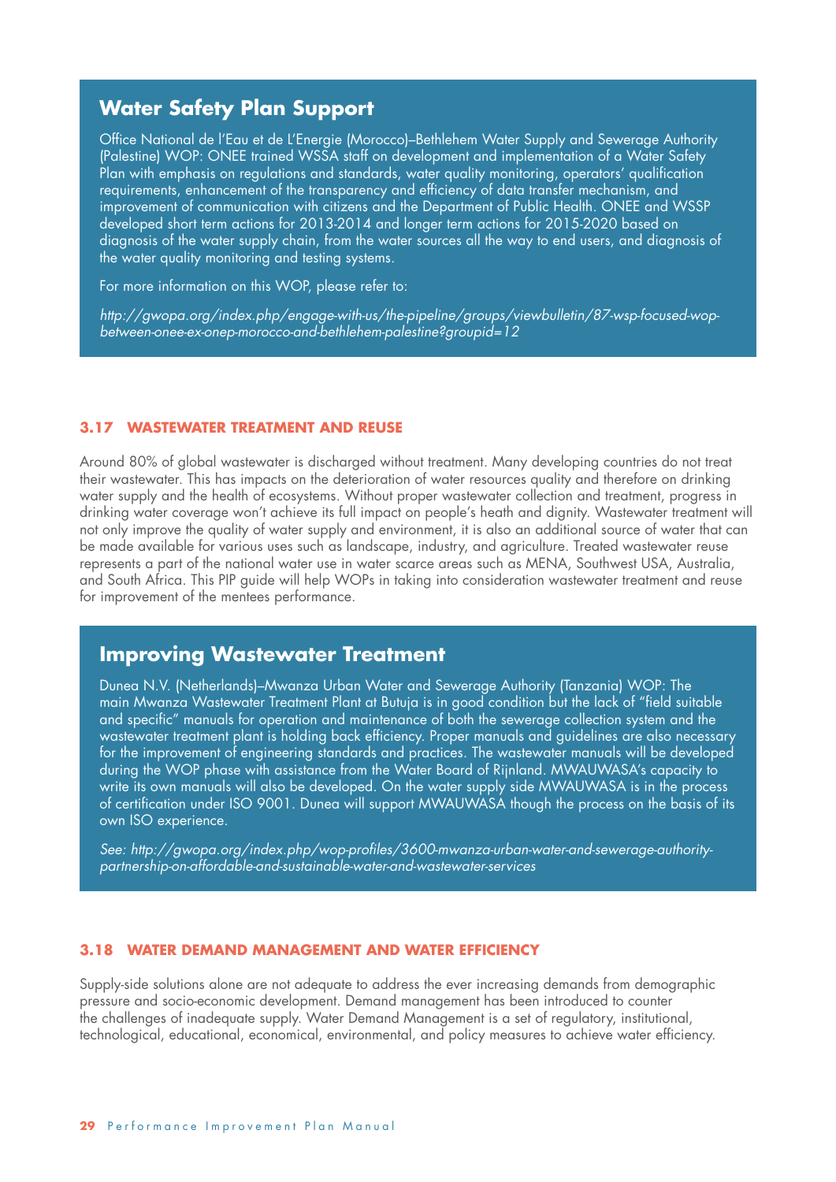## Water Safety Plan Support

Office National de l'Eau et de L'Energie (Morocco)–Bethlehem Water Supply and Sewerage Authority (Palestine) WOP: ONEE trained WSSA staff on development and implementation of a Water Safety Plan with emphasis on regulations and standards, water quality monitoring, operators' qualification requirements, enhancement of the transparency and efficiency of data transfer mechanism, and improvement of communication with citizens and the Department of Public Health. ONEE and WSSP developed short term actions for 2013-2014 and longer term actions for 2015-2020 based on diagnosis of the water supply chain, from the water sources all the way to end users, and diagnosis of the water quality monitoring and testing systems.

For more information on this WOP, please refer to:

*http://gwopa.org/index.php/engage-with-us/the-pipeline/groups/viewbulletin/87-wsp-focused-wop-between-onee-ex-onep-morocco-and-bethlehem-palestine?groupid=12*

### 3.17 WASTEWATER TREATMENT AND REUSE

Around 80% of global wastewater is discharged without treatment. Many developing countries do not treat their wastewater. This has impacts on the deterioration of water resources quality and therefore on drinking water supply and the health of ecosystems. Without proper wastewater collection and treatment, progress in drinking water coverage won't achieve its full impact on people's heath and dignity. Wastewater treatment will not only improve the quality of water supply and environment, it is also an additional source of water that can be made available for various uses such as landscape, industry, and agriculture. Treated wastewater reuse represents a part of the national water use in water scarce areas such as MENA, Southwest USA, Australia, and South Africa. This PIP guide will help WOPs in taking into consideration wastewater treatment and reuse for improvement of the mentees performance.

## Improving Wastewater Treatment

Dunea N.V. (Netherlands)–Mwanza Urban Water and Sewerage Authority (Tanzania) WOP: The main Mwanza Wastewater Treatment Plant at Butuja is in good condition but the lack of "field suitable and specific" manuals for operation and maintenance of both the sewerage collection system and the wastewater treatment plant is holding back efficiency. Proper manuals and guidelines are also necessary for the improvement of engineering standards and practices. The wastewater manuals will be developed during the WOP phase with assistance from the Water Board of Rijnland. MWAUWASA's capacity to write its own manuals will also be developed. On the water supply side MWAUWASA is in the process of certification under ISO 9001. Dunea will support MWAUWASA though the process on the basis of its own ISO experience.

*See: http://gwopa.org/index.php/wop-profiles/3600-mwanza-urban-water-and-sewerage-authority-partnership-on-affordable-and-sustainable-water-and-wastewater-services*

### 3.18 WATER DEMAND MANAGEMENT AND WATER EFFICIENCY

Supply-side solutions alone are not adequate to address the ever increasing demands from demographic pressure and socio-economic development. Demand management has been introduced to counter the challenges of inadequate supply. Water Demand Management is a set of regulatory, institutional, technological, educational, economical, environmental, and policy measures to achieve water efficiency.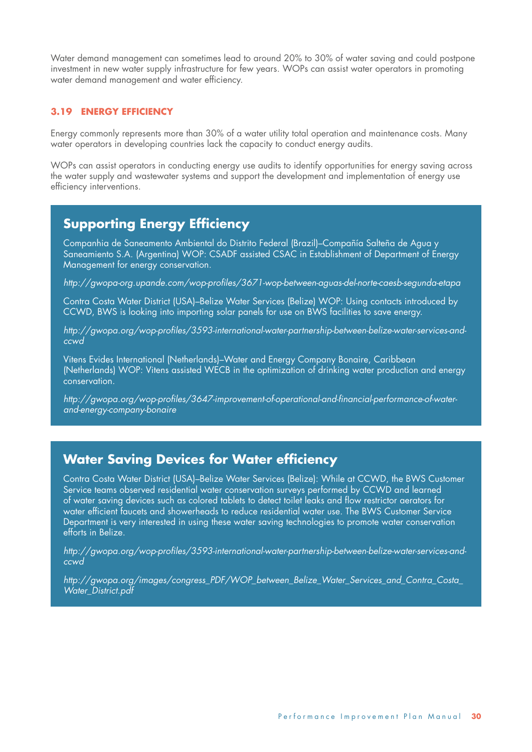Water demand management can sometimes lead to around 20% to 30% of water saving and could postpone investment in new water supply infrastructure for few years. WOPs can assist water operators in promoting water demand management and water efficiency.

### 3.19 ENERGY EFFICIENCY

Energy commonly represents more than 30% of a water utility total operation and maintenance costs. Many water operators in developing countries lack the capacity to conduct energy audits.

WOPs can assist operators in conducting energy use audits to identify opportunities for energy saving across the water supply and wastewater systems and support the development and implementation of energy use efficiency interventions.

## Supporting Energy Efficiency

Companhia de Saneamento Ambiental do Distrito Federal (Brazil)–Compañía Salteña de Agua y Saneamiento S.A. (Argentina) WOP: CSADF assisted CSAC in Establishment of Department of Energy Management for energy conservation.

*http://gwopa-org.upande.com/wop-profiles/3671-wop-between-aguas-del-norte-caesb-segunda-etapa*

Contra Costa Water District (USA)–Belize Water Services (Belize) WOP: Using contacts introduced by CCWD, BWS is looking into importing solar panels for use on BWS facilities to save energy.

*http://gwopa.org/wop-profiles/3593-international-water-partnership-between-belize-water-services-and-ccwd*

Vitens Evides International (Netherlands)–Water and Energy Company Bonaire, Caribbean (Netherlands) WOP: Vitens assisted WECB in the optimization of drinking water production and energy conservation.

*http://gwopa.org/wop-profiles/3647-improvement-of-operational-and-financial-performance-of-water-and-energy-company-bonaire*

## Water Saving Devices for Water efficiency

Contra Costa Water District (USA)–Belize Water Services (Belize): While at CCWD, the BWS Customer Service teams observed residential water conservation surveys performed by CCWD and learned of water saving devices such as colored tablets to detect toilet leaks and flow restrictor aerators for water efficient faucets and showerheads to reduce residential water use. The BWS Customer Service Department is very interested in using these water saving technologies to promote water conservation efforts in Belize.

*http://gwopa.org/wop-profiles/3593-international-water-partnership-between-belize-water-services-and-ccwd*

*http://gwopa.org/images/congress_PDF/WOP_between_Belize_Water_Services_and_Contra_Costa_Water_District.pdf*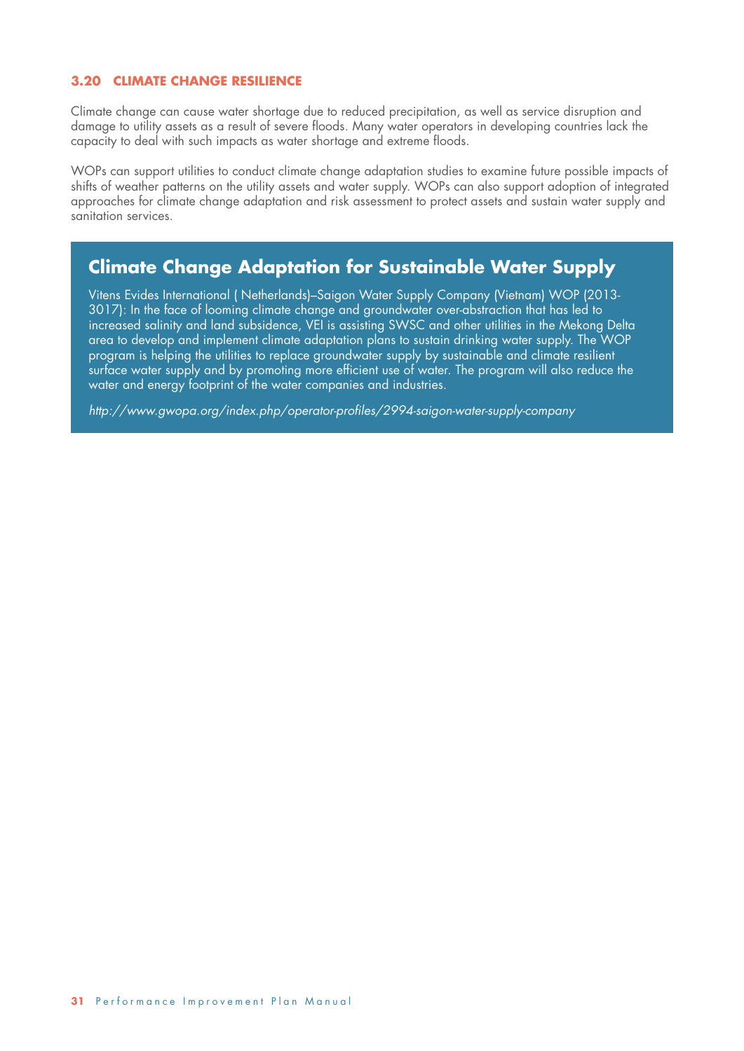### 3.20 CLIMATE CHANGE RESILIENCE

Climate change can cause water shortage due to reduced precipitation, as well as service disruption and damage to utility assets as a result of severe floods. Many water operators in developing countries lack the capacity to deal with such impacts as water shortage and extreme floods.

WOPs can support utilities to conduct climate change adaptation studies to examine future possible impacts of shifts of weather patterns on the utility assets and water supply. WOPs can also support adoption of integrated approaches for climate change adaptation and risk assessment to protect assets and sustain water supply and sanitation services.

## Climate Change Adaptation for Sustainable Water Supply

Vitens Evides International ( Netherlands)–Saigon Water Supply Company (Vietnam) WOP (2013-3017): In the face of looming climate change and groundwater over-abstraction that has led to increased salinity and land subsidence, VEI is assisting SWSC and other utilities in the Mekong Delta area to develop and implement climate adaptation plans to sustain drinking water supply. The WOP program is helping the utilities to replace groundwater supply by sustainable and climate resilient surface water supply and by promoting more efficient use of water. The program will also reduce the water and energy footprint of the water companies and industries.

*http://www.gwopa.org/index.php/operator-profiles/2994-saigon-water-supply-company*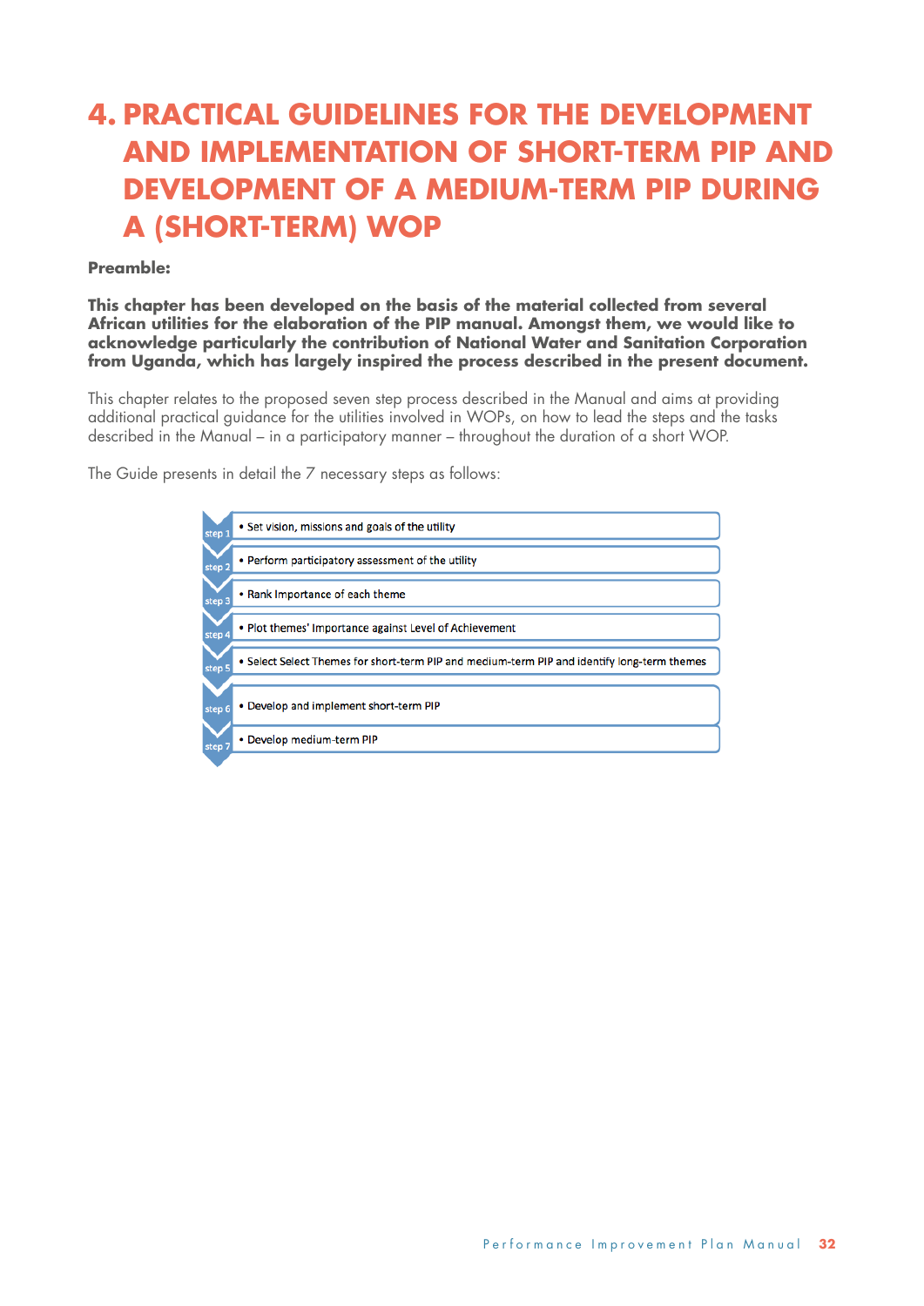# 4. PRACTICAL GUIDELINES FOR THE DEVELOPMENT AND IMPLEMENTATION OF SHORT-TERM PIP AND DEVELOPMENT OF A MEDIUM-TERM PIP DURING A (SHORT-TERM) WOP

**Preamble:**

**This chapter has been developed on the basis of the material collected from several African utilities for the elaboration of the PIP manual. Amongst them, we would like to acknowledge particularly the contribution of National Water and Sanitation Corporation from Uganda, which has largely inspired the process described in the present document.**

This chapter relates to the proposed seven step process described in the Manual and aims at providing additional practical guidance for the utilities involved in WOPs, on how to lead the steps and the tasks described in the Manual – in a participatory manner – throughout the duration of a short WOP.

The Guide presents in detail the 7 necessary steps as follows:

- step 1 • Set vision, missions and goals of the utility
- step 2 • Perform participatory assessment of the utility
- step 3 • Rank Importance of each theme
- step 4 • Plot themes' Importance against Level of Achievement
- step 5 • Select Select Themes for short-term PIP and medium-term PIP and identify long-term themes
- step 6 • Develop and implement short-term PIP
- step 7 • Develop medium-term PIP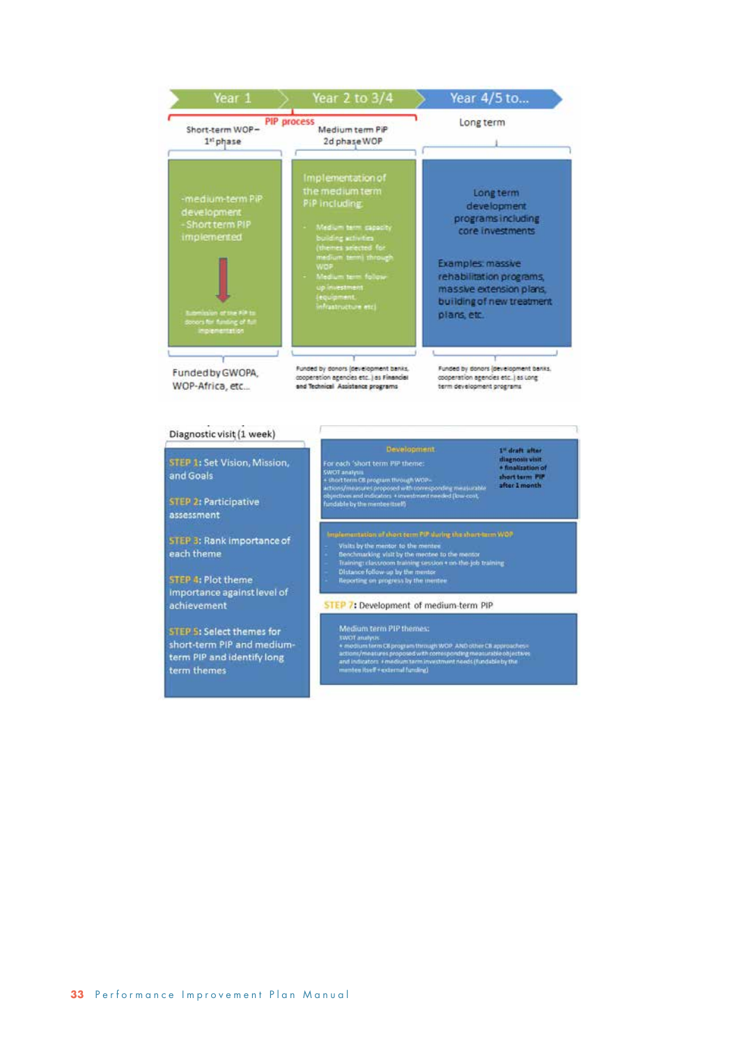Year 1 | Year 2 to 3/4 | Year 4/5 to...

**PIP process**

Short-term WOP – 1st phase

-medium-term PIP development
-Short term PIP implemented

Submission of the PIP to donors for funding of full implementation

Funded by GWOPA, WOP-Africa, etc...

Medium term PIP 2d phase WOP

Implementation of the medium term PIP including

- Medium term capacity building activities (themes selected for medium term) through WOP
- Medium term follow-up investment (equipment, infrastructure etc)

Funded by donors (development banks, cooperation agencies etc.) as **Financial and Technical Assistance programs**

Long term

Long term development programs including core investments

Examples: massive rehabilitation programs, massive extension plans, building of new treatment plans, etc.

Funded by donors (development banks, cooperation agencies etc.) as Long term development programs

Diagnostic visit (1 week)

**STEP 1:** Set Vision, Mission, and Goals

**STEP 2:** Participative assessment

**STEP 3:** Rank importance of each theme

**STEP 4:** Plot theme importance against level of achievement

**STEP 5:** Select themes for short-term PIP and medium-term PIP and identify long term themes

**Development**

For each 'short term PIP theme:
SWOT analysis
+ short term CB program through WOP= actions/measures proposed with corresponding measurable objectives and indicators + investment needed (low-cost, fundable by the mentee itself)

**1st draft after diagnosis visit + finalization of short term PIP after 1 month**

**Implementation of short term PIP during the short-term WOP**

- Visits by the mentor to the mentee
- Benchmarking visit by the mentee to the mentor
- Training: classroom training session + on-the-job training
- Distance follow-up by the mentor
- Reporting on progress by the mentee

**STEP 7:** Development of medium-term PIP

Medium term PIP themes:
SWOT analysis
+ medium term CB program through WOP AND other CB approaches= actions/measures proposed with corresponding measurable objectives and indicators + medium term investment needs (fundable by the mentee itself + external funding)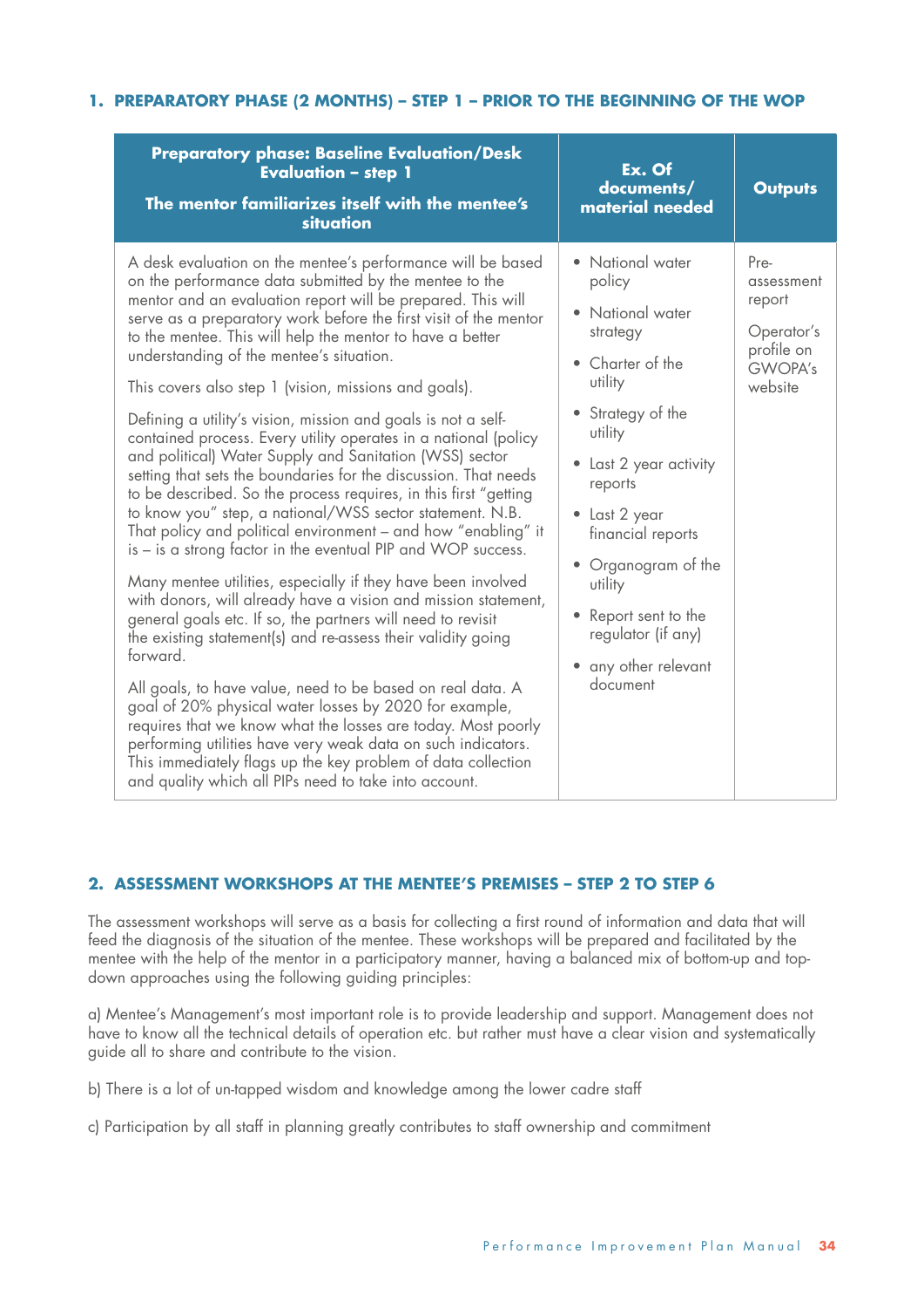## 1. PREPARATORY PHASE (2 MONTHS) – STEP 1 – PRIOR TO THE BEGINNING OF THE WOP

| Preparatory phase: Baseline Evaluation/Desk Evaluation – step 1<br><br>The mentor familiarizes itself with the mentee's situation | Ex. Of documents/ material needed | Outputs |
|---|---|---|
| A desk evaluation on the mentee's performance will be based on the performance data submitted by the mentee to the mentor and an evaluation report will be prepared. This will serve as a preparatory work before the first visit of the mentor to the mentee. This will help the mentor to have a better understanding of the mentee's situation.<br><br>This covers also step 1 (vision, missions and goals).<br><br>Defining a utility's vision, mission and goals is not a self-contained process. Every utility operates in a national (policy and political) Water Supply and Sanitation (WSS) sector setting that sets the boundaries for the discussion. That needs to be described. So the process requires, in this first "getting to know you" step, a national/WSS sector statement. N.B. That policy and political environment – and how "enabling" it is – is a strong factor in the eventual PIP and WOP success.<br><br>Many mentee utilities, especially if they have been involved with donors, will already have a vision and mission statement, general goals etc. If so, the partners will need to revisit the existing statement(s) and re-assess their validity going forward.<br><br>All goals, to have value, need to be based on real data. A goal of 20% physical water losses by 2020 for example, requires that we know what the losses are today. Most poorly performing utilities have very weak data on such indicators. This immediately flags up the key problem of data collection and quality which all PIPs need to take into account. | • National water policy<br>• National water strategy<br>• Charter of the utility<br>• Strategy of the utility<br>• Last 2 year activity reports<br>• Last 2 year financial reports<br>• Organogram of the utility<br>• Report sent to the regulator (if any)<br>• any other relevant document | Pre-assessment report<br><br>Operator's profile on GWOPA's website |

## 2. ASSESSMENT WORKSHOPS AT THE MENTEE'S PREMISES – STEP 2 TO STEP 6

The assessment workshops will serve as a basis for collecting a first round of information and data that will feed the diagnosis of the situation of the mentee. These workshops will be prepared and facilitated by the mentee with the help of the mentor in a participatory manner, having a balanced mix of bottom-up and top-down approaches using the following guiding principles:

a) Mentee's Management's most important role is to provide leadership and support. Management does not have to know all the technical details of operation etc. but rather must have a clear vision and systematically guide all to share and contribute to the vision.

b) There is a lot of un-tapped wisdom and knowledge among the lower cadre staff

c) Participation by all staff in planning greatly contributes to staff ownership and commitment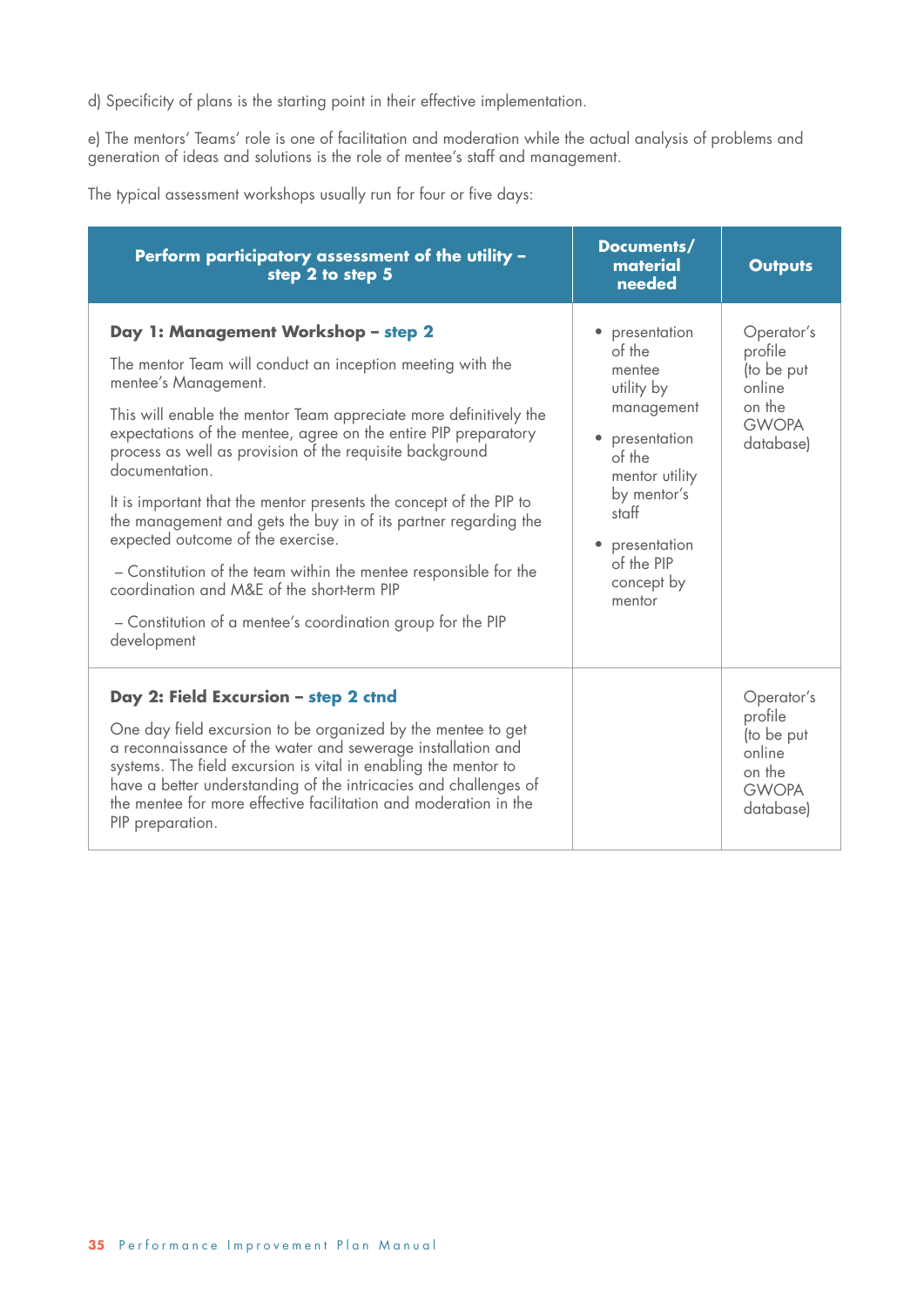d) Specificity of plans is the starting point in their effective implementation.

e) The mentors' Teams' role is one of facilitation and moderation while the actual analysis of problems and generation of ideas and solutions is the role of mentee's staff and management.

The typical assessment workshops usually run for four or five days:

| Perform participatory assessment of the utility – step 2 to step 5 | Documents/ material needed | Outputs |
|---|---|---|
| **Day 1: Management Workshop – step 2**<br><br>The mentor Team will conduct an inception meeting with the mentee's Management.<br><br>This will enable the mentor Team appreciate more definitively the expectations of the mentee, agree on the entire PIP preparatory process as well as provision of the requisite background documentation.<br><br>It is important that the mentor presents the concept of the PIP to the management and gets the buy in of its partner regarding the expected outcome of the exercise.<br><br>– Constitution of the team within the mentee responsible for the coordination and M&E of the short-term PIP<br><br>– Constitution of a mentee's coordination group for the PIP development | • presentation of the mentee utility by management<br>• presentation of the mentor utility by mentor's staff<br>• presentation of the PIP concept by mentor | Operator's profile (to be put online on the GWOPA database) |
| **Day 2: Field Excursion – step 2 ctnd**<br><br>One day field excursion to be organized by the mentee to get a reconnaissance of the water and sewerage installation and systems. The field excursion is vital in enabling the mentor to have a better understanding of the intricacies and challenges of the mentee for more effective facilitation and moderation in the PIP preparation. | | Operator's profile (to be put online on the GWOPA database) |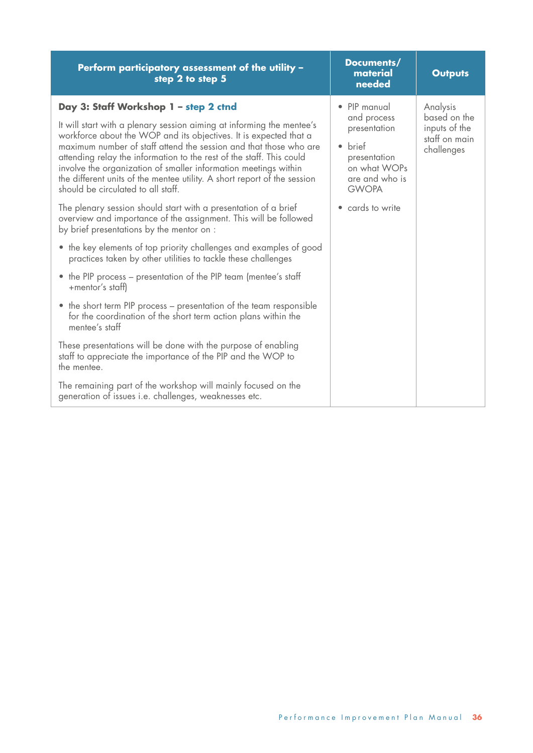| Perform participatory assessment of the utility – step 2 to step 5 | Documents/ material needed | Outputs |
|---|---|---|
| **Day 3: Staff Workshop 1 – step 2 ctnd**<br><br>It will start with a plenary session aiming at informing the mentee's workforce about the WOP and its objectives. It is expected that a maximum number of staff attend the session and that those who are attending relay the information to the rest of the staff. This could involve the organization of smaller information meetings within the different units of the mentee utility. A short report of the session should be circulated to all staff.<br><br>The plenary session should start with a presentation of a brief overview and importance of the assignment. This will be followed by brief presentations by the mentor on :<br><br>• the key elements of top priority challenges and examples of good practices taken by other utilities to tackle these challenges<br><br>• the PIP process – presentation of the PIP team (mentee's staff +mentor's staff)<br><br>• the short term PIP process – presentation of the team responsible for the coordination of the short term action plans within the mentee's staff<br><br>These presentations will be done with the purpose of enabling staff to appreciate the importance of the PIP and the WOP to the mentee.<br><br>The remaining part of the workshop will mainly focused on the generation of issues i.e. challenges, weaknesses etc. | • PIP manual and process presentation<br><br>• brief presentation on what WOPs are and who is GWOPA<br><br>• cards to write | Analysis based on the inputs of the staff on main challenges |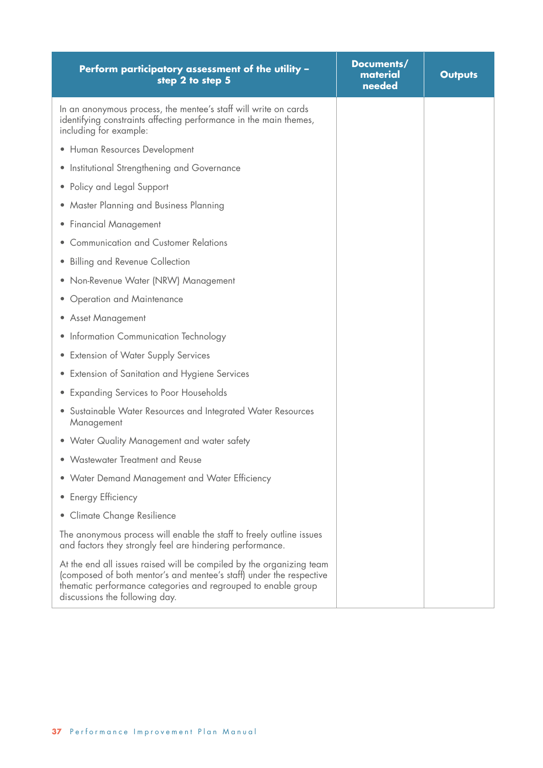| Perform participatory assessment of the utility – step 2 to step 5 | Documents/ material needed | Outputs |
|---|---|---|
| In an anonymous process, the mentee's staff will write on cards identifying constraints affecting performance in the main themes, including for example:<br><br>• Human Resources Development<br>• Institutional Strengthening and Governance<br>• Policy and Legal Support<br>• Master Planning and Business Planning<br>• Financial Management<br>• Communication and Customer Relations<br>• Billing and Revenue Collection<br>• Non-Revenue Water (NRW) Management<br>• Operation and Maintenance<br>• Asset Management<br>• Information Communication Technology<br>• Extension of Water Supply Services<br>• Extension of Sanitation and Hygiene Services<br>• Expanding Services to Poor Households<br>• Sustainable Water Resources and Integrated Water Resources Management<br>• Water Quality Management and water safety<br>• Wastewater Treatment and Reuse<br>• Water Demand Management and Water Efficiency<br>• Energy Efficiency<br>• Climate Change Resilience<br><br>The anonymous process will enable the staff to freely outline issues and factors they strongly feel are hindering performance.<br><br>At the end all issues raised will be compiled by the organizing team (composed of both mentor's and mentee's staff) under the respective thematic performance categories and regrouped to enable group discussions the following day. | | |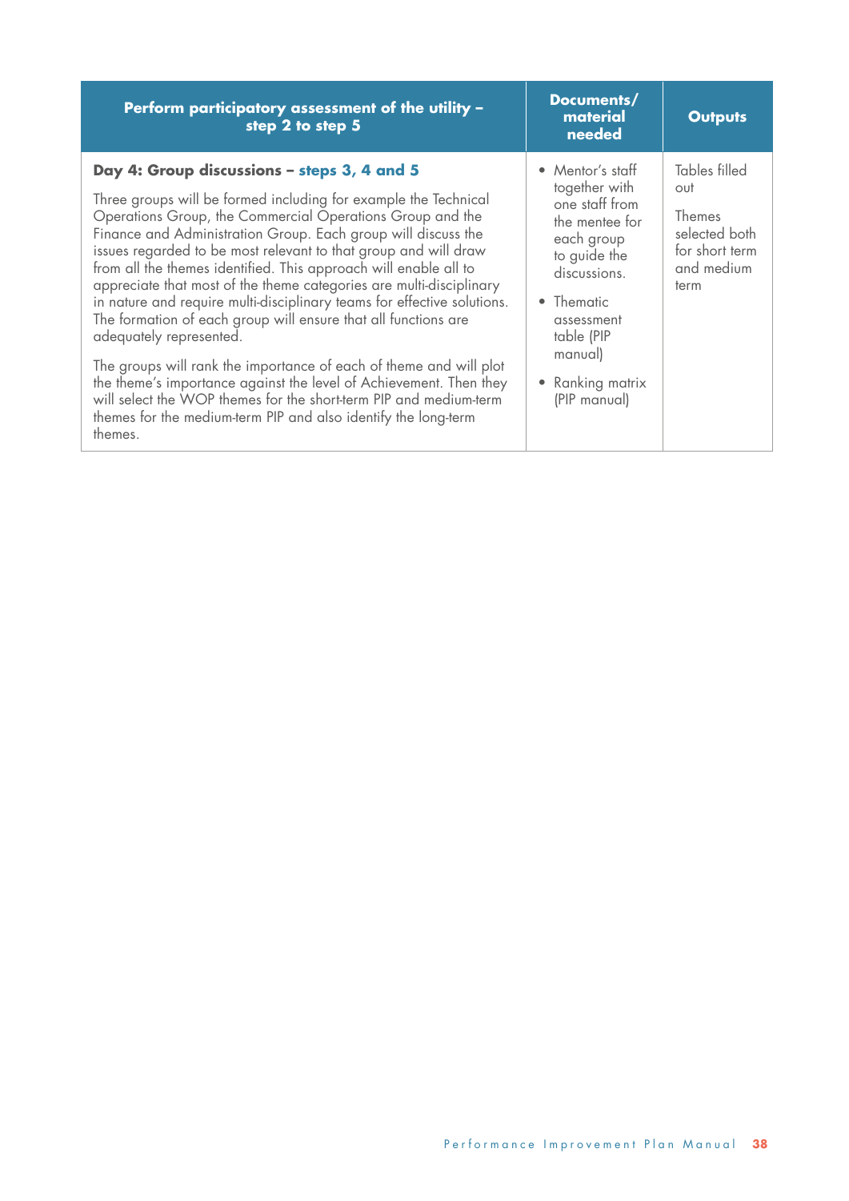| Perform participatory assessment of the utility – step 2 to step 5 | Documents/ material needed | Outputs |
|---|---|---|
| **Day 4: Group discussions – steps 3, 4 and 5**<br><br>Three groups will be formed including for example the Technical Operations Group, the Commercial Operations Group and the Finance and Administration Group. Each group will discuss the issues regarded to be most relevant to that group and will draw from all the themes identified. This approach will enable all to appreciate that most of the theme categories are multi-disciplinary in nature and require multi-disciplinary teams for effective solutions. The formation of each group will ensure that all functions are adequately represented.<br><br>The groups will rank the importance of each of theme and will plot the theme's importance against the level of Achievement. Then they will select the WOP themes for the short-term PIP and medium-term themes for the medium-term PIP and also identify the long-term themes. | • Mentor's staff together with one staff from the mentee for each group to guide the discussions.<br>• Thematic assessment table (PIP manual)<br>• Ranking matrix (PIP manual) | Tables filled out<br><br>Themes selected both for short term and medium term |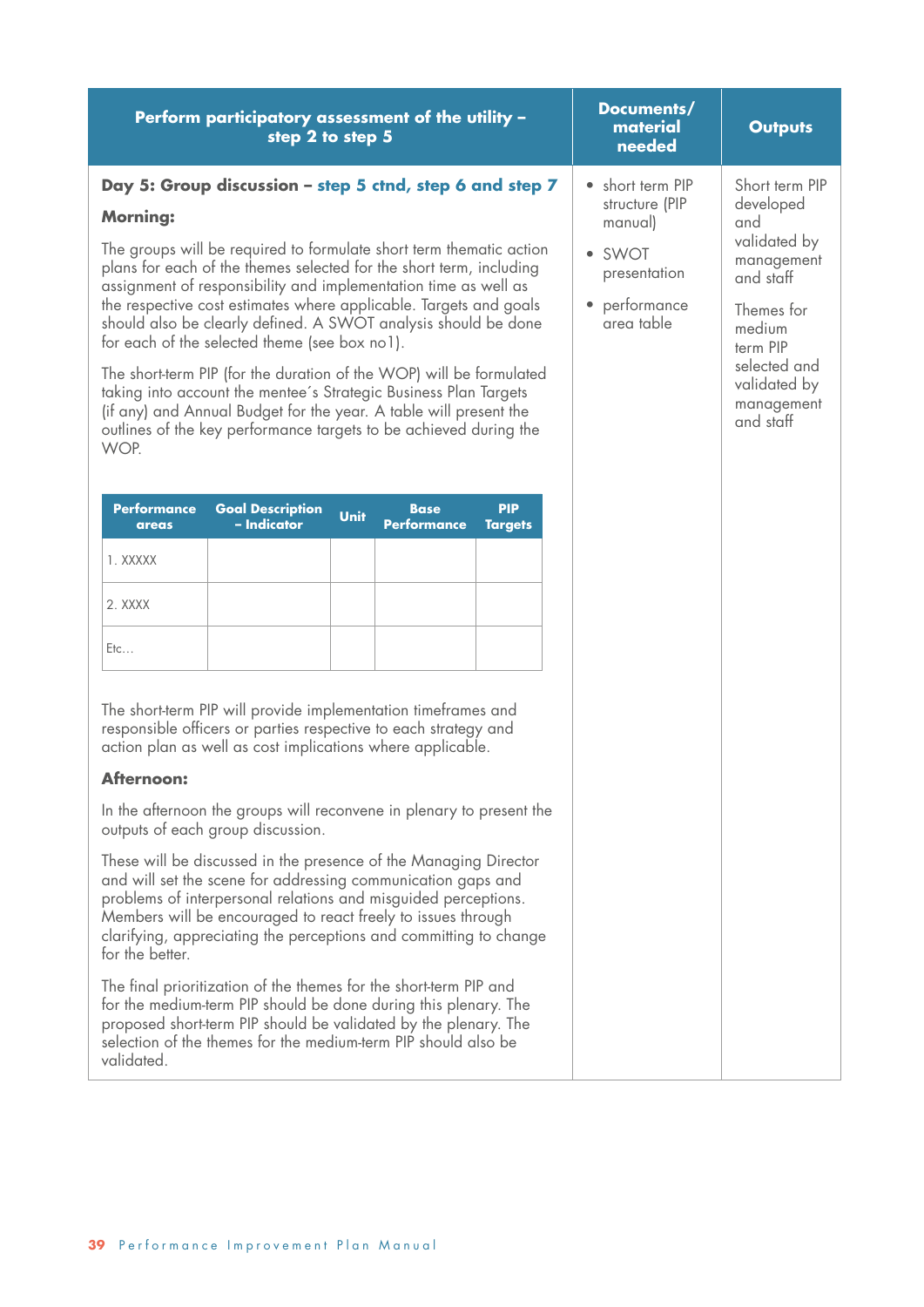| Perform participatory assessment of the utility – step 2 to step 5 | Documents/ material needed | Outputs |
|---|---|---|
| **Day 5: Group discussion – step 5 ctnd, step 6 and step 7**<br><br>**Morning:**<br><br>The groups will be required to formulate short term thematic action plans for each of the themes selected for the short term, including assignment of responsibility and implementation time as well as the respective cost estimates where applicable. Targets and goals should also be clearly defined. A SWOT analysis should be done for each of the selected theme (see box no1).<br><br>The short-term PIP (for the duration of the WOP) will be formulated taking into account the mentee´s Strategic Business Plan Targets (if any) and Annual Budget for the year. A table will present the outlines of the key performance targets to be achieved during the WOP.<br><br>(see table below)<br><br>The short-term PIP will provide implementation timeframes and responsible officers or parties respective to each strategy and action plan as well as cost implications where applicable.<br><br>**Afternoon:**<br><br>In the afternoon the groups will reconvene in plenary to present the outputs of each group discussion.<br><br>These will be discussed in the presence of the Managing Director and will set the scene for addressing communication gaps and problems of interpersonal relations and misguided perceptions. Members will be encouraged to react freely to issues through clarifying, appreciating the perceptions and committing to change for the better.<br><br>The final prioritization of the themes for the short-term PIP and for the medium-term PIP should be done during this plenary. The proposed short-term PIP should be validated by the plenary. The selection of the themes for the medium-term PIP should also be validated. | • short term PIP structure (PIP manual)<br>• SWOT presentation<br>• performance area table | Short term PIP developed and validated by management and staff<br><br>Themes for medium term PIP selected and validated by management and staff |

| Performance areas | Goal Description – Indicator | Unit | Base Performance | PIP Targets |
|---|---|---|---|---|
| 1. XXXXX | | | | |
| 2. XXXX | | | | |
| Etc… | | | | |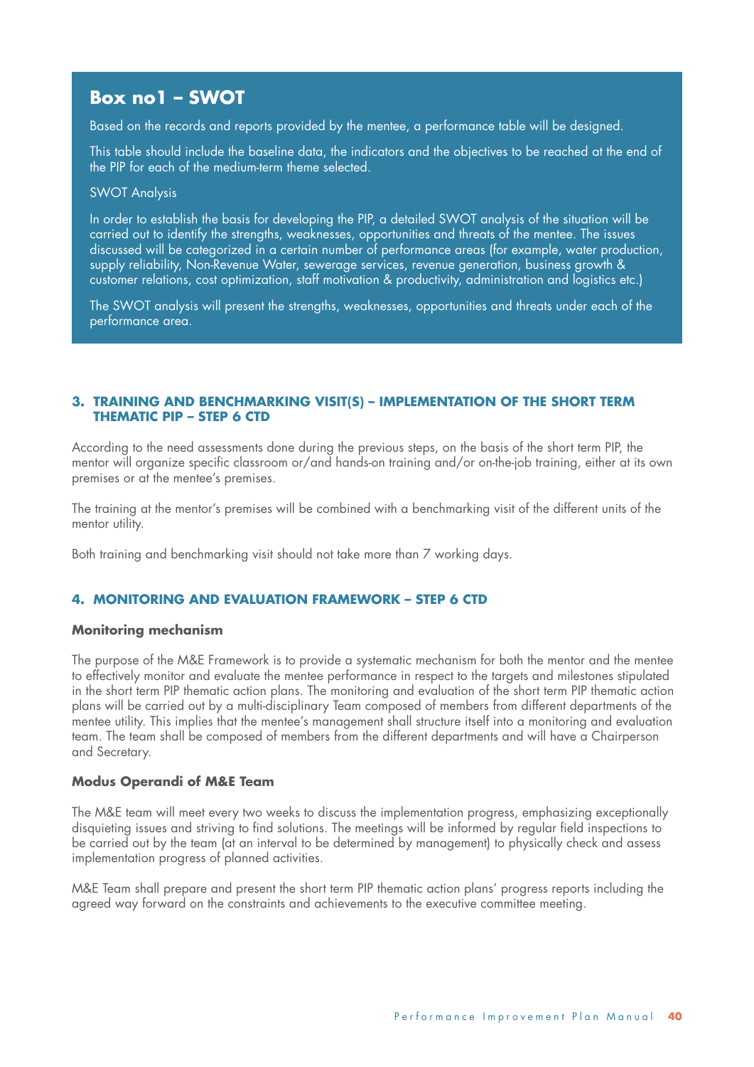## Box no1 – SWOT

Based on the records and reports provided by the mentee, a performance table will be designed.

This table should include the baseline data, the indicators and the objectives to be reached at the end of the PIP for each of the medium-term theme selected.

SWOT Analysis

In order to establish the basis for developing the PIP, a detailed SWOT analysis of the situation will be carried out to identify the strengths, weaknesses, opportunities and threats of the mentee. The issues discussed will be categorized in a certain number of performance areas (for example, water production, supply reliability, Non-Revenue Water, sewerage services, revenue generation, business growth & customer relations, cost optimization, staff motivation & productivity, administration and logistics etc.)

The SWOT analysis will present the strengths, weaknesses, opportunities and threats under each of the performance area.

## 3. TRAINING AND BENCHMARKING VISIT(S) – IMPLEMENTATION OF THE SHORT TERM THEMATIC PIP – STEP 6 CTD

According to the need assessments done during the previous steps, on the basis of the short term PIP, the mentor will organize specific classroom or/and hands-on training and/or on-the-job training, either at its own premises or at the mentee's premises.

The training at the mentor's premises will be combined with a benchmarking visit of the different units of the mentor utility.

Both training and benchmarking visit should not take more than 7 working days.

## 4. MONITORING AND EVALUATION FRAMEWORK – STEP 6 CTD

### Monitoring mechanism

The purpose of the M&E Framework is to provide a systematic mechanism for both the mentor and the mentee to effectively monitor and evaluate the mentee performance in respect to the targets and milestones stipulated in the short term PIP thematic action plans. The monitoring and evaluation of the short term PIP thematic action plans will be carried out by a multi-disciplinary Team composed of members from different departments of the mentee utility. This implies that the mentee's management shall structure itself into a monitoring and evaluation team. The team shall be composed of members from the different departments and will have a Chairperson and Secretary.

### Modus Operandi of M&E Team

The M&E team will meet every two weeks to discuss the implementation progress, emphasizing exceptionally disquieting issues and striving to find solutions. The meetings will be informed by regular field inspections to be carried out by the team (at an interval to be determined by management) to physically check and assess implementation progress of planned activities.

M&E Team shall prepare and present the short term PIP thematic action plans' progress reports including the agreed way forward on the constraints and achievements to the executive committee meeting.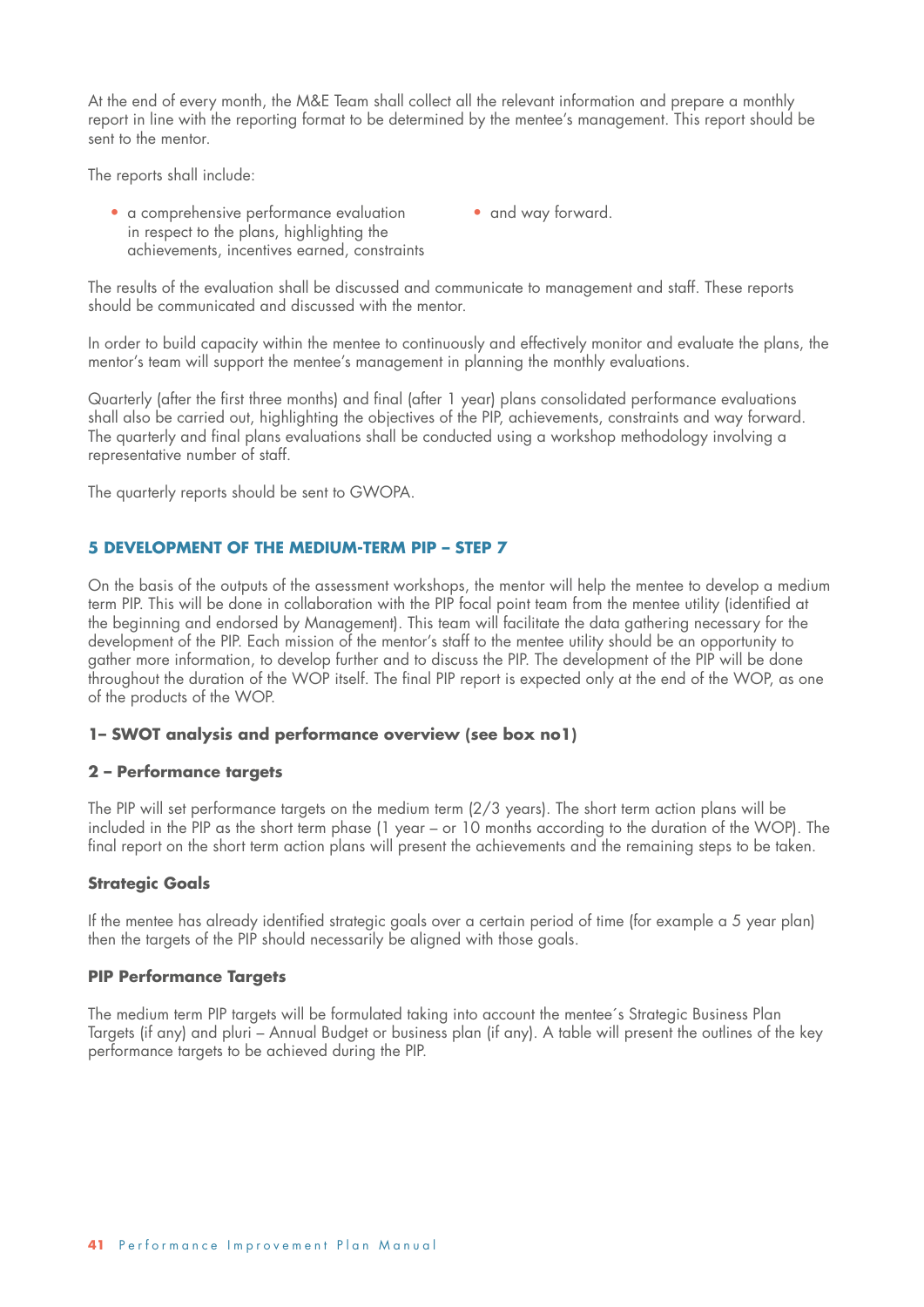At the end of every month, the M&E Team shall collect all the relevant information and prepare a monthly report in line with the reporting format to be determined by the mentee's management. This report should be sent to the mentor.

The reports shall include:

- a comprehensive performance evaluation in respect to the plans, highlighting the achievements, incentives earned, constraints
- and way forward.

The results of the evaluation shall be discussed and communicate to management and staff. These reports should be communicated and discussed with the mentor.

In order to build capacity within the mentee to continuously and effectively monitor and evaluate the plans, the mentor's team will support the mentee's management in planning the monthly evaluations.

Quarterly (after the first three months) and final (after 1 year) plans consolidated performance evaluations shall also be carried out, highlighting the objectives of the PIP, achievements, constraints and way forward. The quarterly and final plans evaluations shall be conducted using a workshop methodology involving a representative number of staff.

The quarterly reports should be sent to GWOPA.

## 5 DEVELOPMENT OF THE MEDIUM-TERM PIP – STEP 7

On the basis of the outputs of the assessment workshops, the mentor will help the mentee to develop a medium term PIP. This will be done in collaboration with the PIP focal point team from the mentee utility (identified at the beginning and endorsed by Management). This team will facilitate the data gathering necessary for the development of the PIP. Each mission of the mentor's staff to the mentee utility should be an opportunity to gather more information, to develop further and to discuss the PIP. The development of the PIP will be done throughout the duration of the WOP itself. The final PIP report is expected only at the end of the WOP, as one of the products of the WOP.

### 1– SWOT analysis and performance overview (see box no1)

### 2 – Performance targets

The PIP will set performance targets on the medium term (2/3 years). The short term action plans will be included in the PIP as the short term phase (1 year – or 10 months according to the duration of the WOP). The final report on the short term action plans will present the achievements and the remaining steps to be taken.

#### Strategic Goals

If the mentee has already identified strategic goals over a certain period of time (for example a 5 year plan) then the targets of the PIP should necessarily be aligned with those goals.

#### PIP Performance Targets

The medium term PIP targets will be formulated taking into account the mentee´s Strategic Business Plan Targets (if any) and pluri – Annual Budget or business plan (if any). A table will present the outlines of the key performance targets to be achieved during the PIP.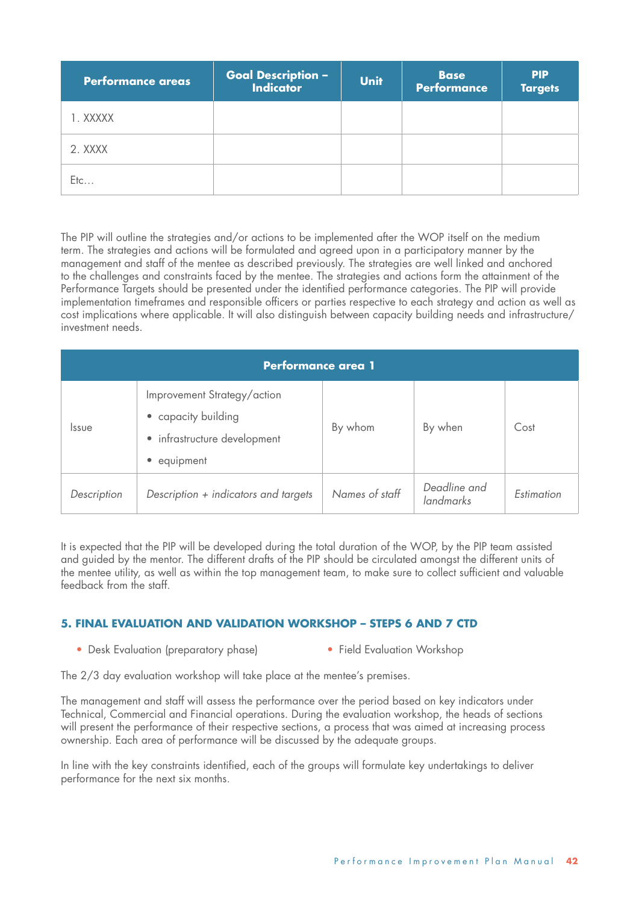| Performance areas | Goal Description – Indicator | Unit | Base Performance | PIP Targets |
|---|---|---|---|---|
| 1. XXXXX | | | | |
| 2. XXXX | | | | |
| Etc… | | | | |

The PIP will outline the strategies and/or actions to be implemented after the WOP itself on the medium term. The strategies and actions will be formulated and agreed upon in a participatory manner by the management and staff of the mentee as described previously. The strategies are well linked and anchored to the challenges and constraints faced by the mentee. The strategies and actions form the attainment of the Performance Targets should be presented under the identified performance categories. The PIP will provide implementation timeframes and responsible officers or parties respective to each strategy and action as well as cost implications where applicable. It will also distinguish between capacity building needs and infrastructure/ investment needs.

| Performance area 1 | | | | |
|---|---|---|---|---|
| Issue | Improvement Strategy/action<br>• capacity building<br>• infrastructure development<br>• equipment | By whom | By when | Cost |
| *Description* | *Description + indicators and targets* | *Names of staff* | *Deadline and landmarks* | *Estimation* |

It is expected that the PIP will be developed during the total duration of the WOP, by the PIP team assisted and guided by the mentor. The different drafts of the PIP should be circulated amongst the different units of the mentee utility, as well as within the top management team, to make sure to collect sufficient and valuable feedback from the staff.

### 5. FINAL EVALUATION AND VALIDATION WORKSHOP – STEPS 6 AND 7 CTD

- Desk Evaluation (preparatory phase)
- Field Evaluation Workshop

The 2/3 day evaluation workshop will take place at the mentee's premises.

The management and staff will assess the performance over the period based on key indicators under Technical, Commercial and Financial operations. During the evaluation workshop, the heads of sections will present the performance of their respective sections, a process that was aimed at increasing process ownership. Each area of performance will be discussed by the adequate groups.

In line with the key constraints identified, each of the groups will formulate key undertakings to deliver performance for the next six months.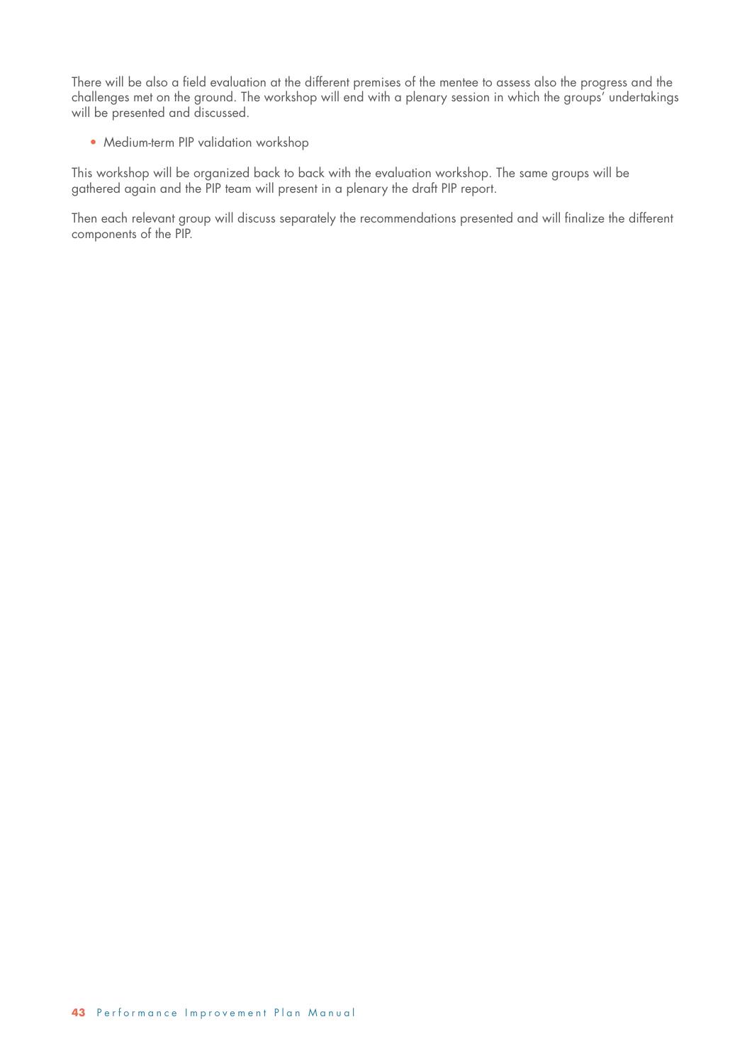There will be also a field evaluation at the different premises of the mentee to assess also the progress and the challenges met on the ground. The workshop will end with a plenary session in which the groups' undertakings will be presented and discussed.

- Medium-term PIP validation workshop

This workshop will be organized back to back with the evaluation workshop. The same groups will be gathered again and the PIP team will present in a plenary the draft PIP report.

Then each relevant group will discuss separately the recommendations presented and will finalize the different components of the PIP.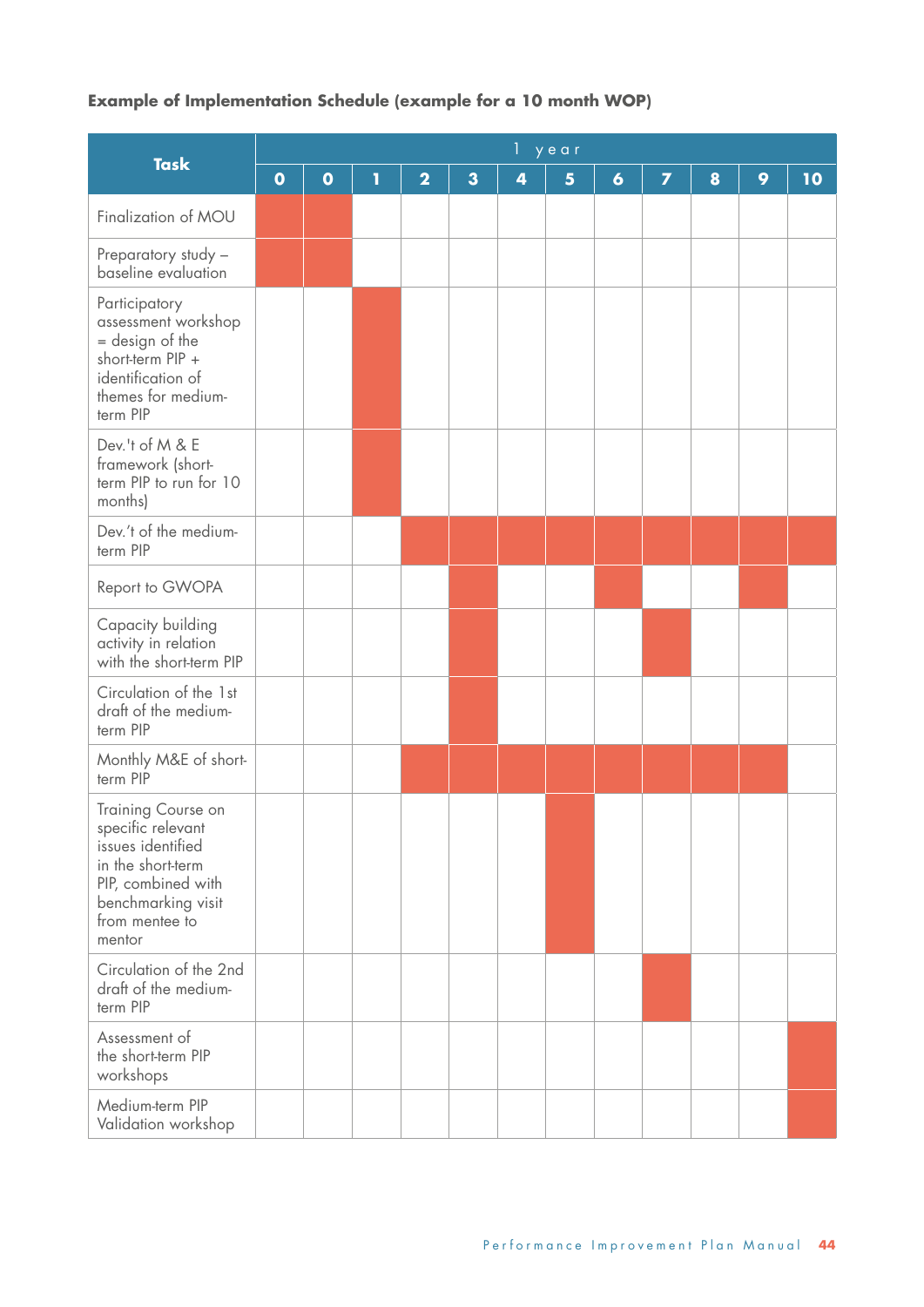**Example of Implementation Schedule (example for a 10 month WOP)**

| Task | 1 year | | | | | | | | | | |
|---|---|---|---|---|---|---|---|---|---|---|---|
| | 0 | 0 | 1 | 2 | 3 | 4 | 5 | 6 | 7 | 8 | 9 | 10 |
| Finalization of MOU | ■ | ■ | | | | | | | | | | |
| Preparatory study – baseline evaluation | ■ | ■ | | | | | | | | | | |
| Participatory assessment workshop = design of the short-term PIP + identification of themes for medium-term PIP | | | ■ | | | | | | | | | |
| Dev.'t of M & E framework (short-term PIP to run for 10 months) | | | ■ | | | | | | | | | |
| Dev.'t of the medium-term PIP | | | | ■ | ■ | ■ | ■ | ■ | ■ | ■ | ■ | ■ |
| Report to GWOPA | | | | | ■ | | | ■ | | | ■ | |
| Capacity building activity in relation with the short-term PIP | | | | | ■ | | | | ■ | | | |
| Circulation of the 1st draft of the medium-term PIP | | | | | ■ | | | | | | | |
| Monthly M&E of short-term PIP | | | | ■ | ■ | ■ | ■ | ■ | ■ | ■ | ■ | |
| Training Course on specific relevant issues identified in the short-term PIP, combined with benchmarking visit from mentee to mentor | | | | | | | ■ | | | | | |
| Circulation of the 2nd draft of the medium-term PIP | | | | | | | | | ■ | | | |
| Assessment of the short-term PIP workshops | | | | | | | | | | | | ■ |
| Medium-term PIP Validation workshop | | | | | | | | | | | | ■ |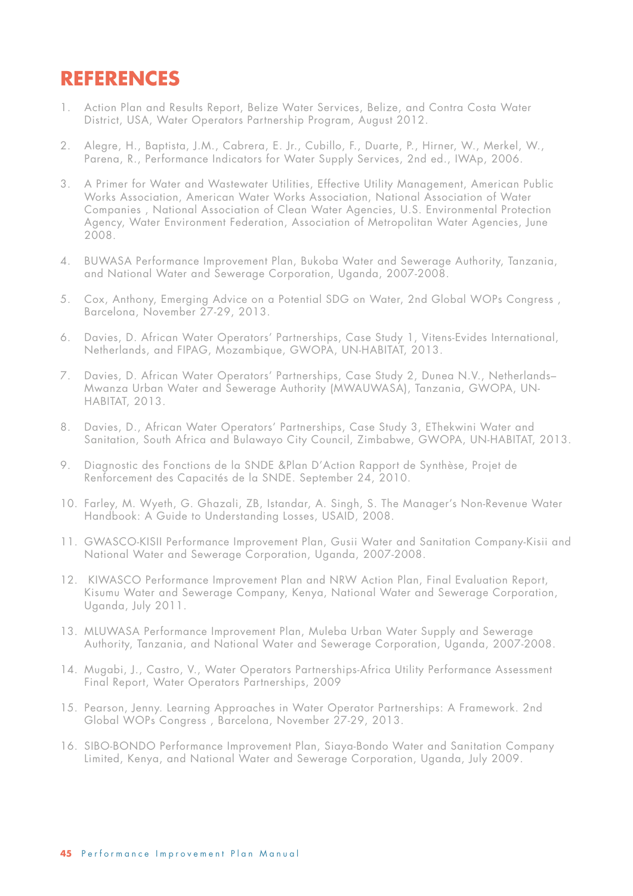# REFERENCES

1. Action Plan and Results Report, Belize Water Services, Belize, and Contra Costa Water District, USA, Water Operators Partnership Program, August 2012.

2. Alegre, H., Baptista, J.M., Cabrera, E. Jr., Cubillo, F., Duarte, P., Hirner, W., Merkel, W., Parena, R., Performance Indicators for Water Supply Services, 2nd ed., IWAp, 2006.

3. A Primer for Water and Wastewater Utilities, Effective Utility Management, American Public Works Association, American Water Works Association, National Association of Water Companies , National Association of Clean Water Agencies, U.S. Environmental Protection Agency, Water Environment Federation, Association of Metropolitan Water Agencies, June 2008.

4. BUWASA Performance Improvement Plan, Bukoba Water and Sewerage Authority, Tanzania, and National Water and Sewerage Corporation, Uganda, 2007-2008.

5. Cox, Anthony, Emerging Advice on a Potential SDG on Water, 2nd Global WOPs Congress , Barcelona, November 27-29, 2013.

6. Davies, D. African Water Operators' Partnerships, Case Study 1, Vitens-Evides International, Netherlands, and FIPAG, Mozambique, GWOPA, UN-HABITAT, 2013.

7. Davies, D. African Water Operators' Partnerships, Case Study 2, Dunea N.V., Netherlands–Mwanza Urban Water and Sewerage Authority (MWAUWASA), Tanzania, GWOPA, UN-HABITAT, 2013.

8. Davies, D., African Water Operators' Partnerships, Case Study 3, EThekwini Water and Sanitation, South Africa and Bulawayo City Council, Zimbabwe, GWOPA, UN-HABITAT, 2013.

9. Diagnostic des Fonctions de la SNDE &Plan D'Action Rapport de Synthèse, Projet de Renforcement des Capacités de la SNDE. September 24, 2010.

10. Farley, M. Wyeth, G. Ghazali, ZB, Istandar, A. Singh, S. The Manager's Non-Revenue Water Handbook: A Guide to Understanding Losses, USAID, 2008.

11. GWASCO-KISII Performance Improvement Plan, Gusii Water and Sanitation Company-Kisii and National Water and Sewerage Corporation, Uganda, 2007-2008.

12. KIWASCO Performance Improvement Plan and NRW Action Plan, Final Evaluation Report, Kisumu Water and Sewerage Company, Kenya, National Water and Sewerage Corporation, Uganda, July 2011.

13. MLUWASA Performance Improvement Plan, Muleba Urban Water Supply and Sewerage Authority, Tanzania, and National Water and Sewerage Corporation, Uganda, 2007-2008.

14. Mugabi, J., Castro, V., Water Operators Partnerships-Africa Utility Performance Assessment Final Report, Water Operators Partnerships, 2009

15. Pearson, Jenny. Learning Approaches in Water Operator Partnerships: A Framework. 2nd Global WOPs Congress , Barcelona, November 27-29, 2013.

16. SIBO-BONDO Performance Improvement Plan, Siaya-Bondo Water and Sanitation Company Limited, Kenya, and National Water and Sewerage Corporation, Uganda, July 2009.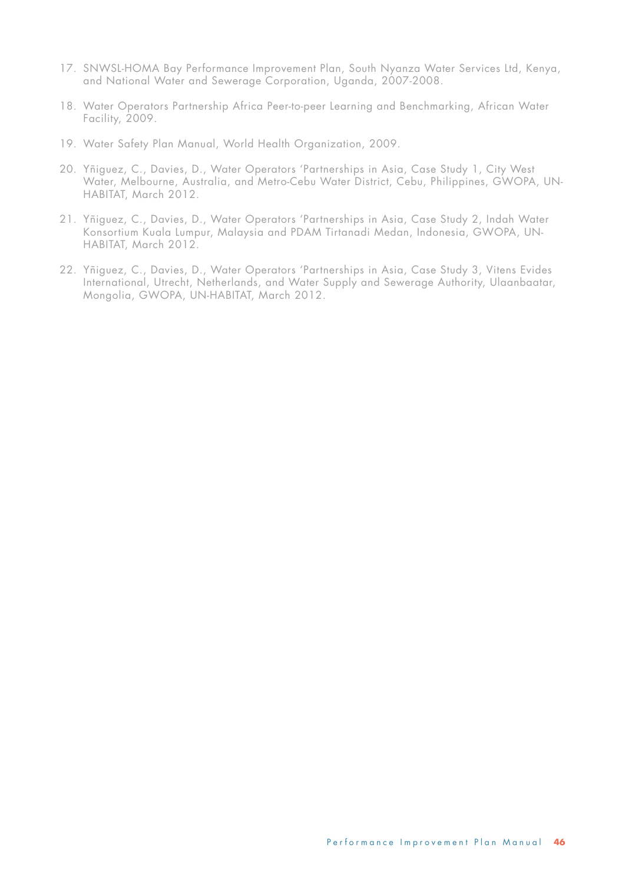17. SNWSL-HOMA Bay Performance Improvement Plan, South Nyanza Water Services Ltd, Kenya, and National Water and Sewerage Corporation, Uganda, 2007-2008.

18. Water Operators Partnership Africa Peer-to-peer Learning and Benchmarking, African Water Facility, 2009.

19. Water Safety Plan Manual, World Health Organization, 2009.

20. Yñiguez, C., Davies, D., Water Operators 'Partnerships in Asia, Case Study 1, City West Water, Melbourne, Australia, and Metro-Cebu Water District, Cebu, Philippines, GWOPA, UN-HABITAT, March 2012.

21. Yñiguez, C., Davies, D., Water Operators 'Partnerships in Asia, Case Study 2, Indah Water Konsortium Kuala Lumpur, Malaysia and PDAM Tirtanadi Medan, Indonesia, GWOPA, UN-HABITAT, March 2012.

22. Yñiguez, C., Davies, D., Water Operators 'Partnerships in Asia, Case Study 3, Vitens Evides International, Utrecht, Netherlands, and Water Supply and Sewerage Authority, Ulaanbaatar, Mongolia, GWOPA, UN-HABITAT, March 2012.